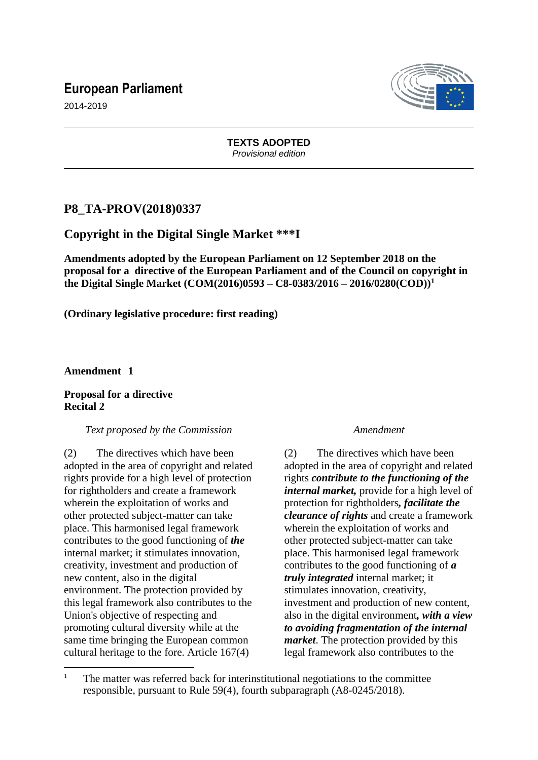# European Parliament

2014-2019

**TEXTS ADOPTED**
*Provisional edition*

## P8_TA-PROV(2018)0337

## Copyright in the Digital Single Market ***I

**Amendments adopted by the European Parliament on 12 September 2018 on the proposal for a directive of the European Parliament and of the Council on copyright in the Digital Single Market (COM(2016)0593 – C8-0383/2016 – 2016/0280(COD))[1]**

**(Ordinary legislative procedure: first reading)**

**Amendment 1**

**Proposal for a directive**
**Recital 2**

| *Text proposed by the Commission* | *Amendment* |
| --- | --- |
| (2) The directives which have been adopted in the area of copyright and related rights provide for a high level of protection for rightholders and create a framework wherein the exploitation of works and other protected subject-matter can take place. This harmonised legal framework contributes to the good functioning of ***the*** internal market; it stimulates innovation, creativity, investment and production of new content, also in the digital environment. The protection provided by this legal framework also contributes to the Union's objective of respecting and promoting cultural diversity while at the same time bringing the European common cultural heritage to the fore. Article 167(4) | (2) The directives which have been adopted in the area of copyright and related rights ***contribute to the functioning of the internal market,*** provide for a high level of protection for rightholders***, facilitate the clearance of rights*** and create a framework wherein the exploitation of works and other protected subject-matter can take place. This harmonised legal framework contributes to the good functioning of ***a truly integrated*** internal market; it stimulates innovation, creativity, investment and production of new content, also in the digital environment***, with a view to avoiding fragmentation of the internal market***. The protection provided by this legal framework also contributes to the |

[1] The matter was referred back for interinstitutional negotiations to the committee responsible, pursuant to Rule 59(4), fourth subparagraph (A8-0245/2018).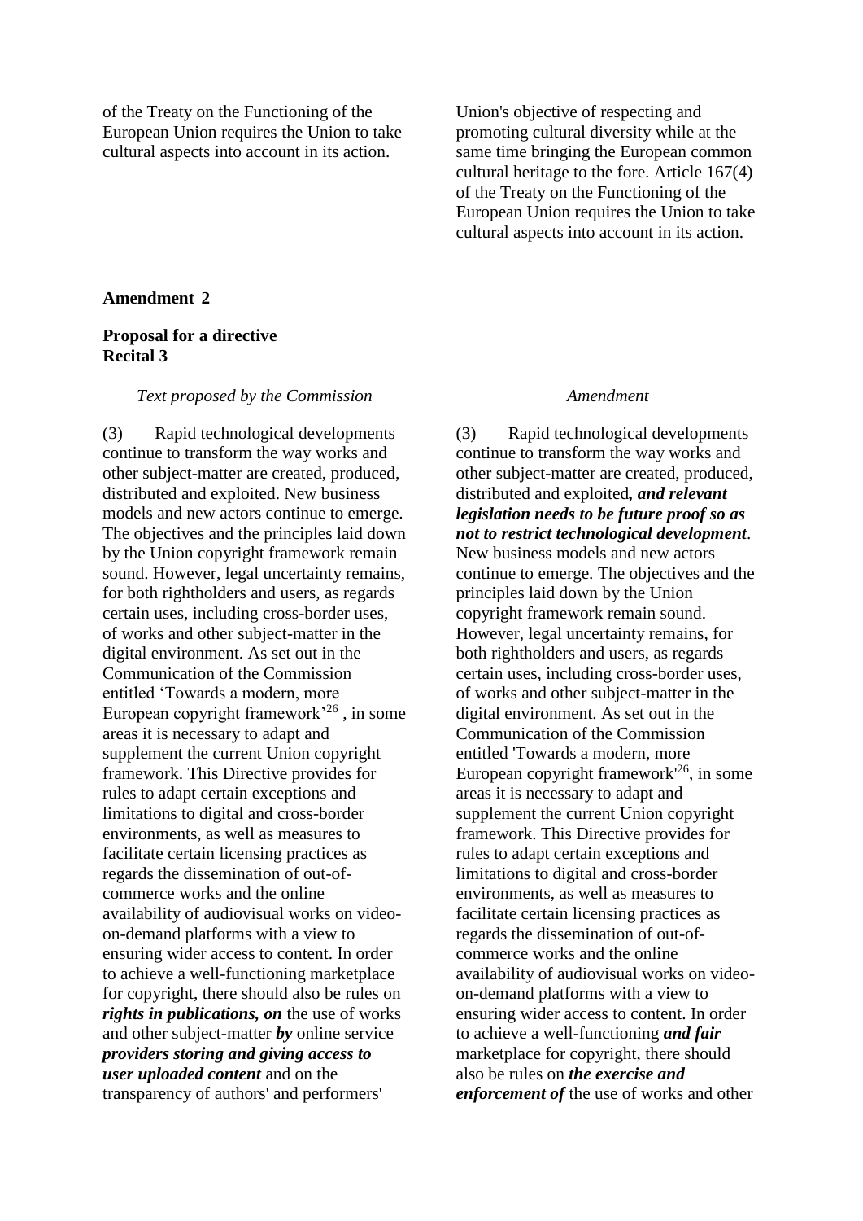| | |
|---|---|
| of the Treaty on the Functioning of the European Union requires the Union to take cultural aspects into account in its action. | Union's objective of respecting and promoting cultural diversity while at the same time bringing the European common cultural heritage to the fore. Article 167(4) of the Treaty on the Functioning of the European Union requires the Union to take cultural aspects into account in its action. |

**Amendment 2**

**Proposal for a directive**
**Recital 3**

| *Text proposed by the Commission* | *Amendment* |
|---|---|
| (3) Rapid technological developments continue to transform the way works and other subject-matter are created, produced, distributed and exploited. New business models and new actors continue to emerge. The objectives and the principles laid down by the Union copyright framework remain sound. However, legal uncertainty remains, for both rightholders and users, as regards certain uses, including cross-border uses, of works and other subject-matter in the digital environment. As set out in the Communication of the Commission entitled 'Towards a modern, more European copyright framework'[26] , in some areas it is necessary to adapt and supplement the current Union copyright framework. This Directive provides for rules to adapt certain exceptions and limitations to digital and cross-border environments, as well as measures to facilitate certain licensing practices as regards the dissemination of out-of-commerce works and the online availability of audiovisual works on video-on-demand platforms with a view to ensuring wider access to content. In order to achieve a well-functioning marketplace for copyright, there should also be rules on ***rights in publications, on*** the use of works and other subject-matter ***by*** online service ***providers storing and giving access to user uploaded content*** and on the transparency of authors' and performers' | (3) Rapid technological developments continue to transform the way works and other subject-matter are created, produced, distributed and exploited***, and relevant legislation needs to be future proof so as not to restrict technological development***. New business models and new actors continue to emerge. The objectives and the principles laid down by the Union copyright framework remain sound. However, legal uncertainty remains, for both rightholders and users, as regards certain uses, including cross-border uses, of works and other subject-matter in the digital environment. As set out in the Communication of the Commission entitled 'Towards a modern, more European copyright framework'[26], in some areas it is necessary to adapt and supplement the current Union copyright framework. This Directive provides for rules to adapt certain exceptions and limitations to digital and cross-border environments, as well as measures to facilitate certain licensing practices as regards the dissemination of out-of-commerce works and the online availability of audiovisual works on video-on-demand platforms with a view to ensuring wider access to content. In order to achieve a well-functioning ***and fair*** marketplace for copyright, there should also be rules on ***the exercise and enforcement of*** the use of works and other |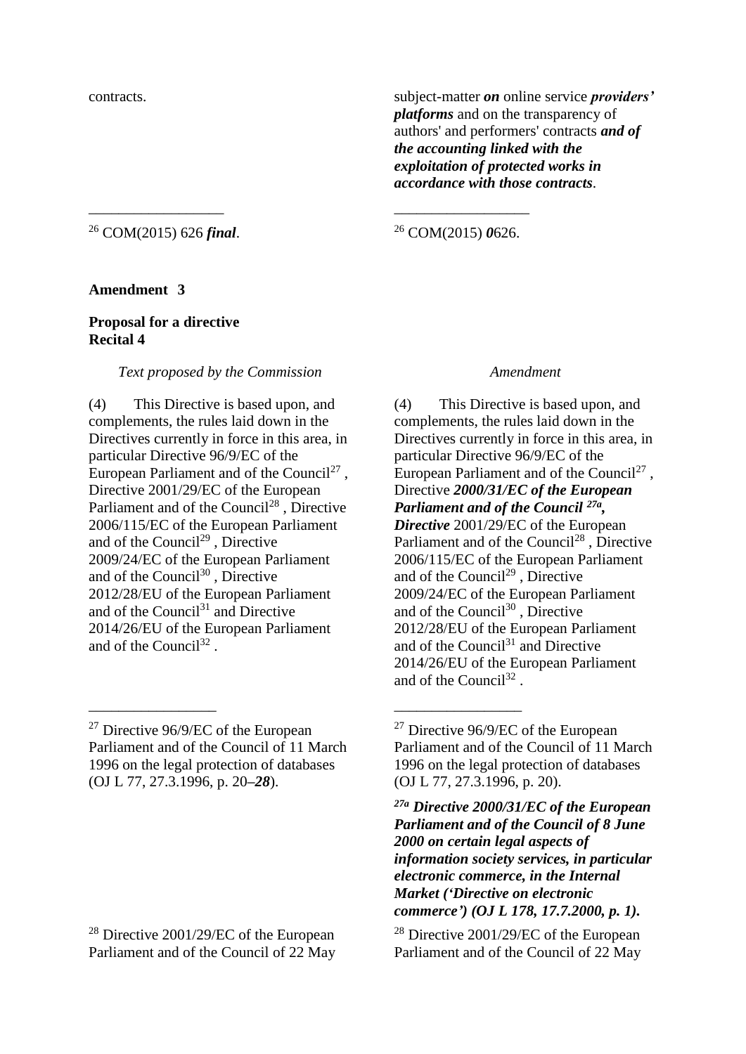| | |
|---|---|
| contracts. | subject-matter ***on*** online service ***providers' platforms*** and on the transparency of authors' and performers' contracts ***and of the accounting linked with the exploitation of protected works in accordance with those contracts***. |
| __________________ | __________________ |
| [26] COM(2015) 626 ***final***. | [26] COM(2015) ***0***626. |

**Amendment 3**

**Proposal for a directive**
**Recital 4**

| *Text proposed by the Commission* | *Amendment* |
|---|---|
| (4) This Directive is based upon, and complements, the rules laid down in the Directives currently in force in this area, in particular Directive 96/9/EC of the European Parliament and of the Council[27] , Directive 2001/29/EC of the European Parliament and of the Council[28] , Directive 2006/115/EC of the European Parliament and of the Council[29] , Directive 2009/24/EC of the European Parliament and of the Council[30] , Directive 2012/28/EU of the European Parliament and of the Council[31] and Directive 2014/26/EU of the European Parliament and of the Council[32] . | (4) This Directive is based upon, and complements, the rules laid down in the Directives currently in force in this area, in particular Directive 96/9/EC of the European Parliament and of the Council[27] , Directive ***2000/31/EC of the European Parliament and of the Council [27a], Directive*** 2001/29/EC of the European Parliament and of the Council[28] , Directive 2006/115/EC of the European Parliament and of the Council[29] , Directive 2009/24/EC of the European Parliament and of the Council[30] , Directive 2012/28/EU of the European Parliament and of the Council[31] and Directive 2014/26/EU of the European Parliament and of the Council[32] . |
| _________________ | _________________ |
| [27] Directive 96/9/EC of the European Parliament and of the Council of 11 March 1996 on the legal protection of databases (OJ L 77, 27.3.1996, p. 20***–28***). | [27] Directive 96/9/EC of the European Parliament and of the Council of 11 March 1996 on the legal protection of databases (OJ L 77, 27.3.1996, p. 20). |
| | ***[27a] Directive 2000/31/EC of the European Parliament and of the Council of 8 June 2000 on certain legal aspects of information society services, in particular electronic commerce, in the Internal Market ('Directive on electronic commerce') (OJ L 178, 17.7.2000, p. 1).*** |
| [28] Directive 2001/29/EC of the European Parliament and of the Council of 22 May | [28] Directive 2001/29/EC of the European Parliament and of the Council of 22 May |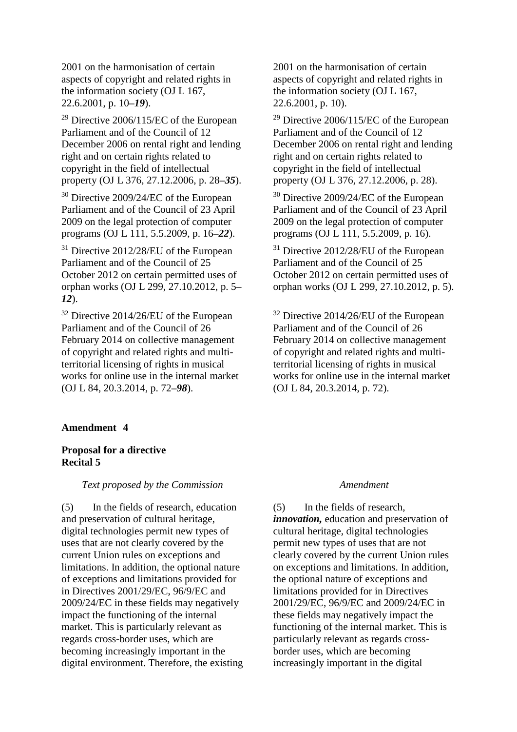| | |
|---|---|
| 2001 on the harmonisation of certain aspects of copyright and related rights in the information society (OJ L 167, 22.6.2001, p. 10–***19***). | 2001 on the harmonisation of certain aspects of copyright and related rights in the information society (OJ L 167, 22.6.2001, p. 10). |
| [29] Directive 2006/115/EC of the European Parliament and of the Council of 12 December 2006 on rental right and lending right and on certain rights related to copyright in the field of intellectual property (OJ L 376, 27.12.2006, p. 28–***35***). | [29] Directive 2006/115/EC of the European Parliament and of the Council of 12 December 2006 on rental right and lending right and on certain rights related to copyright in the field of intellectual property (OJ L 376, 27.12.2006, p. 28). |
| [30] Directive 2009/24/EC of the European Parliament and of the Council of 23 April 2009 on the legal protection of computer programs (OJ L 111, 5.5.2009, p. 16–***22***). | [30] Directive 2009/24/EC of the European Parliament and of the Council of 23 April 2009 on the legal protection of computer programs (OJ L 111, 5.5.2009, p. 16). |
| [31] Directive 2012/28/EU of the European Parliament and of the Council of 25 October 2012 on certain permitted uses of orphan works (OJ L 299, 27.10.2012, p. 5–***12***). | [31] Directive 2012/28/EU of the European Parliament and of the Council of 25 October 2012 on certain permitted uses of orphan works (OJ L 299, 27.10.2012, p. 5). |
| [32] Directive 2014/26/EU of the European Parliament and of the Council of 26 February 2014 on collective management of copyright and related rights and multi-territorial licensing of rights in musical works for online use in the internal market (OJ L 84, 20.3.2014, p. 72–***98***). | [32] Directive 2014/26/EU of the European Parliament and of the Council of 26 February 2014 on collective management of copyright and related rights and multi-territorial licensing of rights in musical works for online use in the internal market (OJ L 84, 20.3.2014, p. 72). |

**Amendment 4**

**Proposal for a directive**
**Recital 5**

| *Text proposed by the Commission* | *Amendment* |
|---|---|
| (5) In the fields of research, education and preservation of cultural heritage, digital technologies permit new types of uses that are not clearly covered by the current Union rules on exceptions and limitations. In addition, the optional nature of exceptions and limitations provided for in Directives 2001/29/EC, 96/9/EC and 2009/24/EC in these fields may negatively impact the functioning of the internal market. This is particularly relevant as regards cross-border uses, which are becoming increasingly important in the digital environment. Therefore, the existing | (5) In the fields of research, ***innovation,*** education and preservation of cultural heritage, digital technologies permit new types of uses that are not clearly covered by the current Union rules on exceptions and limitations. In addition, the optional nature of exceptions and limitations provided for in Directives 2001/29/EC, 96/9/EC and 2009/24/EC in these fields may negatively impact the functioning of the internal market. This is particularly relevant as regards cross-border uses, which are becoming increasingly important in the digital |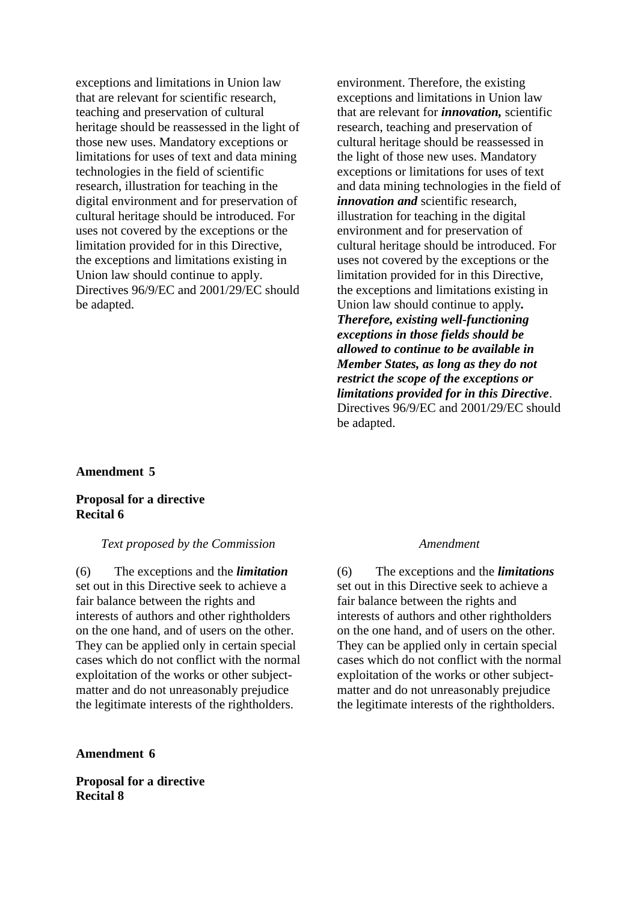| | |
|---|---|
| exceptions and limitations in Union law that are relevant for scientific research, teaching and preservation of cultural heritage should be reassessed in the light of those new uses. Mandatory exceptions or limitations for uses of text and data mining technologies in the field of scientific research, illustration for teaching in the digital environment and for preservation of cultural heritage should be introduced. For uses not covered by the exceptions or the limitation provided for in this Directive, the exceptions and limitations existing in Union law should continue to apply. Directives 96/9/EC and 2001/29/EC should be adapted. | environment. Therefore, the existing exceptions and limitations in Union law that are relevant for ***innovation,*** scientific research, teaching and preservation of cultural heritage should be reassessed in the light of those new uses. Mandatory exceptions or limitations for uses of text and data mining technologies in the field of ***innovation and*** scientific research, illustration for teaching in the digital environment and for preservation of cultural heritage should be introduced. For uses not covered by the exceptions or the limitation provided for in this Directive, the exceptions and limitations existing in Union law should continue to apply***. Therefore, existing well-functioning exceptions in those fields should be allowed to continue to be available in Member States, as long as they do not restrict the scope of the exceptions or limitations provided for in this Directive***. Directives 96/9/EC and 2001/29/EC should be adapted. |

**Amendment 5**

**Proposal for a directive**
**Recital 6**

| *Text proposed by the Commission* | *Amendment* |
|---|---|
| (6) The exceptions and the ***limitation*** set out in this Directive seek to achieve a fair balance between the rights and interests of authors and other rightholders on the one hand, and of users on the other. They can be applied only in certain special cases which do not conflict with the normal exploitation of the works or other subject-matter and do not unreasonably prejudice the legitimate interests of the rightholders. | (6) The exceptions and the ***limitations*** set out in this Directive seek to achieve a fair balance between the rights and interests of authors and other rightholders on the one hand, and of users on the other. They can be applied only in certain special cases which do not conflict with the normal exploitation of the works or other subject-matter and do not unreasonably prejudice the legitimate interests of the rightholders. |

**Amendment 6**

**Proposal for a directive**
**Recital 8**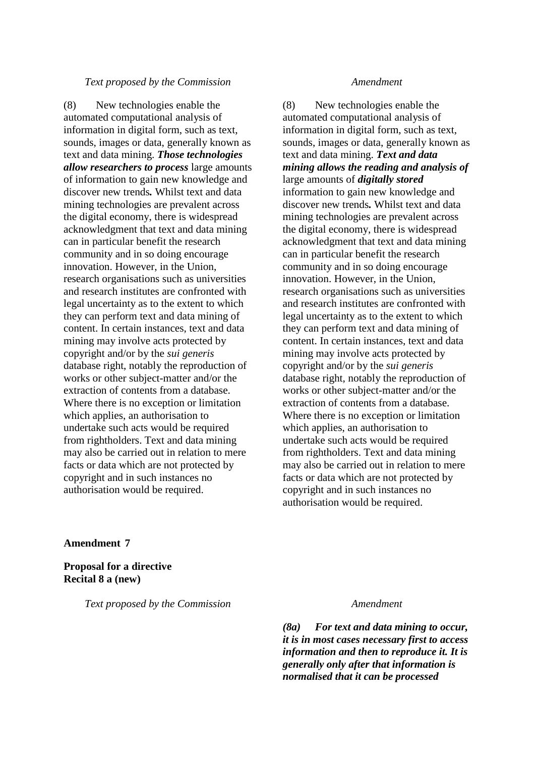| *Text proposed by the Commission* | *Amendment* |
| --- | --- |
| (8) New technologies enable the automated computational analysis of information in digital form, such as text, sounds, images or data, generally known as text and data mining. ***Those technologies allow researchers to process*** large amounts of information to gain new knowledge and discover new trends***.*** Whilst text and data mining technologies are prevalent across the digital economy, there is widespread acknowledgment that text and data mining can in particular benefit the research community and in so doing encourage innovation. However, in the Union, research organisations such as universities and research institutes are confronted with legal uncertainty as to the extent to which they can perform text and data mining of content. In certain instances, text and data mining may involve acts protected by copyright and/or by the *sui generis* database right, notably the reproduction of works or other subject-matter and/or the extraction of contents from a database. Where there is no exception or limitation which applies, an authorisation to undertake such acts would be required from rightholders. Text and data mining may also be carried out in relation to mere facts or data which are not protected by copyright and in such instances no authorisation would be required. | (8) New technologies enable the automated computational analysis of information in digital form, such as text, sounds, images or data, generally known as text and data mining. ***Text and data mining allows the reading and analysis of*** large amounts of ***digitally stored*** information to gain new knowledge and discover new trends***.*** Whilst text and data mining technologies are prevalent across the digital economy, there is widespread acknowledgment that text and data mining can in particular benefit the research community and in so doing encourage innovation. However, in the Union, research organisations such as universities and research institutes are confronted with legal uncertainty as to the extent to which they can perform text and data mining of content. In certain instances, text and data mining may involve acts protected by copyright and/or by the *sui generis* database right, notably the reproduction of works or other subject-matter and/or the extraction of contents from a database. Where there is no exception or limitation which applies, an authorisation to undertake such acts would be required from rightholders. Text and data mining may also be carried out in relation to mere facts or data which are not protected by copyright and in such instances no authorisation would be required. |

**Amendment 7**

**Proposal for a directive**
**Recital 8 a (new)**

| *Text proposed by the Commission* | *Amendment* |
| --- | --- |
| | ***(8a) For text and data mining to occur, it is in most cases necessary first to access information and then to reproduce it. It is generally only after that information is normalised that it can be processed*** |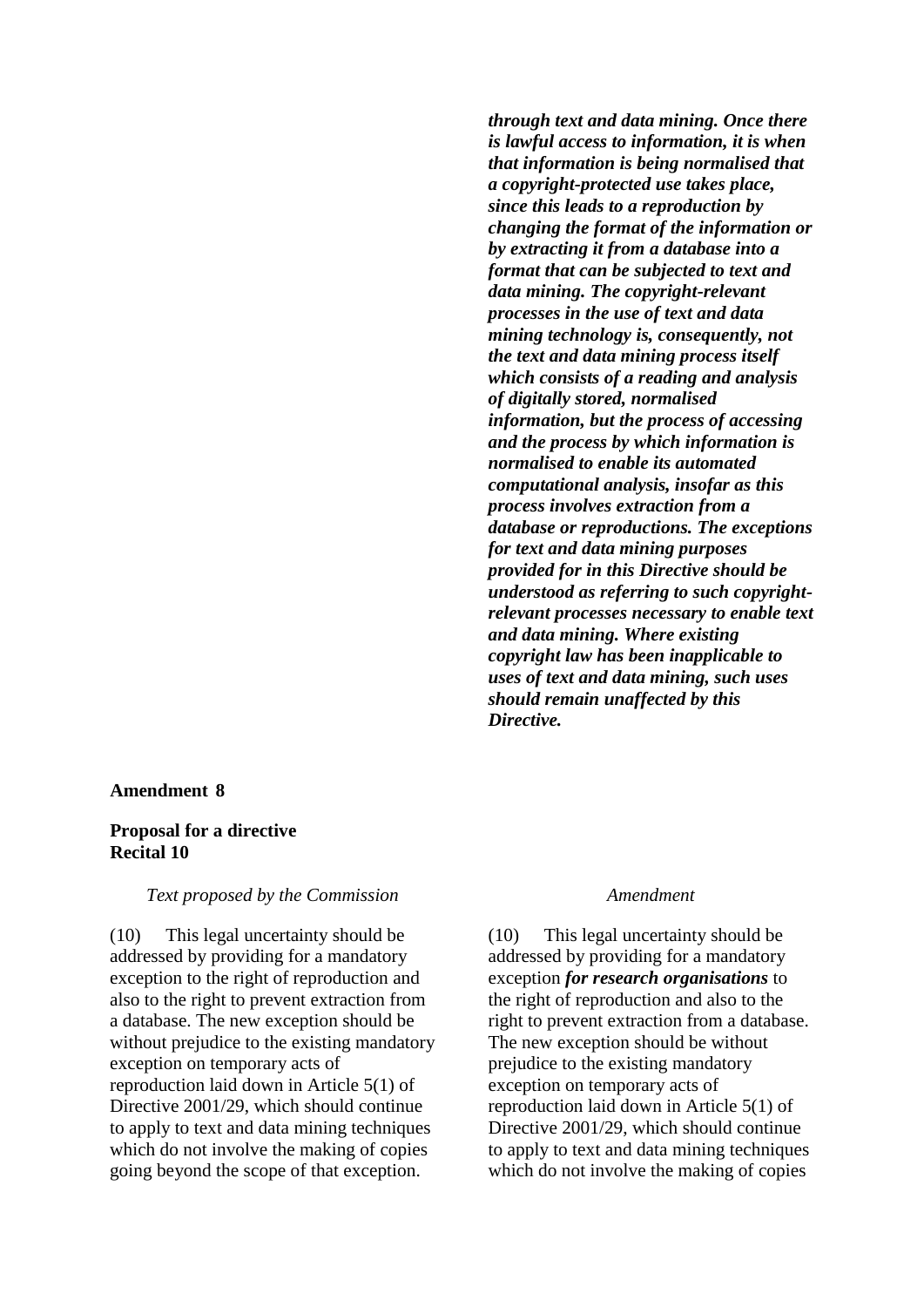| | |
|---|---|
| | ***through text and data mining. Once there is lawful access to information, it is when that information is being normalised that a copyright-protected use takes place, since this leads to a reproduction by changing the format of the information or by extracting it from a database into a format that can be subjected to text and data mining. The copyright-relevant processes in the use of text and data mining technology is, consequently, not the text and data mining process itself which consists of a reading and analysis of digitally stored, normalised information, but the process of accessing and the process by which information is normalised to enable its automated computational analysis, insofar as this process involves extraction from a database or reproductions. The exceptions for text and data mining purposes provided for in this Directive should be understood as referring to such copyright-relevant processes necessary to enable text and data mining. Where existing copyright law has been inapplicable to uses of text and data mining, such uses should remain unaffected by this Directive.*** |

**Amendment 8**

**Proposal for a directive**
**Recital 10**

| *Text proposed by the Commission* | *Amendment* |
|---|---|
| (10) This legal uncertainty should be addressed by providing for a mandatory exception to the right of reproduction and also to the right to prevent extraction from a database. The new exception should be without prejudice to the existing mandatory exception on temporary acts of reproduction laid down in Article 5(1) of Directive 2001/29, which should continue to apply to text and data mining techniques which do not involve the making of copies going beyond the scope of that exception. | (10) This legal uncertainty should be addressed by providing for a mandatory exception ***for research organisations*** to the right of reproduction and also to the right to prevent extraction from a database. The new exception should be without prejudice to the existing mandatory exception on temporary acts of reproduction laid down in Article 5(1) of Directive 2001/29, which should continue to apply to text and data mining techniques which do not involve the making of copies |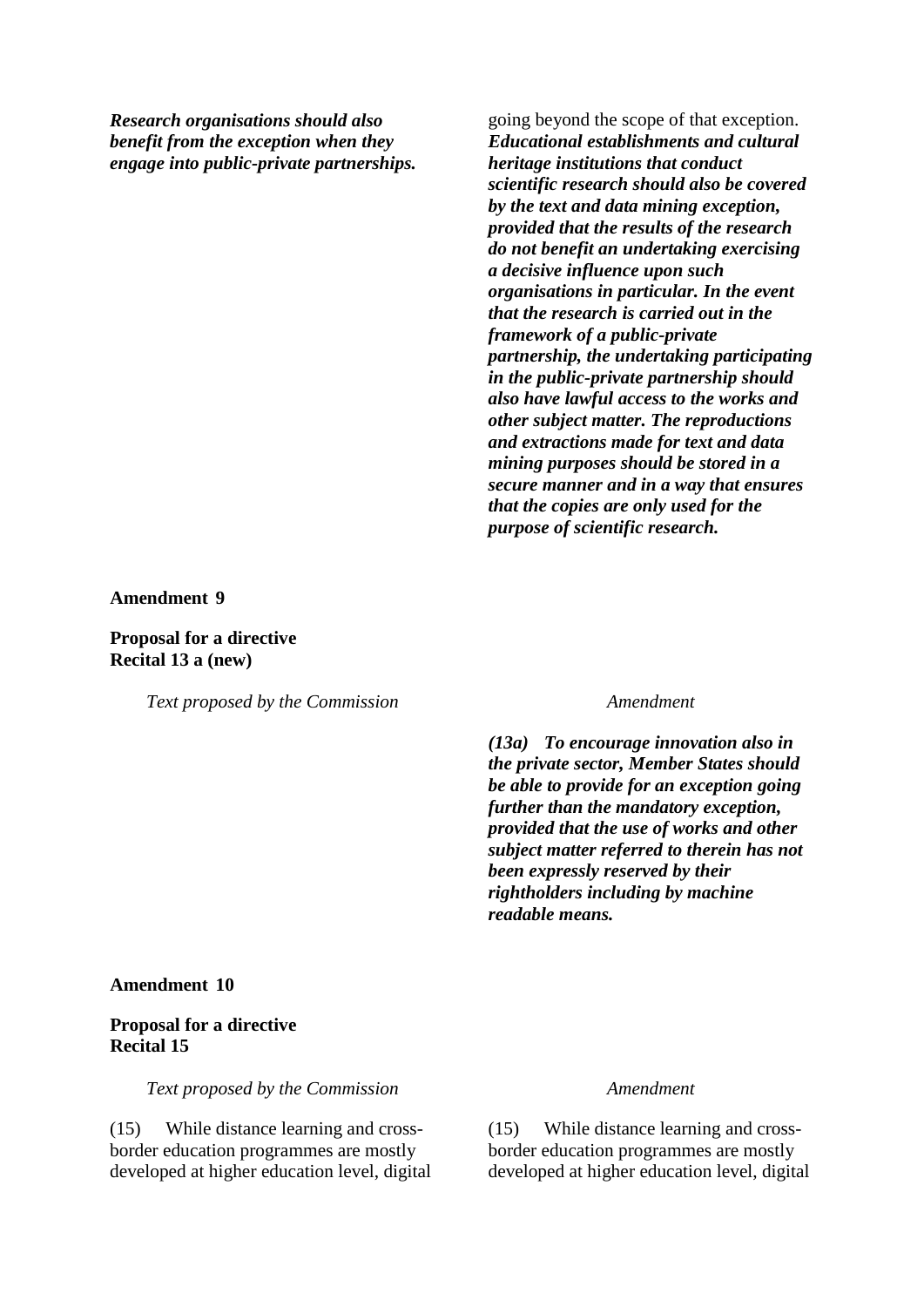| Text proposed by the Commission | Amendment |
|---|---|
| ***Research organisations should also benefit from the exception when they engage into public-private partnerships.*** | going beyond the scope of that exception. ***Educational establishments and cultural heritage institutions that conduct scientific research should also be covered by the text and data mining exception, provided that the results of the research do not benefit an undertaking exercising a decisive influence upon such organisations in particular. In the event that the research is carried out in the framework of a public-private partnership, the undertaking participating in the public-private partnership should also have lawful access to the works and other subject matter. The reproductions and extractions made for text and data mining purposes should be stored in a secure manner and in a way that ensures that the copies are only used for the purpose of scientific research.*** |

**Amendment 9**

**Proposal for a directive**
**Recital 13 a (new)**

| *Text proposed by the Commission* | *Amendment* |
|---|---|
| | ***(13a) To encourage innovation also in the private sector, Member States should be able to provide for an exception going further than the mandatory exception, provided that the use of works and other subject matter referred to therein has not been expressly reserved by their rightholders including by machine readable means.*** |

**Amendment 10**

**Proposal for a directive**
**Recital 15**

| *Text proposed by the Commission* | *Amendment* |
|---|---|
| (15) While distance learning and cross-border education programmes are mostly developed at higher education level, digital | (15) While distance learning and cross-border education programmes are mostly developed at higher education level, digital |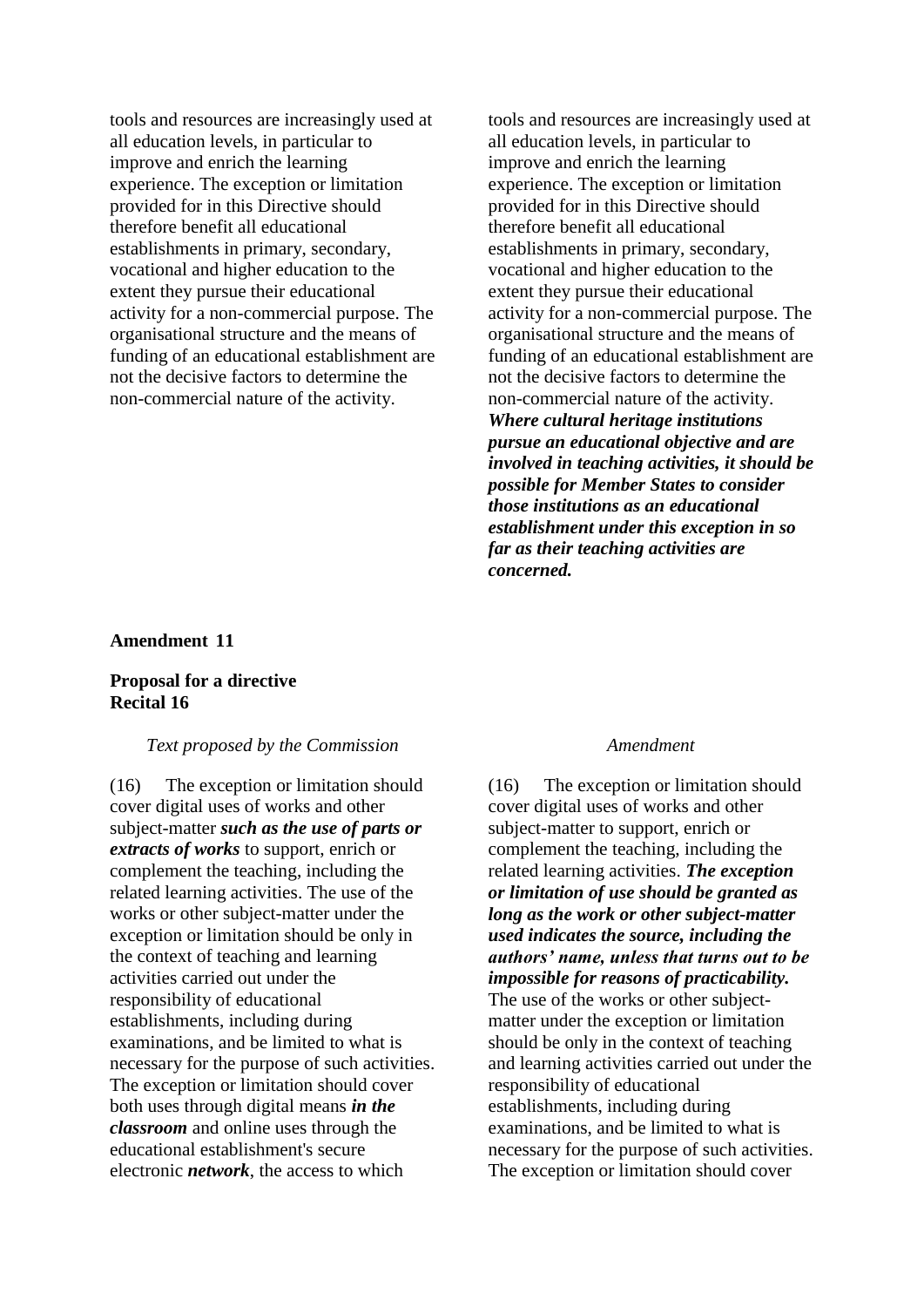| | |
|---|---|
| tools and resources are increasingly used at all education levels, in particular to improve and enrich the learning experience. The exception or limitation provided for in this Directive should therefore benefit all educational establishments in primary, secondary, vocational and higher education to the extent they pursue their educational activity for a non-commercial purpose. The organisational structure and the means of funding of an educational establishment are not the decisive factors to determine the non-commercial nature of the activity. | tools and resources are increasingly used at all education levels, in particular to improve and enrich the learning experience. The exception or limitation provided for in this Directive should therefore benefit all educational establishments in primary, secondary, vocational and higher education to the extent they pursue their educational activity for a non-commercial purpose. The organisational structure and the means of funding of an educational establishment are not the decisive factors to determine the non-commercial nature of the activity. ***Where cultural heritage institutions pursue an educational objective and are involved in teaching activities, it should be possible for Member States to consider those institutions as an educational establishment under this exception in so far as their teaching activities are concerned.*** |

**Amendment 11**

**Proposal for a directive**
**Recital 16**

| *Text proposed by the Commission* | *Amendment* |
|---|---|
| (16) The exception or limitation should cover digital uses of works and other subject-matter ***such as the use of parts or extracts of works*** to support, enrich or complement the teaching, including the related learning activities. The use of the works or other subject-matter under the exception or limitation should be only in the context of teaching and learning activities carried out under the responsibility of educational establishments, including during examinations, and be limited to what is necessary for the purpose of such activities. The exception or limitation should cover both uses through digital means ***in the classroom*** and online uses through the educational establishment's secure electronic ***network***, the access to which | (16) The exception or limitation should cover digital uses of works and other subject-matter to support, enrich or complement the teaching, including the related learning activities. ***The exception or limitation of use should be granted as long as the work or other subject-matter used indicates the source, including the authors' name, unless that turns out to be impossible for reasons of practicability.*** The use of the works or other subject-matter under the exception or limitation should be only in the context of teaching and learning activities carried out under the responsibility of educational establishments, including during examinations, and be limited to what is necessary for the purpose of such activities. The exception or limitation should cover |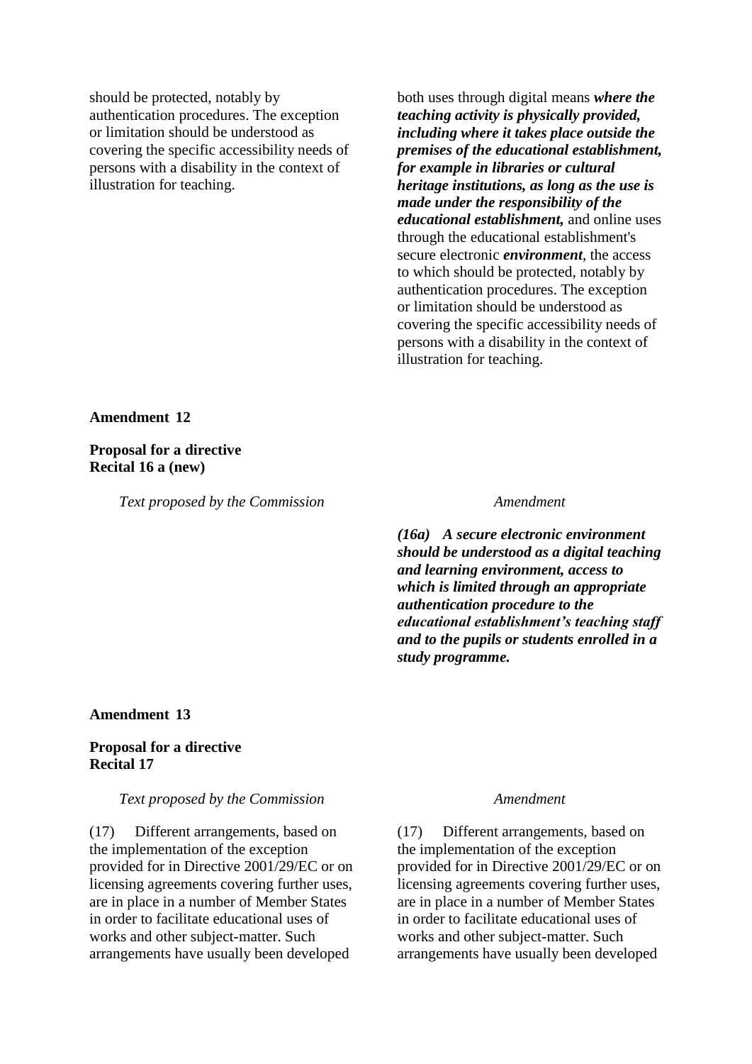| Text proposed by the Commission | Amendment |
|---|---|
| should be protected, notably by authentication procedures. The exception or limitation should be understood as covering the specific accessibility needs of persons with a disability in the context of illustration for teaching. | both uses through digital means ***where the teaching activity is physically provided, including where it takes place outside the premises of the educational establishment, for example in libraries or cultural heritage institutions, as long as the use is made under the responsibility of the educational establishment,*** and online uses through the educational establishment's secure electronic ***environment***, the access to which should be protected, notably by authentication procedures. The exception or limitation should be understood as covering the specific accessibility needs of persons with a disability in the context of illustration for teaching. |

**Amendment 12**

**Proposal for a directive**
**Recital 16 a (new)**

| *Text proposed by the Commission* | *Amendment* |
|---|---|
| | ***(16a) A secure electronic environment should be understood as a digital teaching and learning environment, access to which is limited through an appropriate authentication procedure to the educational establishment's teaching staff and to the pupils or students enrolled in a study programme.*** |

**Amendment 13**

**Proposal for a directive**
**Recital 17**

| *Text proposed by the Commission* | *Amendment* |
|---|---|
| (17) Different arrangements, based on the implementation of the exception provided for in Directive 2001/29/EC or on licensing agreements covering further uses, are in place in a number of Member States in order to facilitate educational uses of works and other subject-matter. Such arrangements have usually been developed | (17) Different arrangements, based on the implementation of the exception provided for in Directive 2001/29/EC or on licensing agreements covering further uses, are in place in a number of Member States in order to facilitate educational uses of works and other subject-matter. Such arrangements have usually been developed |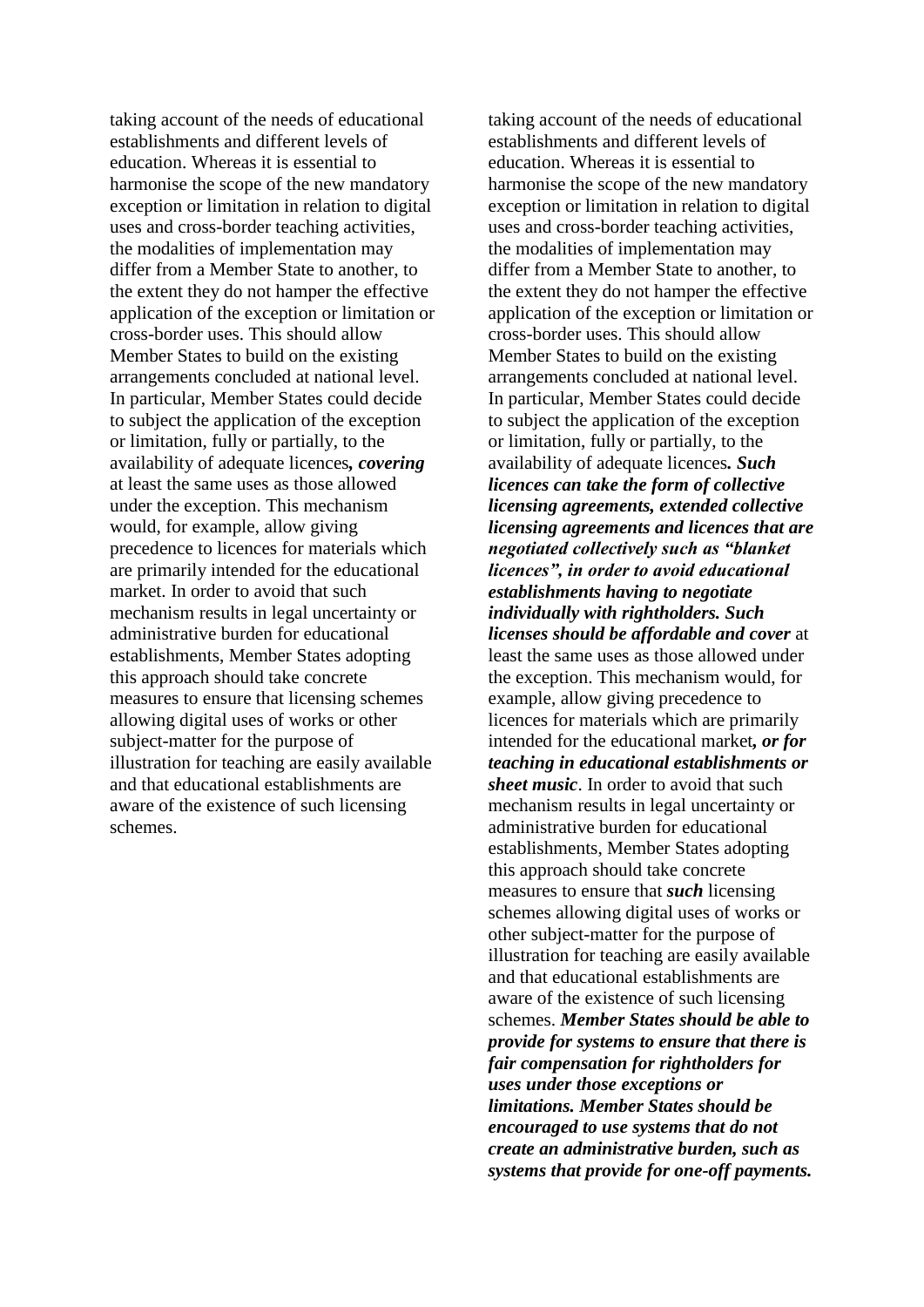| | |
|---|---|
| taking account of the needs of educational establishments and different levels of education. Whereas it is essential to harmonise the scope of the new mandatory exception or limitation in relation to digital uses and cross-border teaching activities, the modalities of implementation may differ from a Member State to another, to the extent they do not hamper the effective application of the exception or limitation or cross-border uses. This should allow Member States to build on the existing arrangements concluded at national level. In particular, Member States could decide to subject the application of the exception or limitation, fully or partially, to the availability of adequate licences***, covering*** at least the same uses as those allowed under the exception. This mechanism would, for example, allow giving precedence to licences for materials which are primarily intended for the educational market. In order to avoid that such mechanism results in legal uncertainty or administrative burden for educational establishments, Member States adopting this approach should take concrete measures to ensure that licensing schemes allowing digital uses of works or other subject-matter for the purpose of illustration for teaching are easily available and that educational establishments are aware of the existence of such licensing schemes. | taking account of the needs of educational establishments and different levels of education. Whereas it is essential to harmonise the scope of the new mandatory exception or limitation in relation to digital uses and cross-border teaching activities, the modalities of implementation may differ from a Member State to another, to the extent they do not hamper the effective application of the exception or limitation or cross-border uses. This should allow Member States to build on the existing arrangements concluded at national level. In particular, Member States could decide to subject the application of the exception or limitation, fully or partially, to the availability of adequate licences***. Such licences can take the form of collective licensing agreements, extended collective licensing agreements and licences that are negotiated collectively such as "blanket licences", in order to avoid educational establishments having to negotiate individually with rightholders. Such licenses should be affordable and cover*** at least the same uses as those allowed under the exception. This mechanism would, for example, allow giving precedence to licences for materials which are primarily intended for the educational market***, or for teaching in educational establishments or sheet music***. In order to avoid that such mechanism results in legal uncertainty or administrative burden for educational establishments, Member States adopting this approach should take concrete measures to ensure that ***such*** licensing schemes allowing digital uses of works or other subject-matter for the purpose of illustration for teaching are easily available and that educational establishments are aware of the existence of such licensing schemes. ***Member States should be able to provide for systems to ensure that there is fair compensation for rightholders for uses under those exceptions or limitations. Member States should be encouraged to use systems that do not create an administrative burden, such as systems that provide for one-off payments.*** |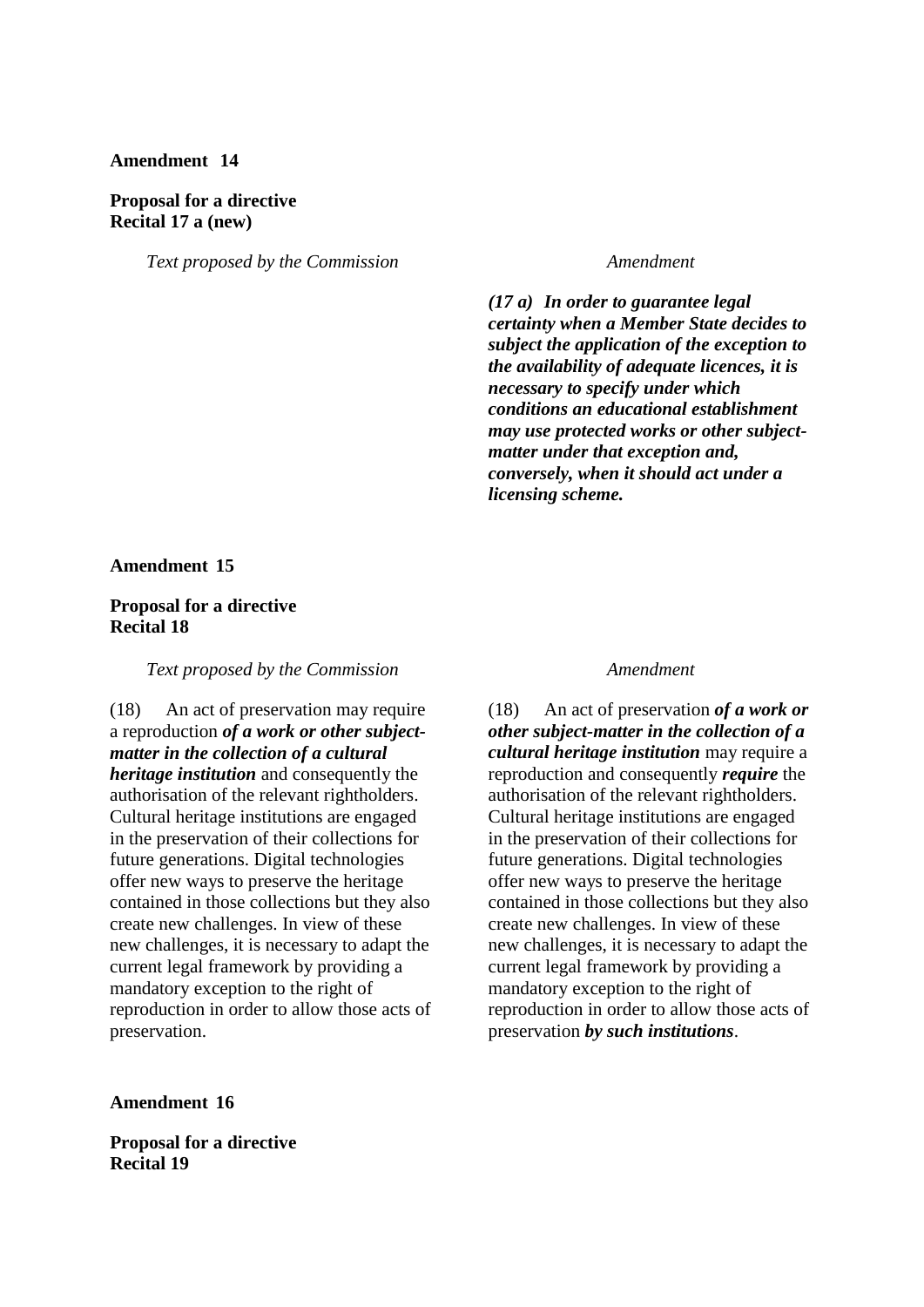**Amendment 14**

**Proposal for a directive**
**Recital 17 a (new)**

| *Text proposed by the Commission* | *Amendment* |
|---|---|
| | ***(17 a) In order to guarantee legal certainty when a Member State decides to subject the application of the exception to the availability of adequate licences, it is necessary to specify under which conditions an educational establishment may use protected works or other subject-matter under that exception and, conversely, when it should act under a licensing scheme.*** |

**Amendment 15**

**Proposal for a directive**
**Recital 18**

| *Text proposed by the Commission* | *Amendment* |
|---|---|
| (18) An act of preservation may require a reproduction ***of a work or other subject-matter in the collection of a cultural heritage institution*** and consequently the authorisation of the relevant rightholders. Cultural heritage institutions are engaged in the preservation of their collections for future generations. Digital technologies offer new ways to preserve the heritage contained in those collections but they also create new challenges. In view of these new challenges, it is necessary to adapt the current legal framework by providing a mandatory exception to the right of reproduction in order to allow those acts of preservation. | (18) An act of preservation ***of a work or other subject-matter in the collection of a cultural heritage institution*** may require a reproduction and consequently ***require*** the authorisation of the relevant rightholders. Cultural heritage institutions are engaged in the preservation of their collections for future generations. Digital technologies offer new ways to preserve the heritage contained in those collections but they also create new challenges. In view of these new challenges, it is necessary to adapt the current legal framework by providing a mandatory exception to the right of reproduction in order to allow those acts of preservation ***by such institutions***. |

**Amendment 16**

**Proposal for a directive**
**Recital 19**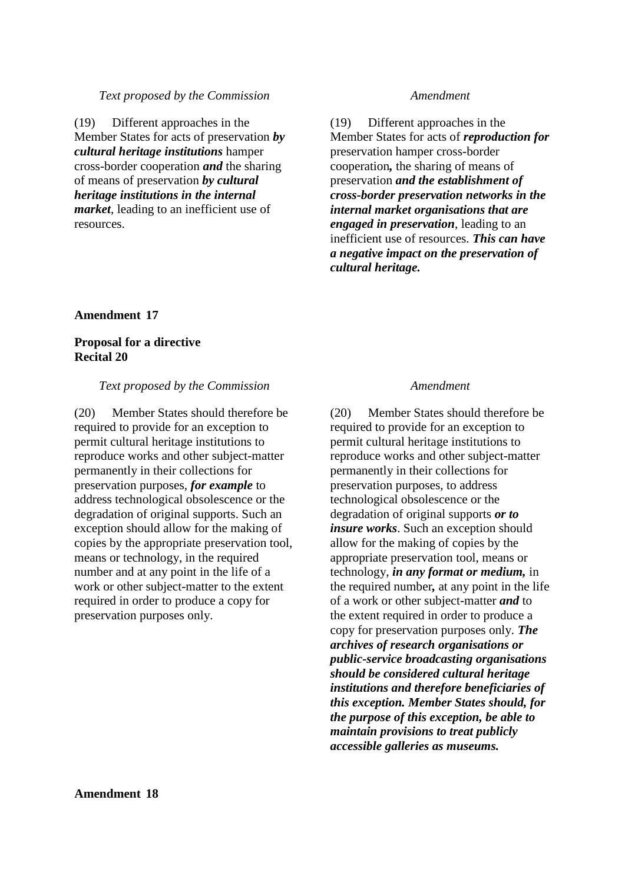| *Text proposed by the Commission* | *Amendment* |
|---|---|
| (19) Different approaches in the Member States for acts of preservation ***by cultural heritage institutions*** hamper cross-border cooperation ***and*** the sharing of means of preservation ***by cultural heritage institutions in the internal market***, leading to an inefficient use of resources. | (19) Different approaches in the Member States for acts of ***reproduction for*** preservation hamper cross-border cooperation***,*** the sharing of means of preservation ***and the establishment of cross-border preservation networks in the internal market organisations that are engaged in preservation***, leading to an inefficient use of resources. ***This can have a negative impact on the preservation of cultural heritage.*** |

**Amendment 17**

**Proposal for a directive**
**Recital 20**

| *Text proposed by the Commission* | *Amendment* |
|---|---|
| (20) Member States should therefore be required to provide for an exception to permit cultural heritage institutions to reproduce works and other subject-matter permanently in their collections for preservation purposes, ***for example*** to address technological obsolescence or the degradation of original supports. Such an exception should allow for the making of copies by the appropriate preservation tool, means or technology, in the required number and at any point in the life of a work or other subject-matter to the extent required in order to produce a copy for preservation purposes only. | (20) Member States should therefore be required to provide for an exception to permit cultural heritage institutions to reproduce works and other subject-matter permanently in their collections for preservation purposes, to address technological obsolescence or the degradation of original supports ***or to insure works***. Such an exception should allow for the making of copies by the appropriate preservation tool, means or technology, ***in any format or medium,*** in the required number***,*** at any point in the life of a work or other subject-matter ***and*** to the extent required in order to produce a copy for preservation purposes only. ***The archives of research organisations or public-service broadcasting organisations should be considered cultural heritage institutions and therefore beneficiaries of this exception. Member States should, for the purpose of this exception, be able to maintain provisions to treat publicly accessible galleries as museums.*** |

**Amendment 18**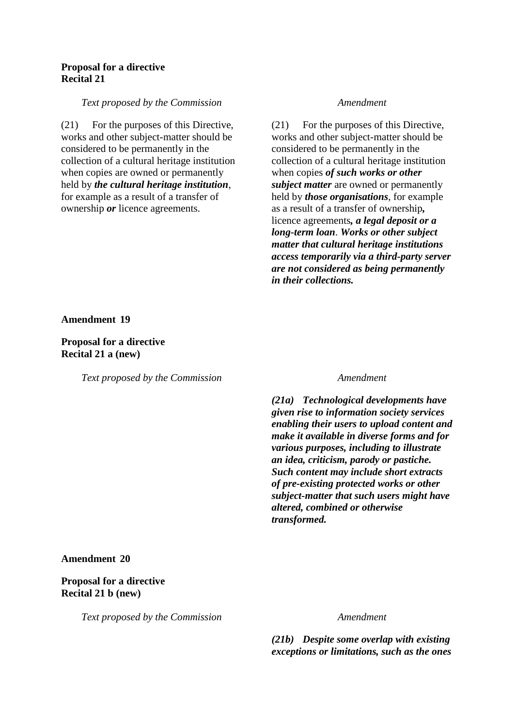**Proposal for a directive**
**Recital 21**

| *Text proposed by the Commission* | *Amendment* |
|---|---|
| (21) For the purposes of this Directive, works and other subject-matter should be considered to be permanently in the collection of a cultural heritage institution when copies are owned or permanently held by ***the cultural heritage institution***, for example as a result of a transfer of ownership ***or*** licence agreements. | (21) For the purposes of this Directive, works and other subject-matter should be considered to be permanently in the collection of a cultural heritage institution when copies ***of such works or other subject matter*** are owned or permanently held by ***those organisations***, for example as a result of a transfer of ownership***,*** licence agreements***, a legal deposit or a long-term loan***. ***Works or other subject matter that cultural heritage institutions access temporarily via a third-party server are not considered as being permanently in their collections.*** |

**Amendment 19**

**Proposal for a directive**
**Recital 21 a (new)**

| *Text proposed by the Commission* | *Amendment* |
|---|---|
| | ***(21a) Technological developments have given rise to information society services enabling their users to upload content and make it available in diverse forms and for various purposes, including to illustrate an idea, criticism, parody or pastiche. Such content may include short extracts of pre-existing protected works or other subject-matter that such users might have altered, combined or otherwise transformed.*** |

**Amendment 20**

**Proposal for a directive**
**Recital 21 b (new)**

| *Text proposed by the Commission* | *Amendment* |
|---|---|
| | ***(21b) Despite some overlap with existing exceptions or limitations, such as the ones*** |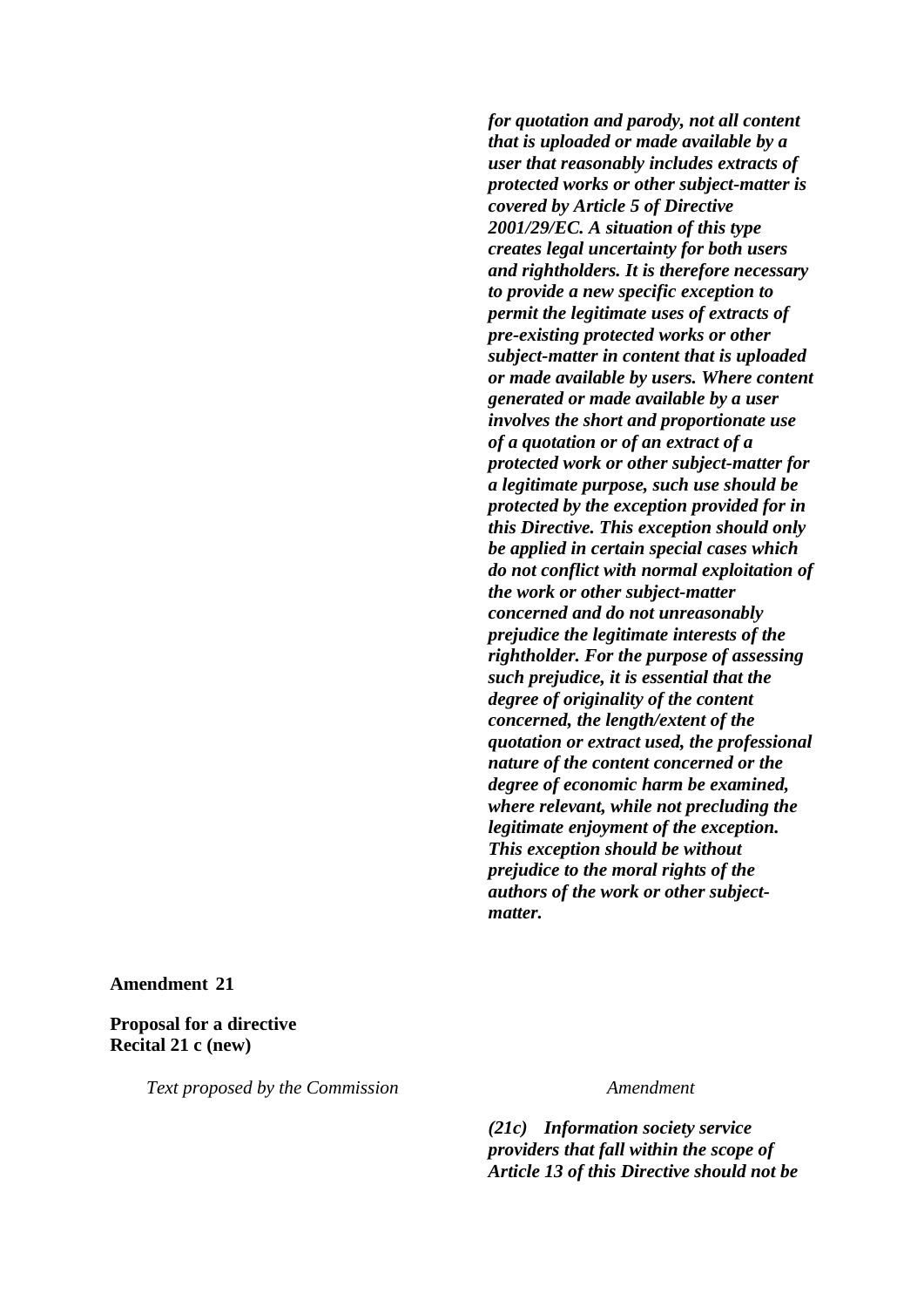*for quotation and parody, not all content that is uploaded or made available by a user that reasonably includes extracts of protected works or other subject-matter is covered by Article 5 of Directive 2001/29/EC. A situation of this type creates legal uncertainty for both users and rightholders. It is therefore necessary to provide a new specific exception to permit the legitimate uses of extracts of pre-existing protected works or other subject-matter in content that is uploaded or made available by users. Where content generated or made available by a user involves the short and proportionate use of a quotation or of an extract of a protected work or other subject-matter for a legitimate purpose, such use should be protected by the exception provided for in this Directive. This exception should only be applied in certain special cases which do not conflict with normal exploitation of the work or other subject-matter concerned and do not unreasonably prejudice the legitimate interests of the rightholder. For the purpose of assessing such prejudice, it is essential that the degree of originality of the content concerned, the length/extent of the quotation or extract used, the professional nature of the content concerned or the degree of economic harm be examined, where relevant, while not precluding the legitimate enjoyment of the exception. This exception should be without prejudice to the moral rights of the authors of the work or other subject-matter.*

**Amendment 21**

**Proposal for a directive**
**Recital 21 c (new)**

| *Text proposed by the Commission* | *Amendment* |
|---|---|
| | ***(21c) Information society service providers that fall within the scope of Article 13 of this Directive should not be*** |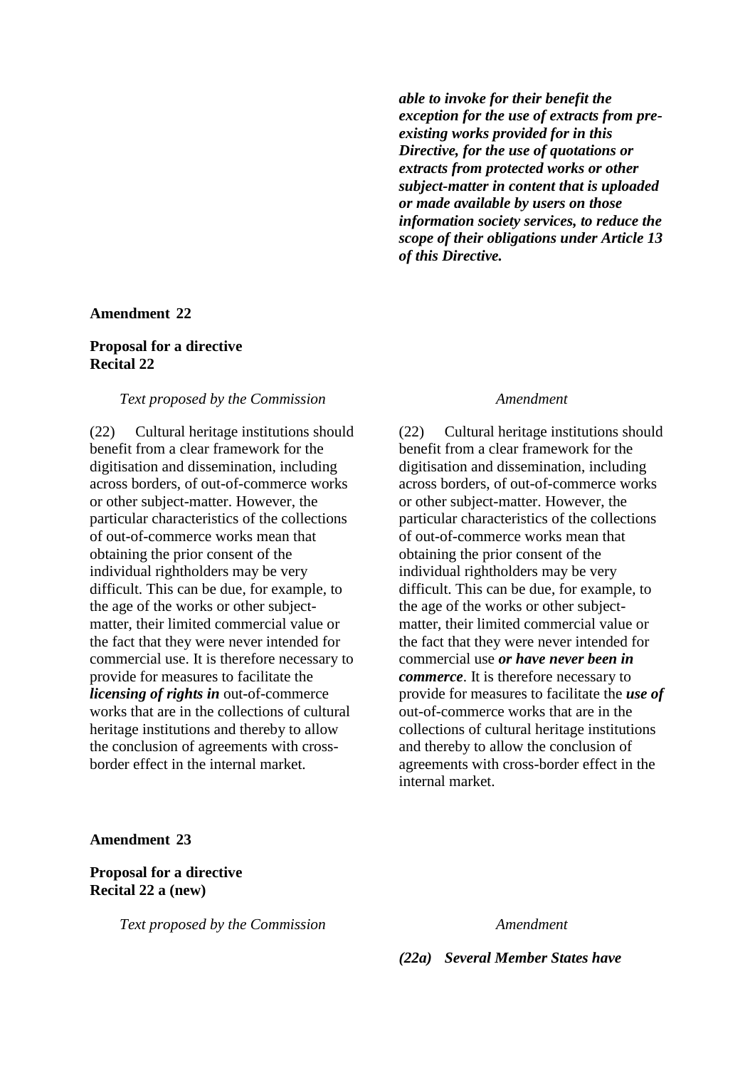| | |
|---|---|
| | ***able to invoke for their benefit the exception for the use of extracts from pre-existing works provided for in this Directive, for the use of quotations or extracts from protected works or other subject-matter in content that is uploaded or made available by users on those information society services, to reduce the scope of their obligations under Article 13 of this Directive.*** |

**Amendment 22**

**Proposal for a directive**
**Recital 22**

| *Text proposed by the Commission* | *Amendment* |
|---|---|
| (22) Cultural heritage institutions should benefit from a clear framework for the digitisation and dissemination, including across borders, of out-of-commerce works or other subject-matter. However, the particular characteristics of the collections of out-of-commerce works mean that obtaining the prior consent of the individual rightholders may be very difficult. This can be due, for example, to the age of the works or other subject-matter, their limited commercial value or the fact that they were never intended for commercial use. It is therefore necessary to provide for measures to facilitate the ***licensing of rights in*** out-of-commerce works that are in the collections of cultural heritage institutions and thereby to allow the conclusion of agreements with cross-border effect in the internal market. | (22) Cultural heritage institutions should benefit from a clear framework for the digitisation and dissemination, including across borders, of out-of-commerce works or other subject-matter. However, the particular characteristics of the collections of out-of-commerce works mean that obtaining the prior consent of the individual rightholders may be very difficult. This can be due, for example, to the age of the works or other subject-matter, their limited commercial value or the fact that they were never intended for commercial use ***or have never been in commerce***. It is therefore necessary to provide for measures to facilitate the ***use of*** out-of-commerce works that are in the collections of cultural heritage institutions and thereby to allow the conclusion of agreements with cross-border effect in the internal market. |

**Amendment 23**

**Proposal for a directive**
**Recital 22 a (new)**

| *Text proposed by the Commission* | *Amendment* |
|---|---|
| | ***(22a) Several Member States have*** |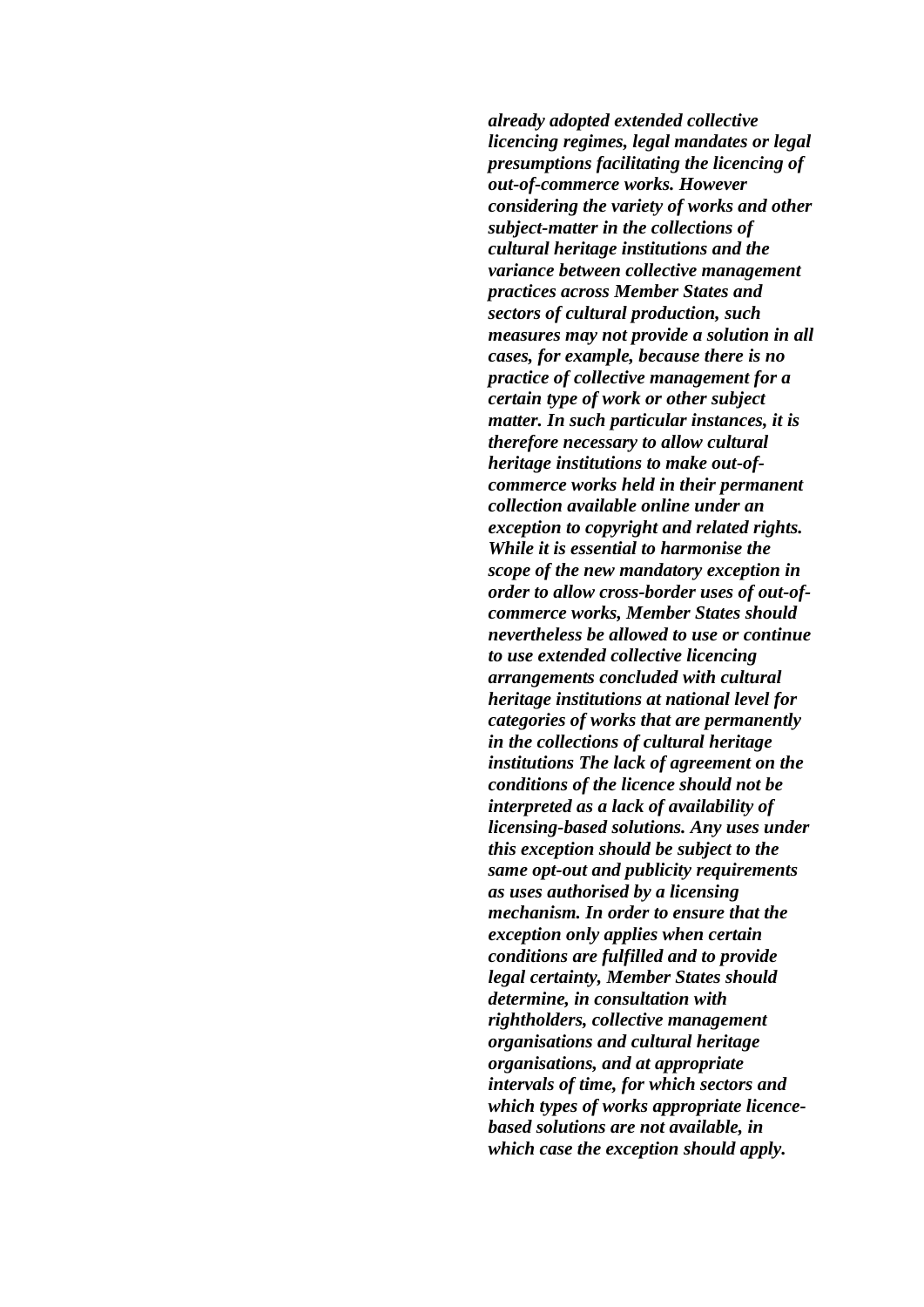***already adopted extended collective licencing regimes, legal mandates or legal presumptions facilitating the licencing of out-of-commerce works. However considering the variety of works and other subject-matter in the collections of cultural heritage institutions and the variance between collective management practices across Member States and sectors of cultural production, such measures may not provide a solution in all cases, for example, because there is no practice of collective management for a certain type of work or other subject matter. In such particular instances, it is therefore necessary to allow cultural heritage institutions to make out-of-commerce works held in their permanent collection available online under an exception to copyright and related rights. While it is essential to harmonise the scope of the new mandatory exception in order to allow cross-border uses of out-of-commerce works, Member States should nevertheless be allowed to use or continue to use extended collective licencing arrangements concluded with cultural heritage institutions at national level for categories of works that are permanently in the collections of cultural heritage institutions The lack of agreement on the conditions of the licence should not be interpreted as a lack of availability of licensing-based solutions. Any uses under this exception should be subject to the same opt-out and publicity requirements as uses authorised by a licensing mechanism. In order to ensure that the exception only applies when certain conditions are fulfilled and to provide legal certainty, Member States should determine, in consultation with rightholders, collective management organisations and cultural heritage organisations, and at appropriate intervals of time, for which sectors and which types of works appropriate licence-based solutions are not available, in which case the exception should apply.***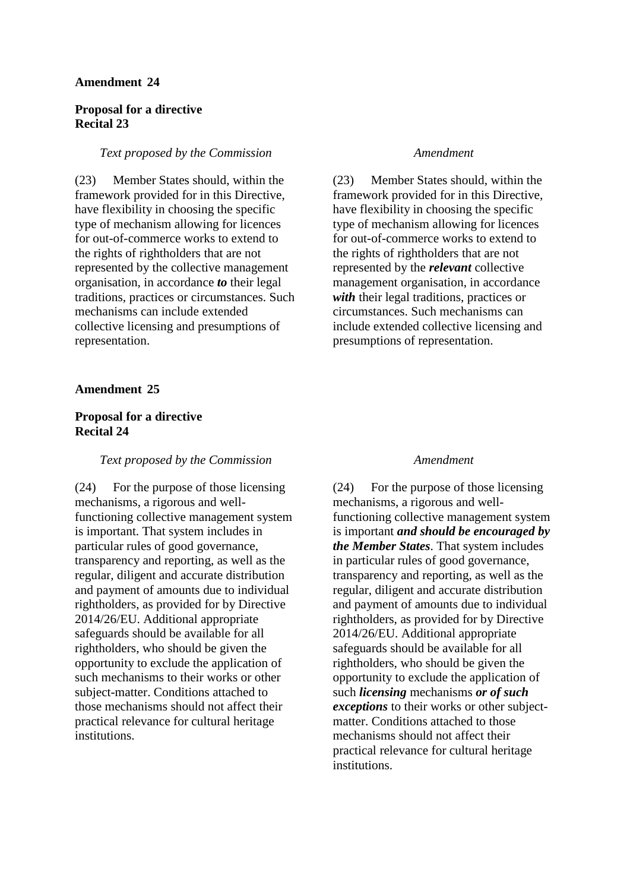**Amendment 24**

**Proposal for a directive**
**Recital 23**

| *Text proposed by the Commission* | *Amendment* |
| --- | --- |
| (23) Member States should, within the framework provided for in this Directive, have flexibility in choosing the specific type of mechanism allowing for licences for out-of-commerce works to extend to the rights of rightholders that are not represented by the collective management organisation, in accordance ***to*** their legal traditions, practices or circumstances. Such mechanisms can include extended collective licensing and presumptions of representation. | (23) Member States should, within the framework provided for in this Directive, have flexibility in choosing the specific type of mechanism allowing for licences for out-of-commerce works to extend to the rights of rightholders that are not represented by the ***relevant*** collective management organisation, in accordance ***with*** their legal traditions, practices or circumstances. Such mechanisms can include extended collective licensing and presumptions of representation. |

**Amendment 25**

**Proposal for a directive**
**Recital 24**

| *Text proposed by the Commission* | *Amendment* |
| --- | --- |
| (24) For the purpose of those licensing mechanisms, a rigorous and well-functioning collective management system is important. That system includes in particular rules of good governance, transparency and reporting, as well as the regular, diligent and accurate distribution and payment of amounts due to individual rightholders, as provided for by Directive 2014/26/EU. Additional appropriate safeguards should be available for all rightholders, who should be given the opportunity to exclude the application of such mechanisms to their works or other subject-matter. Conditions attached to those mechanisms should not affect their practical relevance for cultural heritage institutions. | (24) For the purpose of those licensing mechanisms, a rigorous and well-functioning collective management system is important ***and should be encouraged by the Member States***. That system includes in particular rules of good governance, transparency and reporting, as well as the regular, diligent and accurate distribution and payment of amounts due to individual rightholders, as provided for by Directive 2014/26/EU. Additional appropriate safeguards should be available for all rightholders, who should be given the opportunity to exclude the application of such ***licensing*** mechanisms ***or of such exceptions*** to their works or other subject-matter. Conditions attached to those mechanisms should not affect their practical relevance for cultural heritage institutions. |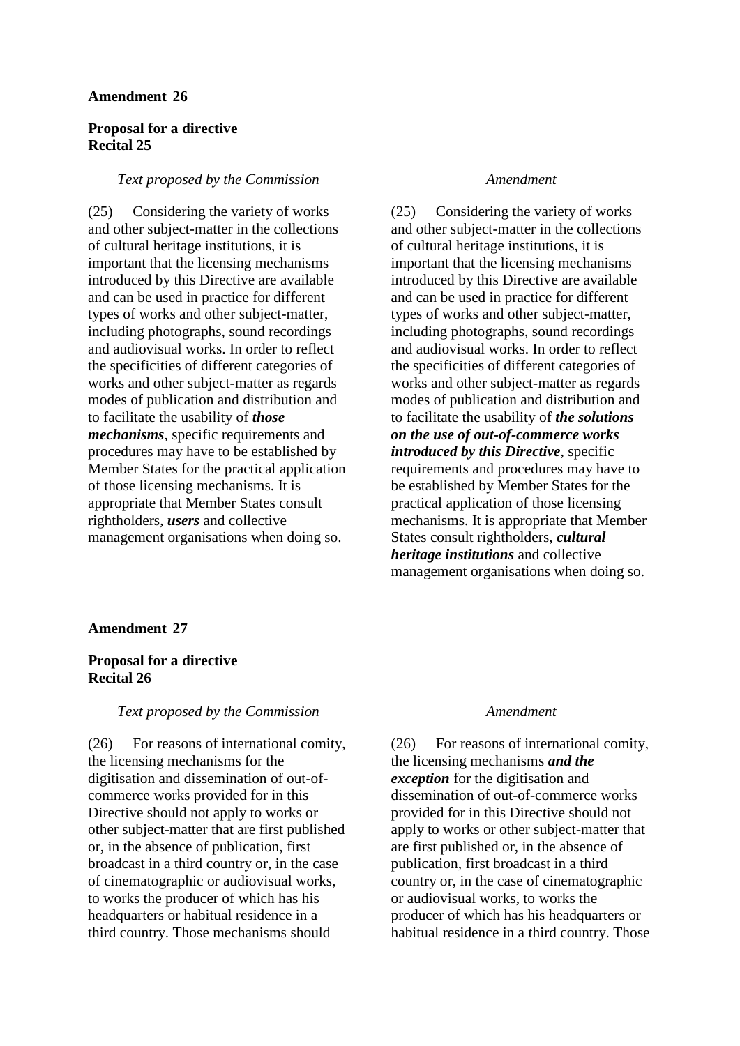**Amendment 26**

**Proposal for a directive**
**Recital 25**

| *Text proposed by the Commission* | *Amendment* |
|---|---|
| (25) Considering the variety of works and other subject-matter in the collections of cultural heritage institutions, it is important that the licensing mechanisms introduced by this Directive are available and can be used in practice for different types of works and other subject-matter, including photographs, sound recordings and audiovisual works. In order to reflect the specificities of different categories of works and other subject-matter as regards modes of publication and distribution and to facilitate the usability of ***those mechanisms***, specific requirements and procedures may have to be established by Member States for the practical application of those licensing mechanisms. It is appropriate that Member States consult rightholders, ***users*** and collective management organisations when doing so. | (25) Considering the variety of works and other subject-matter in the collections of cultural heritage institutions, it is important that the licensing mechanisms introduced by this Directive are available and can be used in practice for different types of works and other subject-matter, including photographs, sound recordings and audiovisual works. In order to reflect the specificities of different categories of works and other subject-matter as regards modes of publication and distribution and to facilitate the usability of ***the solutions on the use of out-of-commerce works introduced by this Directive***, specific requirements and procedures may have to be established by Member States for the practical application of those licensing mechanisms. It is appropriate that Member States consult rightholders, ***cultural heritage institutions*** and collective management organisations when doing so. |

**Amendment 27**

**Proposal for a directive**
**Recital 26**

| *Text proposed by the Commission* | *Amendment* |
|---|---|
| (26) For reasons of international comity, the licensing mechanisms for the digitisation and dissemination of out-of-commerce works provided for in this Directive should not apply to works or other subject-matter that are first published or, in the absence of publication, first broadcast in a third country or, in the case of cinematographic or audiovisual works, to works the producer of which has his headquarters or habitual residence in a third country. Those mechanisms should | (26) For reasons of international comity, the licensing mechanisms ***and the exception*** for the digitisation and dissemination of out-of-commerce works provided for in this Directive should not apply to works or other subject-matter that are first published or, in the absence of publication, first broadcast in a third country or, in the case of cinematographic or audiovisual works, to works the producer of which has his headquarters or habitual residence in a third country. Those |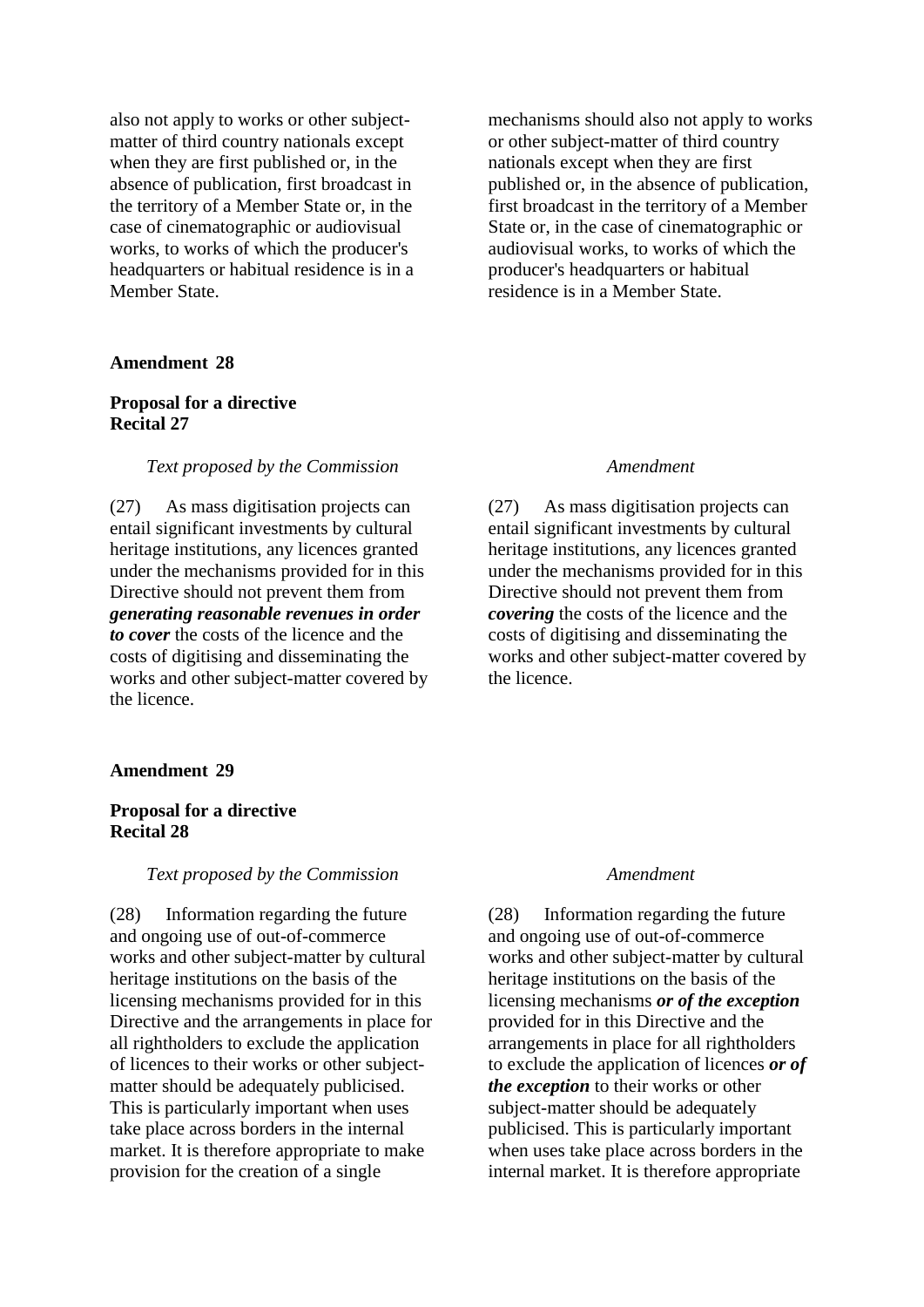| | |
|---|---|
| also not apply to works or other subject-matter of third country nationals except when they are first published or, in the absence of publication, first broadcast in the territory of a Member State or, in the case of cinematographic or audiovisual works, to works of which the producer's headquarters or habitual residence is in a Member State. | mechanisms should also not apply to works or other subject-matter of third country nationals except when they are first published or, in the absence of publication, first broadcast in the territory of a Member State or, in the case of cinematographic or audiovisual works, to works of which the producer's headquarters or habitual residence is in a Member State. |

**Amendment 28**

**Proposal for a directive**
**Recital 27**

| *Text proposed by the Commission* | *Amendment* |
|---|---|
| (27) As mass digitisation projects can entail significant investments by cultural heritage institutions, any licences granted under the mechanisms provided for in this Directive should not prevent them from ***generating reasonable revenues in order to cover*** the costs of the licence and the costs of digitising and disseminating the works and other subject-matter covered by the licence. | (27) As mass digitisation projects can entail significant investments by cultural heritage institutions, any licences granted under the mechanisms provided for in this Directive should not prevent them from ***covering*** the costs of the licence and the costs of digitising and disseminating the works and other subject-matter covered by the licence. |

**Amendment 29**

**Proposal for a directive**
**Recital 28**

| *Text proposed by the Commission* | *Amendment* |
|---|---|
| (28) Information regarding the future and ongoing use of out-of-commerce works and other subject-matter by cultural heritage institutions on the basis of the licensing mechanisms provided for in this Directive and the arrangements in place for all rightholders to exclude the application of licences to their works or other subject-matter should be adequately publicised. This is particularly important when uses take place across borders in the internal market. It is therefore appropriate to make provision for the creation of a single | (28) Information regarding the future and ongoing use of out-of-commerce works and other subject-matter by cultural heritage institutions on the basis of the licensing mechanisms ***or of the exception*** provided for in this Directive and the arrangements in place for all rightholders to exclude the application of licences ***or of the exception*** to their works or other subject-matter should be adequately publicised. This is particularly important when uses take place across borders in the internal market. It is therefore appropriate |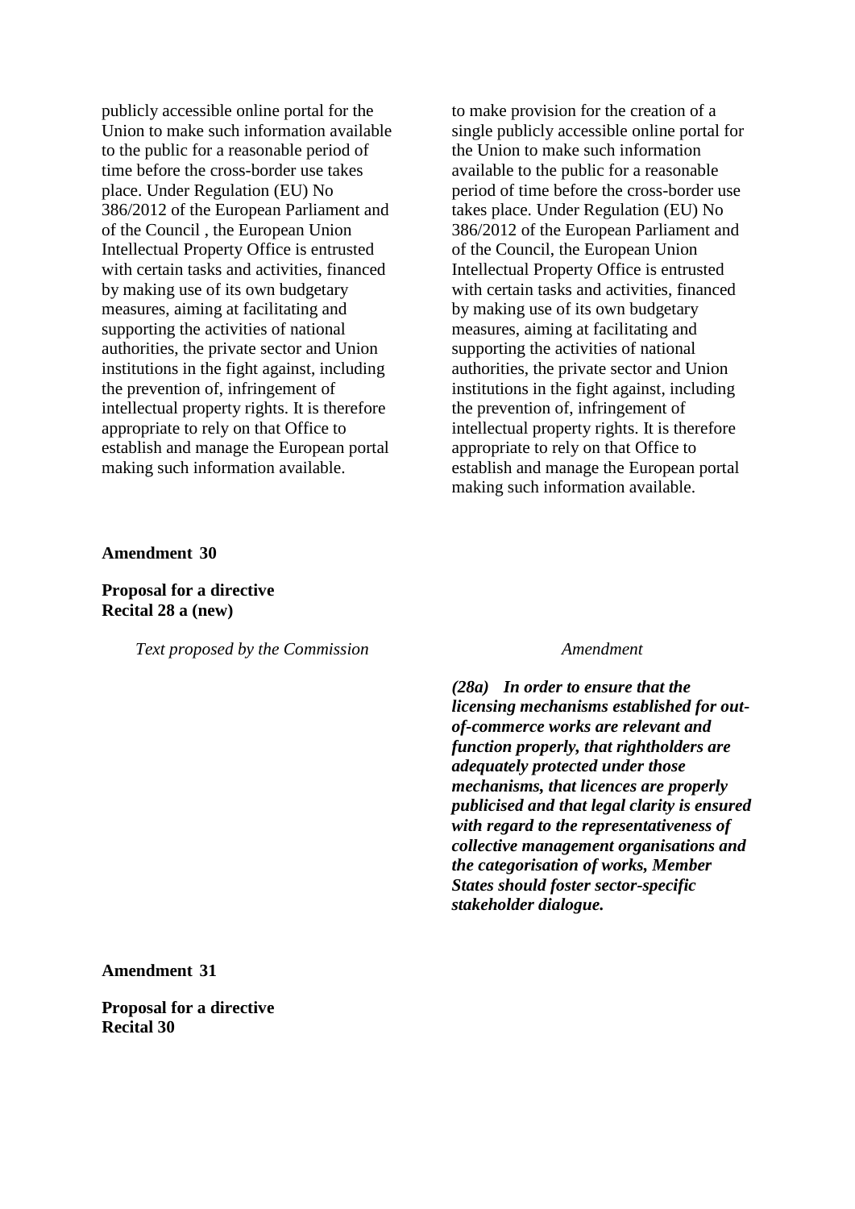| | |
|---|---|
| publicly accessible online portal for the Union to make such information available to the public for a reasonable period of time before the cross-border use takes place. Under Regulation (EU) No 386/2012 of the European Parliament and of the Council , the European Union Intellectual Property Office is entrusted with certain tasks and activities, financed by making use of its own budgetary measures, aiming at facilitating and supporting the activities of national authorities, the private sector and Union institutions in the fight against, including the prevention of, infringement of intellectual property rights. It is therefore appropriate to rely on that Office to establish and manage the European portal making such information available. | to make provision for the creation of a single publicly accessible online portal for the Union to make such information available to the public for a reasonable period of time before the cross-border use takes place. Under Regulation (EU) No 386/2012 of the European Parliament and of the Council, the European Union Intellectual Property Office is entrusted with certain tasks and activities, financed by making use of its own budgetary measures, aiming at facilitating and supporting the activities of national authorities, the private sector and Union institutions in the fight against, including the prevention of, infringement of intellectual property rights. It is therefore appropriate to rely on that Office to establish and manage the European portal making such information available. |

**Amendment 30**

**Proposal for a directive**
**Recital 28 a (new)**

| *Text proposed by the Commission* | *Amendment* |
|---|---|
| | ***(28a) In order to ensure that the licensing mechanisms established for out-of-commerce works are relevant and function properly, that rightholders are adequately protected under those mechanisms, that licences are properly publicised and that legal clarity is ensured with regard to the representativeness of collective management organisations and the categorisation of works, Member States should foster sector-specific stakeholder dialogue.*** |

**Amendment 31**

**Proposal for a directive**
**Recital 30**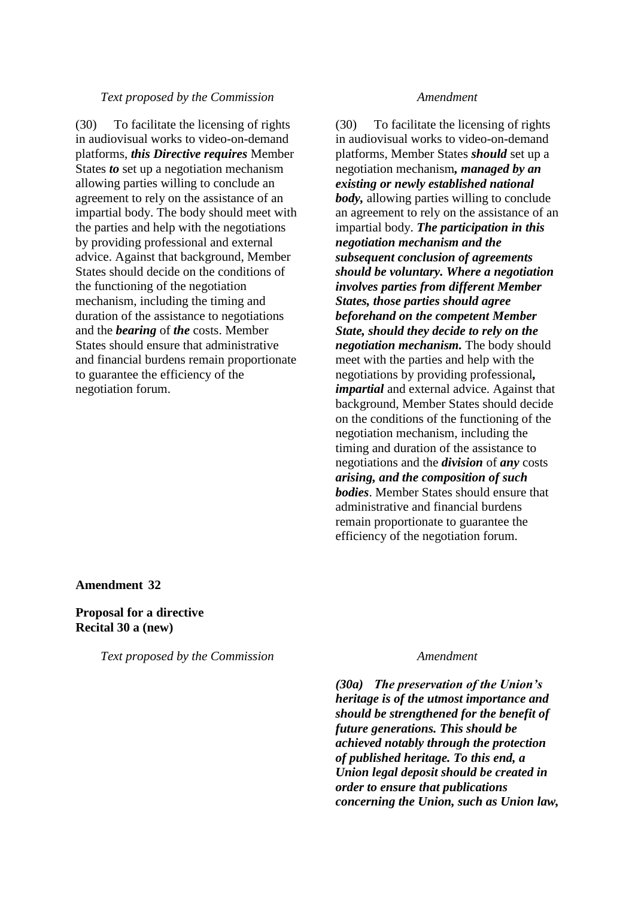| *Text proposed by the Commission* | *Amendment* |
|---|---|
| (30) To facilitate the licensing of rights in audiovisual works to video-on-demand platforms, ***this Directive requires*** Member States ***to*** set up a negotiation mechanism allowing parties willing to conclude an agreement to rely on the assistance of an impartial body. The body should meet with the parties and help with the negotiations by providing professional and external advice. Against that background, Member States should decide on the conditions of the functioning of the negotiation mechanism, including the timing and duration of the assistance to negotiations and the ***bearing*** of ***the*** costs. Member States should ensure that administrative and financial burdens remain proportionate to guarantee the efficiency of the negotiation forum. | (30) To facilitate the licensing of rights in audiovisual works to video-on-demand platforms, Member States ***should*** set up a negotiation mechanism***, managed by an existing or newly established national body,*** allowing parties willing to conclude an agreement to rely on the assistance of an impartial body. ***The participation in this negotiation mechanism and the subsequent conclusion of agreements should be voluntary. Where a negotiation involves parties from different Member States, those parties should agree beforehand on the competent Member State, should they decide to rely on the negotiation mechanism.*** The body should meet with the parties and help with the negotiations by providing professional***, impartial*** and external advice. Against that background, Member States should decide on the conditions of the functioning of the negotiation mechanism, including the timing and duration of the assistance to negotiations and the ***division*** of ***any*** costs ***arising, and the composition of such bodies***. Member States should ensure that administrative and financial burdens remain proportionate to guarantee the efficiency of the negotiation forum. |

**Amendment 32**

**Proposal for a directive**
**Recital 30 a (new)**

| *Text proposed by the Commission* | *Amendment* |
|---|---|
| | ***(30a) The preservation of the Union's heritage is of the utmost importance and should be strengthened for the benefit of future generations. This should be achieved notably through the protection of published heritage. To this end, a Union legal deposit should be created in order to ensure that publications concerning the Union, such as Union law,*** |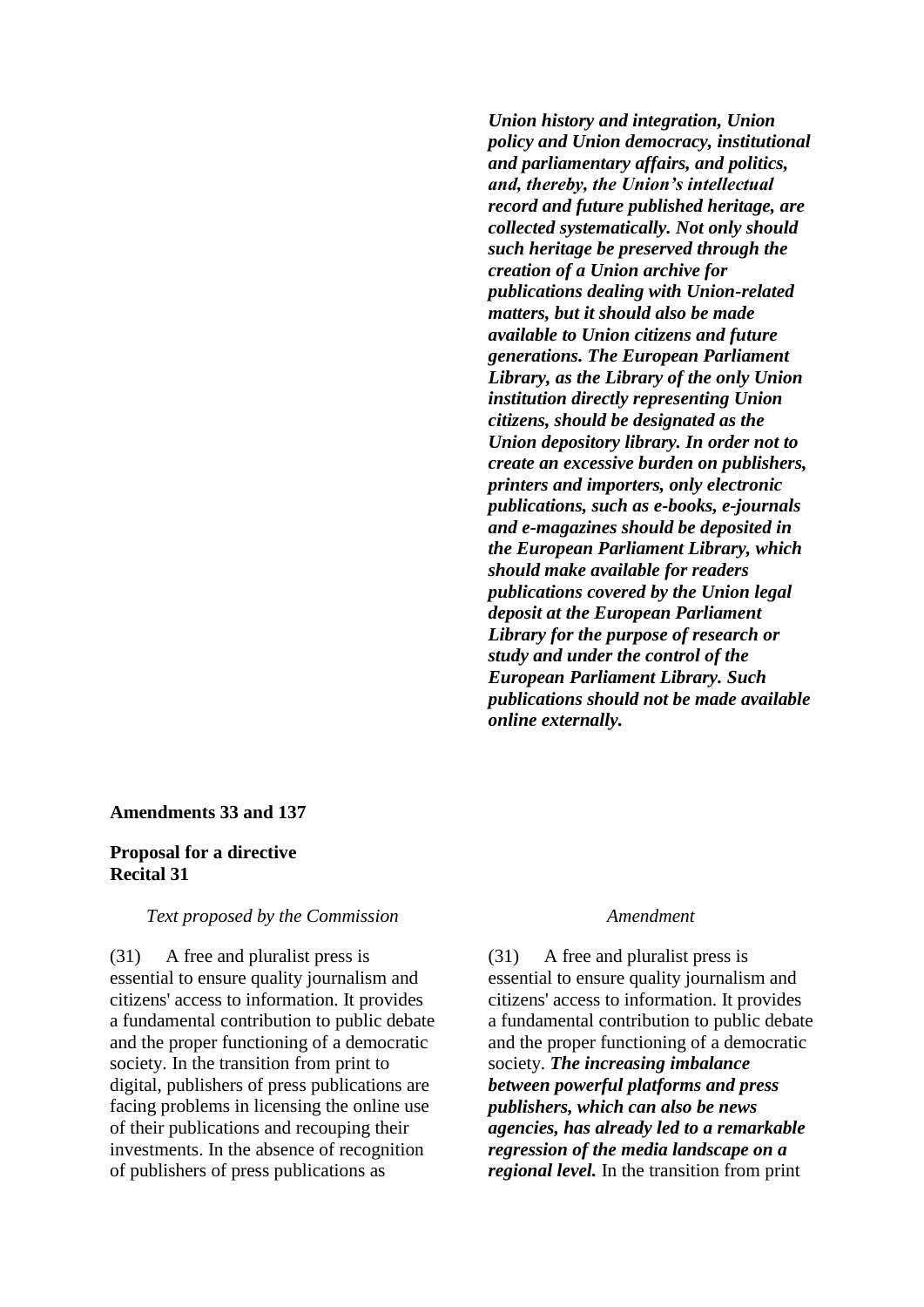| | |
|---|---|
| | ***Union history and integration, Union policy and Union democracy, institutional and parliamentary affairs, and politics, and, thereby, the Union's intellectual record and future published heritage, are collected systematically. Not only should such heritage be preserved through the creation of a Union archive for publications dealing with Union-related matters, but it should also be made available to Union citizens and future generations. The European Parliament Library, as the Library of the only Union institution directly representing Union citizens, should be designated as the Union depository library. In order not to create an excessive burden on publishers, printers and importers, only electronic publications, such as e-books, e-journals and e-magazines should be deposited in the European Parliament Library, which should make available for readers publications covered by the Union legal deposit at the European Parliament Library for the purpose of research or study and under the control of the European Parliament Library. Such publications should not be made available online externally.*** |

**Amendments 33 and 137**

**Proposal for a directive**
**Recital 31**

| *Text proposed by the Commission* | *Amendment* |
|---|---|
| (31) A free and pluralist press is essential to ensure quality journalism and citizens' access to information. It provides a fundamental contribution to public debate and the proper functioning of a democratic society. In the transition from print to digital, publishers of press publications are facing problems in licensing the online use of their publications and recouping their investments. In the absence of recognition of publishers of press publications as | (31) A free and pluralist press is essential to ensure quality journalism and citizens' access to information. It provides a fundamental contribution to public debate and the proper functioning of a democratic society. ***The increasing imbalance between powerful platforms and press publishers, which can also be news agencies, has already led to a remarkable regression of the media landscape on a regional level.*** In the transition from print |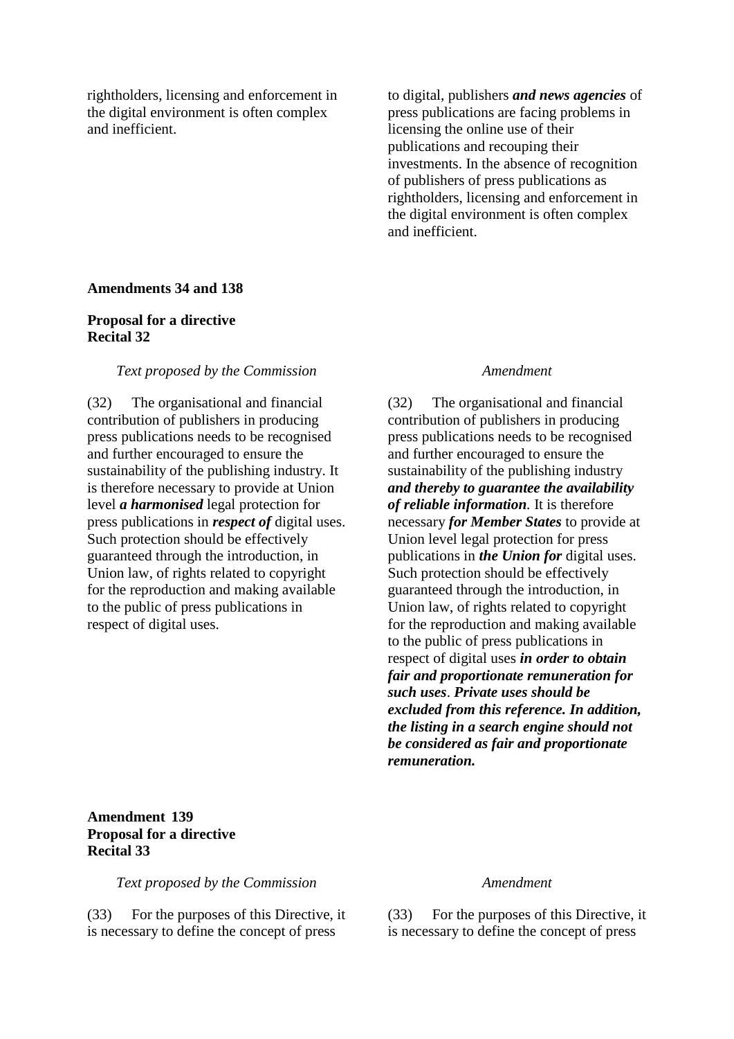| | |
|---|---|
| rightholders, licensing and enforcement in the digital environment is often complex and inefficient. | to digital, publishers ***and news agencies*** of press publications are facing problems in licensing the online use of their publications and recouping their investments. In the absence of recognition of publishers of press publications as rightholders, licensing and enforcement in the digital environment is often complex and inefficient. |

**Amendments 34 and 138**

**Proposal for a directive**
**Recital 32**

| *Text proposed by the Commission* | *Amendment* |
|---|---|
| (32) The organisational and financial contribution of publishers in producing press publications needs to be recognised and further encouraged to ensure the sustainability of the publishing industry. It is therefore necessary to provide at Union level ***a harmonised*** legal protection for press publications in ***respect of*** digital uses. Such protection should be effectively guaranteed through the introduction, in Union law, of rights related to copyright for the reproduction and making available to the public of press publications in respect of digital uses. | (32) The organisational and financial contribution of publishers in producing press publications needs to be recognised and further encouraged to ensure the sustainability of the publishing industry ***and thereby to guarantee the availability of reliable information***. It is therefore necessary ***for Member States*** to provide at Union level legal protection for press publications in ***the Union for*** digital uses. Such protection should be effectively guaranteed through the introduction, in Union law, of rights related to copyright for the reproduction and making available to the public of press publications in respect of digital uses ***in order to obtain fair and proportionate remuneration for such uses***. ***Private uses should be excluded from this reference. In addition, the listing in a search engine should not be considered as fair and proportionate remuneration.*** |

**Amendment 139**
**Proposal for a directive**
**Recital 33**

| *Text proposed by the Commission* | *Amendment* |
|---|---|
| (33) For the purposes of this Directive, it is necessary to define the concept of press | (33) For the purposes of this Directive, it is necessary to define the concept of press |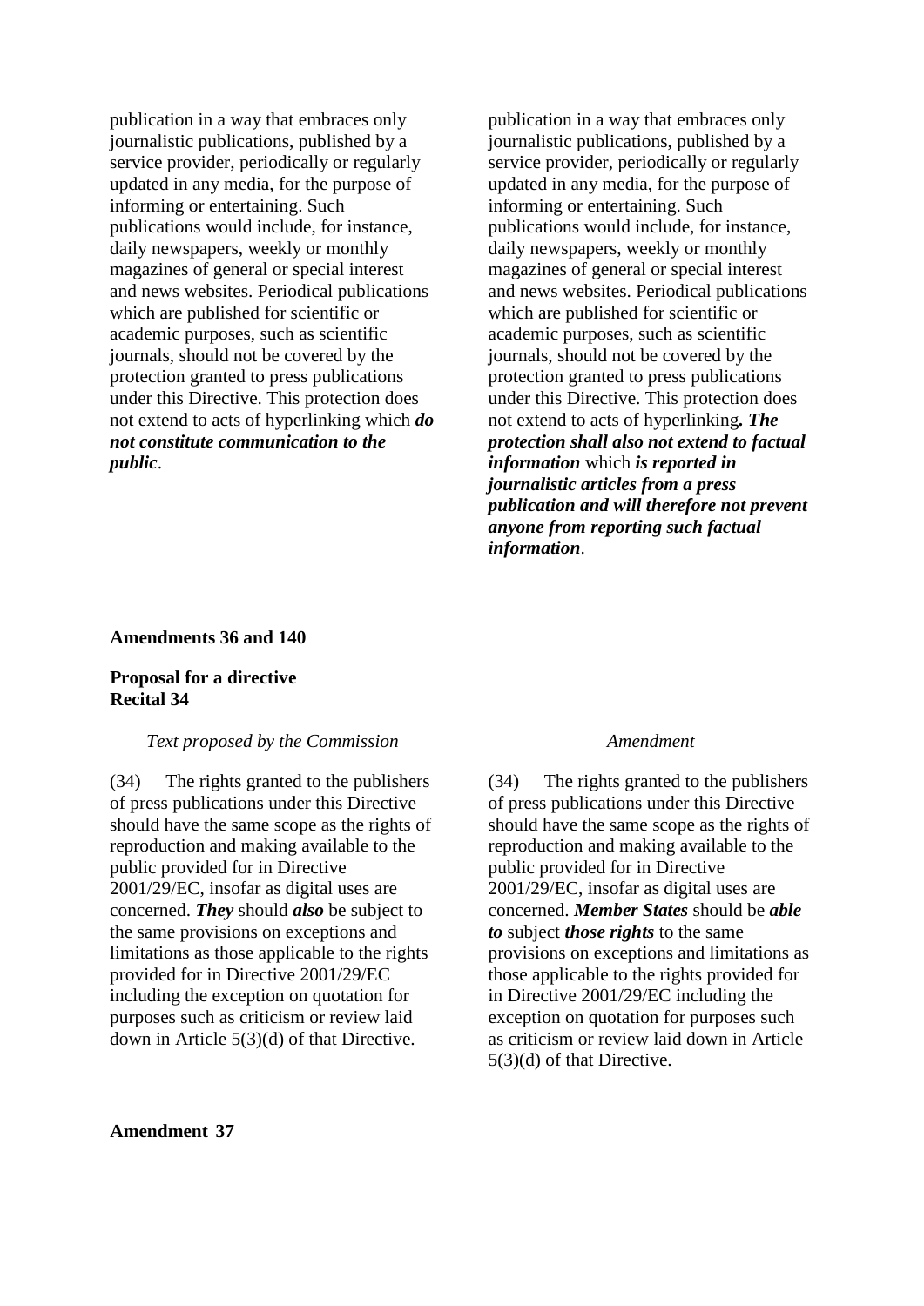| Text proposed by the Commission | Amendment |
|---|---|
| publication in a way that embraces only journalistic publications, published by a service provider, periodically or regularly updated in any media, for the purpose of informing or entertaining. Such publications would include, for instance, daily newspapers, weekly or monthly magazines of general or special interest and news websites. Periodical publications which are published for scientific or academic purposes, such as scientific journals, should not be covered by the protection granted to press publications under this Directive. This protection does not extend to acts of hyperlinking which ***do not constitute communication to the public***. | publication in a way that embraces only journalistic publications, published by a service provider, periodically or regularly updated in any media, for the purpose of informing or entertaining. Such publications would include, for instance, daily newspapers, weekly or monthly magazines of general or special interest and news websites. Periodical publications which are published for scientific or academic purposes, such as scientific journals, should not be covered by the protection granted to press publications under this Directive. This protection does not extend to acts of hyperlinking***. The protection shall also not extend to factual information*** which ***is reported in journalistic articles from a press publication and will therefore not prevent anyone from reporting such factual information***. |

**Amendments 36 and 140**

**Proposal for a directive**
**Recital 34**

| *Text proposed by the Commission* | *Amendment* |
|---|---|
| (34) The rights granted to the publishers of press publications under this Directive should have the same scope as the rights of reproduction and making available to the public provided for in Directive 2001/29/EC, insofar as digital uses are concerned. ***They*** should ***also*** be subject to the same provisions on exceptions and limitations as those applicable to the rights provided for in Directive 2001/29/EC including the exception on quotation for purposes such as criticism or review laid down in Article 5(3)(d) of that Directive. | (34) The rights granted to the publishers of press publications under this Directive should have the same scope as the rights of reproduction and making available to the public provided for in Directive 2001/29/EC, insofar as digital uses are concerned. ***Member States*** should be ***able to*** subject ***those rights*** to the same provisions on exceptions and limitations as those applicable to the rights provided for in Directive 2001/29/EC including the exception on quotation for purposes such as criticism or review laid down in Article 5(3)(d) of that Directive. |

**Amendment 37**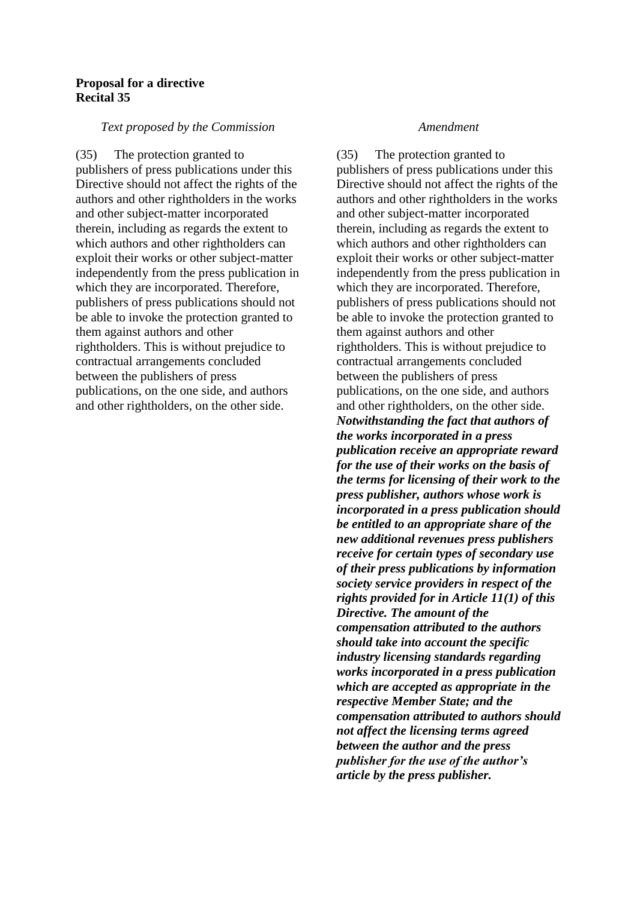**Proposal for a directive**
**Recital 35**

| *Text proposed by the Commission* | *Amendment* |
|---|---|
| (35) The protection granted to publishers of press publications under this Directive should not affect the rights of the authors and other rightholders in the works and other subject-matter incorporated therein, including as regards the extent to which authors and other rightholders can exploit their works or other subject-matter independently from the press publication in which they are incorporated. Therefore, publishers of press publications should not be able to invoke the protection granted to them against authors and other rightholders. This is without prejudice to contractual arrangements concluded between the publishers of press publications, on the one side, and authors and other rightholders, on the other side. | (35) The protection granted to publishers of press publications under this Directive should not affect the rights of the authors and other rightholders in the works and other subject-matter incorporated therein, including as regards the extent to which authors and other rightholders can exploit their works or other subject-matter independently from the press publication in which they are incorporated. Therefore, publishers of press publications should not be able to invoke the protection granted to them against authors and other rightholders. This is without prejudice to contractual arrangements concluded between the publishers of press publications, on the one side, and authors and other rightholders, on the other side. ***Notwithstanding the fact that authors of the works incorporated in a press publication receive an appropriate reward for the use of their works on the basis of the terms for licensing of their work to the press publisher, authors whose work is incorporated in a press publication should be entitled to an appropriate share of the new additional revenues press publishers receive for certain types of secondary use of their press publications by information society service providers in respect of the rights provided for in Article 11(1) of this Directive. The amount of the compensation attributed to the authors should take into account the specific industry licensing standards regarding works incorporated in a press publication which are accepted as appropriate in the respective Member State; and the compensation attributed to authors should not affect the licensing terms agreed between the author and the press publisher for the use of the author's article by the press publisher.*** |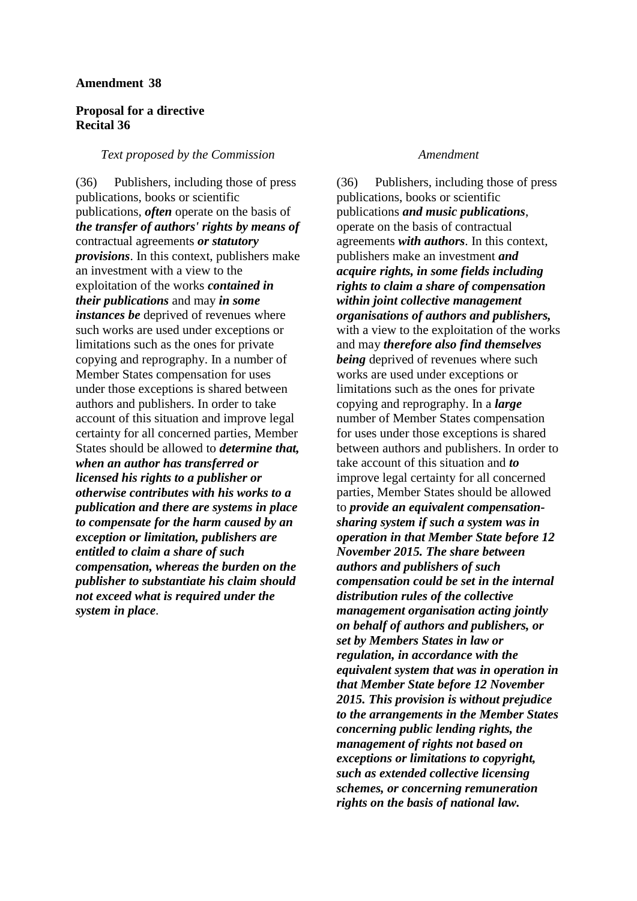**Amendment 38**

**Proposal for a directive**
**Recital 36**

| *Text proposed by the Commission* | *Amendment* |
|---|---|
| (36) Publishers, including those of press publications, books or scientific publications, ***often*** operate on the basis of ***the transfer of authors' rights by means of*** contractual agreements ***or statutory provisions***. In this context, publishers make an investment with a view to the exploitation of the works ***contained in their publications*** and may ***in some instances be*** deprived of revenues where such works are used under exceptions or limitations such as the ones for private copying and reprography. In a number of Member States compensation for uses under those exceptions is shared between authors and publishers. In order to take account of this situation and improve legal certainty for all concerned parties, Member States should be allowed to ***determine that, when an author has transferred or licensed his rights to a publisher or otherwise contributes with his works to a publication and there are systems in place to compensate for the harm caused by an exception or limitation, publishers are entitled to claim a share of such compensation, whereas the burden on the publisher to substantiate his claim should not exceed what is required under the system in place***. | (36) Publishers, including those of press publications, books or scientific publications ***and music publications***, operate on the basis of contractual agreements ***with authors***. In this context, publishers make an investment ***and acquire rights, in some fields including rights to claim a share of compensation within joint collective management organisations of authors and publishers,*** with a view to the exploitation of the works and may ***therefore also find themselves being*** deprived of revenues where such works are used under exceptions or limitations such as the ones for private copying and reprography. In a ***large*** number of Member States compensation for uses under those exceptions is shared between authors and publishers. In order to take account of this situation and ***to*** improve legal certainty for all concerned parties, Member States should be allowed to ***provide an equivalent compensation-sharing system if such a system was in operation in that Member State before 12 November 2015. The share between authors and publishers of such compensation could be set in the internal distribution rules of the collective management organisation acting jointly on behalf of authors and publishers, or set by Members States in law or regulation, in accordance with the equivalent system that was in operation in that Member State before 12 November 2015. This provision is without prejudice to the arrangements in the Member States concerning public lending rights, the management of rights not based on exceptions or limitations to copyright, such as extended collective licensing schemes, or concerning remuneration rights on the basis of national law.*** |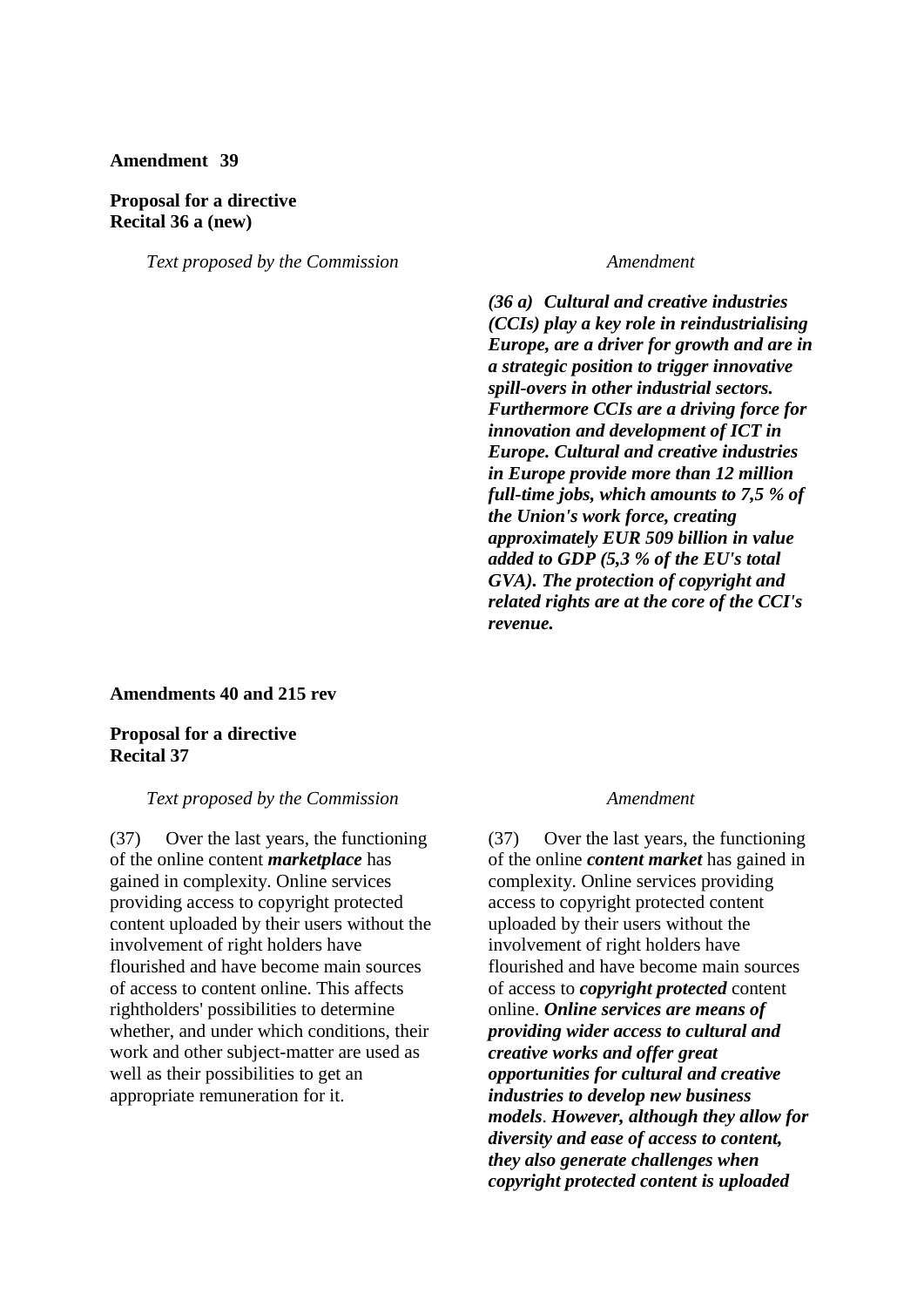**Amendment 39**

**Proposal for a directive**
**Recital 36 a (new)**

| *Text proposed by the Commission* | *Amendment* |
|---|---|
| | ***(36 a) Cultural and creative industries (CCIs) play a key role in reindustrialising Europe, are a driver for growth and are in a strategic position to trigger innovative spill-overs in other industrial sectors. Furthermore CCIs are a driving force for innovation and development of ICT in Europe. Cultural and creative industries in Europe provide more than 12 million full-time jobs, which amounts to 7,5 % of the Union's work force, creating approximately EUR 509 billion in value added to GDP (5,3 % of the EU's total GVA). The protection of copyright and related rights are at the core of the CCI's revenue.*** |

**Amendments 40 and 215 rev**

**Proposal for a directive**
**Recital 37**

| *Text proposed by the Commission* | *Amendment* |
|---|---|
| (37) Over the last years, the functioning of the online content ***marketplace*** has gained in complexity. Online services providing access to copyright protected content uploaded by their users without the involvement of right holders have flourished and have become main sources of access to content online. This affects rightholders' possibilities to determine whether, and under which conditions, their work and other subject-matter are used as well as their possibilities to get an appropriate remuneration for it. | (37) Over the last years, the functioning of the online ***content market*** has gained in complexity. Online services providing access to copyright protected content uploaded by their users without the involvement of right holders have flourished and have become main sources of access to ***copyright protected*** content online. ***Online services are means of providing wider access to cultural and creative works and offer great opportunities for cultural and creative industries to develop new business models***. ***However, although they allow for diversity and ease of access to content, they also generate challenges when copyright protected content is uploaded*** |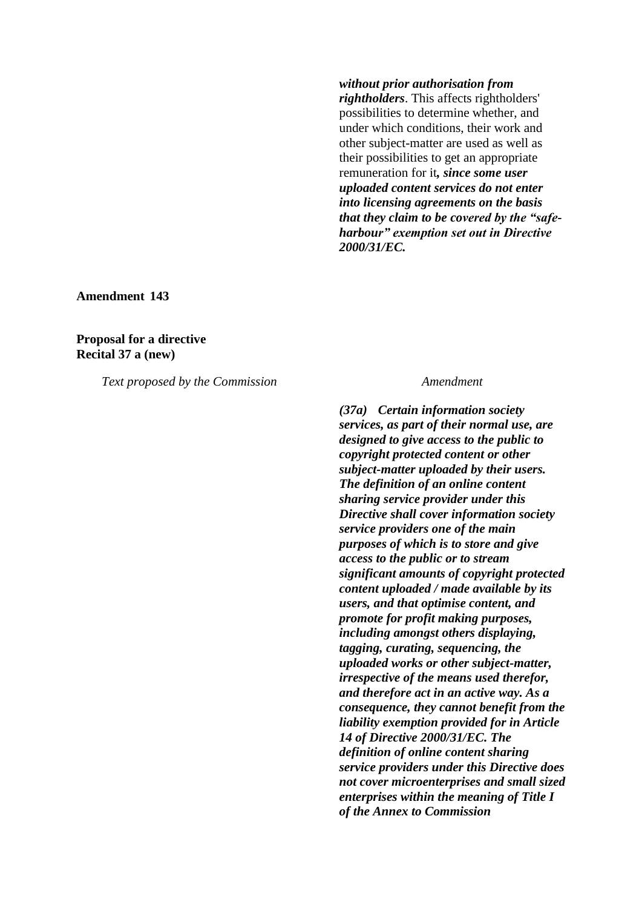| Text proposed by the Commission | Amendment |
|---|---|
| | ***without prior authorisation from rightholders***. This affects rightholders' possibilities to determine whether, and under which conditions, their work and other subject-matter are used as well as their possibilities to get an appropriate remuneration for it***, since some user uploaded content services do not enter into licensing agreements on the basis that they claim to be covered by the "safe-harbour" exemption set out in Directive 2000/31/EC.*** |

**Amendment 143**

**Proposal for a directive**
**Recital 37 a (new)**

| *Text proposed by the Commission* | *Amendment* |
|---|---|
| | ***(37a) Certain information society services, as part of their normal use, are designed to give access to the public to copyright protected content or other subject-matter uploaded by their users. The definition of an online content sharing service provider under this Directive shall cover information society service providers one of the main purposes of which is to store and give access to the public or to stream significant amounts of copyright protected content uploaded / made available by its users, and that optimise content, and promote for profit making purposes, including amongst others displaying, tagging, curating, sequencing, the uploaded works or other subject-matter, irrespective of the means used therefor, and therefore act in an active way. As a consequence, they cannot benefit from the liability exemption provided for in Article 14 of Directive 2000/31/EC. The definition of online content sharing service providers under this Directive does not cover microenterprises and small sized enterprises within the meaning of Title I of the Annex to Commission*** |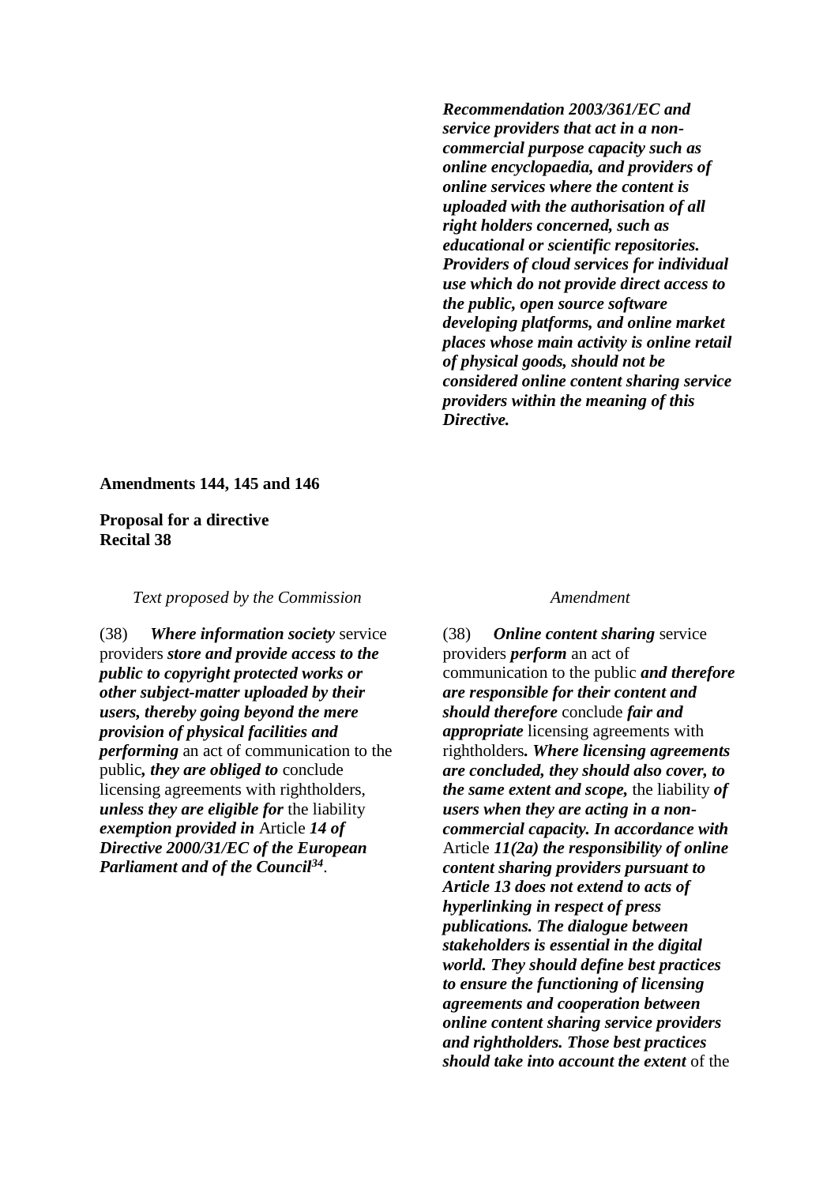| | |
|---|---|
| | ***Recommendation 2003/361/EC and service providers that act in a non-commercial purpose capacity such as online encyclopaedia, and providers of online services where the content is uploaded with the authorisation of all right holders concerned, such as educational or scientific repositories. Providers of cloud services for individual use which do not provide direct access to the public, open source software developing platforms, and online market places whose main activity is online retail of physical goods, should not be considered online content sharing service providers within the meaning of this Directive.*** |

**Amendments 144, 145 and 146**

**Proposal for a directive**
**Recital 38**

| *Text proposed by the Commission* | *Amendment* |
|---|---|
| (38) ***Where information society*** service providers ***store and provide access to the public to copyright protected works or other subject-matter uploaded by their users, thereby going beyond the mere provision of physical facilities and performing*** an act of communication to the public***, they are obliged to*** conclude licensing agreements with rightholders, ***unless they are eligible for*** the liability ***exemption provided in*** Article ***14 of Directive 2000/31/EC of the European Parliament and of the Council***[34]. | (38) ***Online content sharing*** service providers ***perform*** an act of communication to the public ***and therefore are responsible for their content and should therefore*** conclude ***fair and appropriate*** licensing agreements with rightholders***. Where licensing agreements are concluded, they should also cover, to the same extent and scope,*** the liability ***of users when they are acting in a non-commercial capacity. In accordance with*** Article ***11(2a) the responsibility of online content sharing providers pursuant to Article 13 does not extend to acts of hyperlinking in respect of press publications. The dialogue between stakeholders is essential in the digital world. They should define best practices to ensure the functioning of licensing agreements and cooperation between online content sharing service providers and rightholders. Those best practices should take into account the extent*** of the |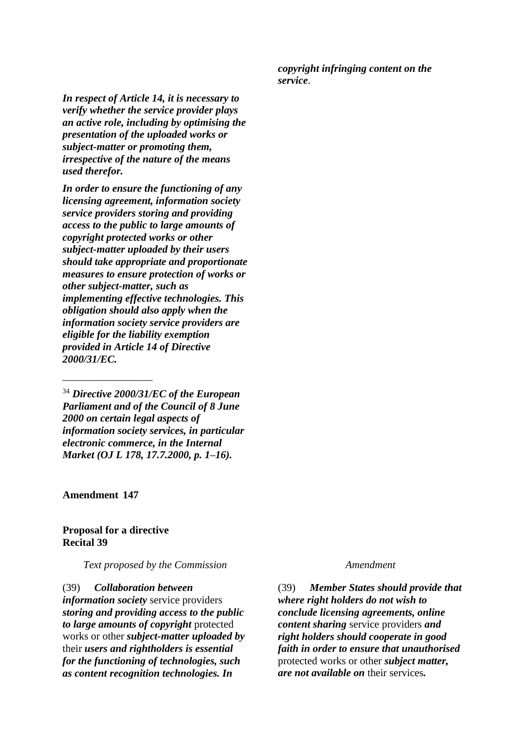*copyright infringing content on the service*.

***In respect of Article 14, it is necessary to verify whether the service provider plays an active role, including by optimising the presentation of the uploaded works or subject-matter or promoting them, irrespective of the nature of the means used therefor.***

***In order to ensure the functioning of any licensing agreement, information society service providers storing and providing access to the public to large amounts of copyright protected works or other subject-matter uploaded by their users should take appropriate and proportionate measures to ensure protection of works or other subject-matter, such as implementing effective technologies. This obligation should also apply when the information society service providers are eligible for the liability exemption provided in Article 14 of Directive 2000/31/EC.***

[34] ***Directive 2000/31/EC of the European Parliament and of the Council of 8 June 2000 on certain legal aspects of information society services, in particular electronic commerce, in the Internal Market (OJ L 178, 17.7.2000, p. 1–16).***

**Amendment 147**

**Proposal for a directive**
**Recital 39**

| *Text proposed by the Commission* | *Amendment* |
|---|---|
| (39) ***Collaboration between information society*** service providers ***storing and providing access to the public to large amounts of copyright*** protected works or other ***subject-matter uploaded by*** their ***users and rightholders is essential for the functioning of technologies, such as content recognition technologies. In*** | (39) ***Member States should provide that where right holders do not wish to conclude licensing agreements, online content sharing*** service providers ***and right holders should cooperate in good faith in order to ensure that unauthorised*** protected works or other ***subject matter, are not available on*** their services***.*** |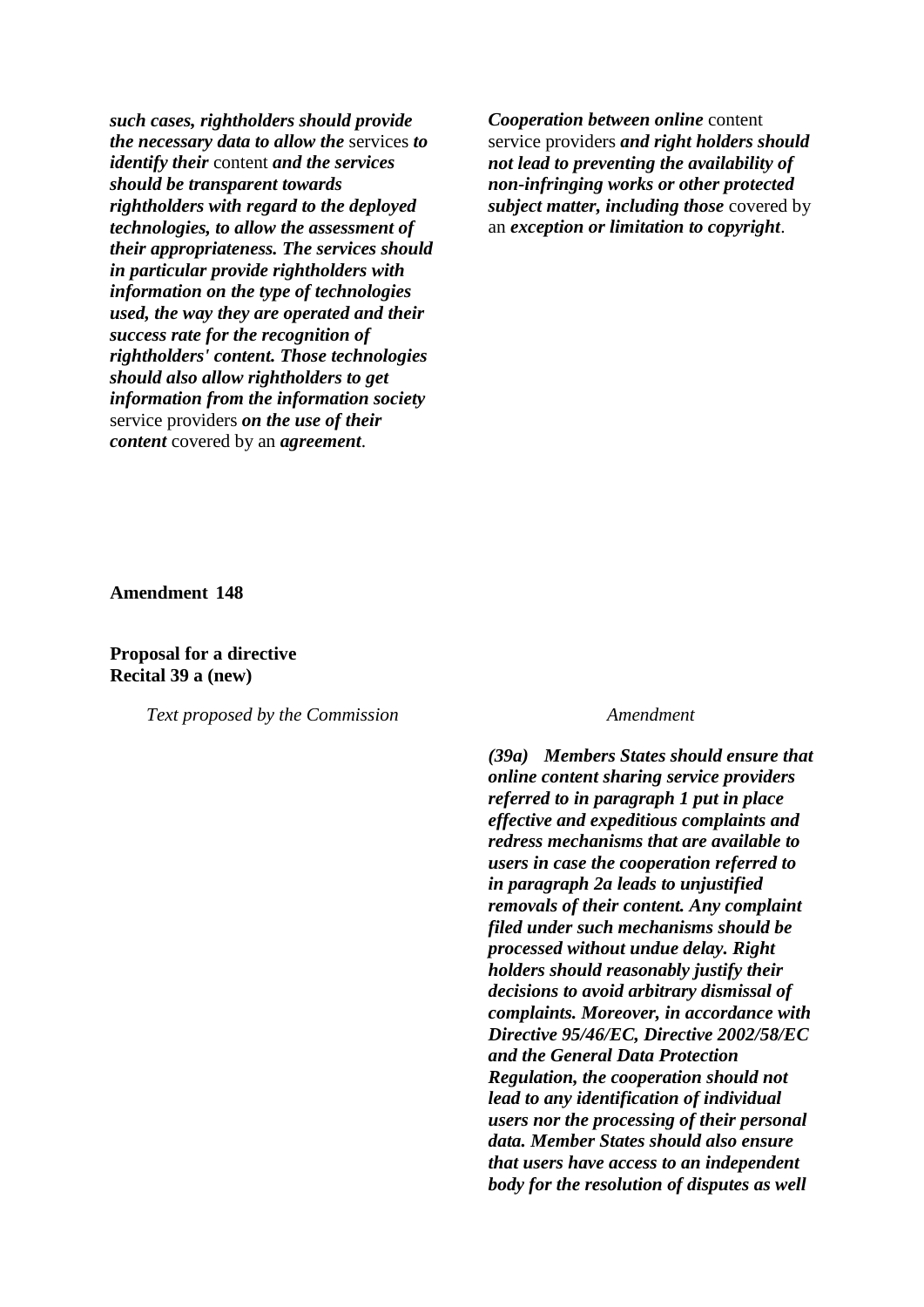| Text proposed by the Commission | Amendment |
|---|---|
| ***such cases, rightholders should provide the necessary data to allow the*** services ***to identify their*** content ***and the services should be transparent towards rightholders with regard to the deployed technologies, to allow the assessment of their appropriateness. The services should in particular provide rightholders with information on the type of technologies used, the way they are operated and their success rate for the recognition of rightholders' content. Those technologies should also allow rightholders to get information from the information society*** service providers ***on the use of their content*** covered by an ***agreement***. | ***Cooperation between online*** content service providers ***and right holders should not lead to preventing the availability of non-infringing works or other protected subject matter, including those*** covered by an ***exception or limitation to copyright***. |

**Amendment 148**

**Proposal for a directive**
**Recital 39 a (new)**

| *Text proposed by the Commission* | *Amendment* |
|---|---|
| | ***(39a) Members States should ensure that online content sharing service providers referred to in paragraph 1 put in place effective and expeditious complaints and redress mechanisms that are available to users in case the cooperation referred to in paragraph 2a leads to unjustified removals of their content. Any complaint filed under such mechanisms should be processed without undue delay. Right holders should reasonably justify their decisions to avoid arbitrary dismissal of complaints. Moreover, in accordance with Directive 95/46/EC, Directive 2002/58/EC and the General Data Protection Regulation, the cooperation should not lead to any identification of individual users nor the processing of their personal data. Member States should also ensure that users have access to an independent body for the resolution of disputes as well*** |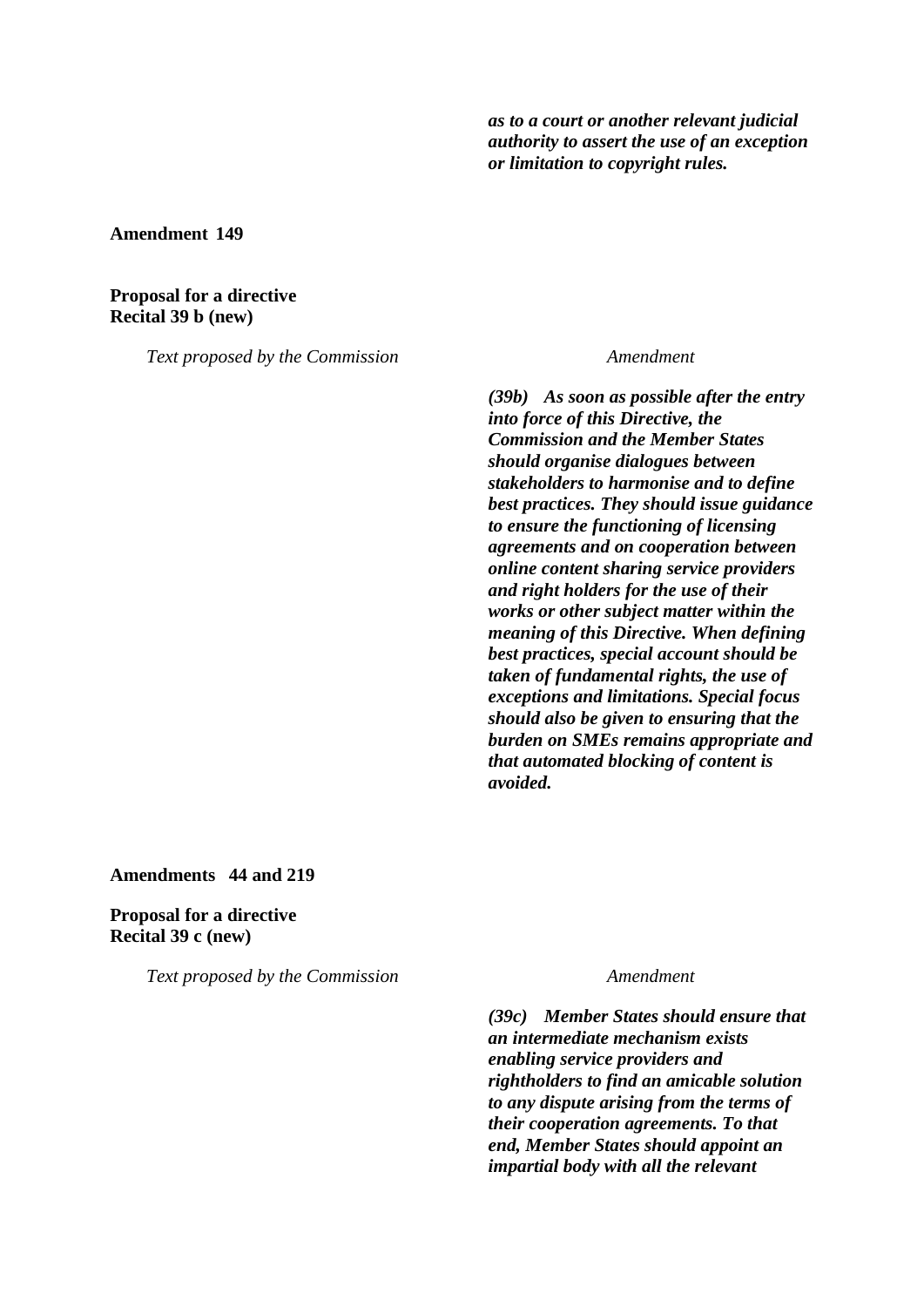| | |
|---|---|
| | ***as to a court or another relevant judicial authority to assert the use of an exception or limitation to copyright rules.*** |

**Amendment 149**

**Proposal for a directive**
**Recital 39 b (new)**

| *Text proposed by the Commission* | *Amendment* |
|---|---|
| | ***(39b) As soon as possible after the entry into force of this Directive, the Commission and the Member States should organise dialogues between stakeholders to harmonise and to define best practices. They should issue guidance to ensure the functioning of licensing agreements and on cooperation between online content sharing service providers and right holders for the use of their works or other subject matter within the meaning of this Directive. When defining best practices, special account should be taken of fundamental rights, the use of exceptions and limitations. Special focus should also be given to ensuring that the burden on SMEs remains appropriate and that automated blocking of content is avoided.*** |

**Amendments 44 and 219**

**Proposal for a directive**
**Recital 39 c (new)**

| *Text proposed by the Commission* | *Amendment* |
|---|---|
| | ***(39c) Member States should ensure that an intermediate mechanism exists enabling service providers and rightholders to find an amicable solution to any dispute arising from the terms of their cooperation agreements. To that end, Member States should appoint an impartial body with all the relevant*** |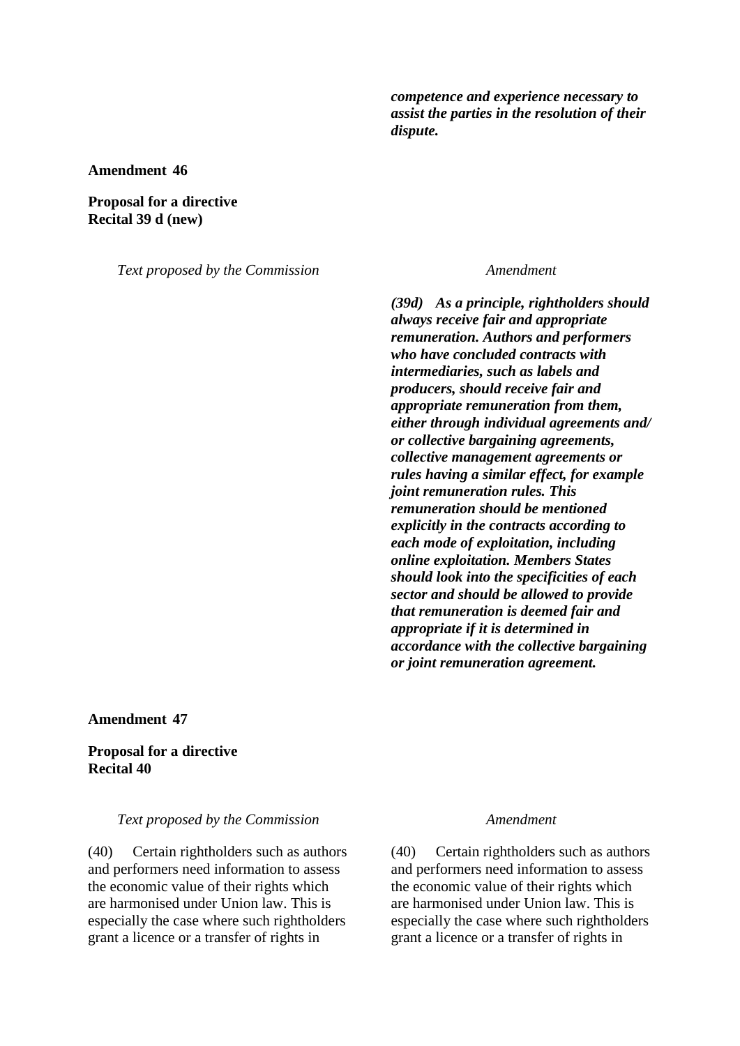| | |
|---|---|
| | ***competence and experience necessary to assist the parties in the resolution of their dispute.*** |

**Amendment 46**

**Proposal for a directive**
**Recital 39 d (new)**

| *Text proposed by the Commission* | *Amendment* |
|---|---|
| | ***(39d) As a principle, rightholders should always receive fair and appropriate remuneration. Authors and performers who have concluded contracts with intermediaries, such as labels and producers, should receive fair and appropriate remuneration from them, either through individual agreements and/ or collective bargaining agreements, collective management agreements or rules having a similar effect, for example joint remuneration rules. This remuneration should be mentioned explicitly in the contracts according to each mode of exploitation, including online exploitation. Members States should look into the specificities of each sector and should be allowed to provide that remuneration is deemed fair and appropriate if it is determined in accordance with the collective bargaining or joint remuneration agreement.*** |

**Amendment 47**

**Proposal for a directive**
**Recital 40**

| *Text proposed by the Commission* | *Amendment* |
|---|---|
| (40) Certain rightholders such as authors and performers need information to assess the economic value of their rights which are harmonised under Union law. This is especially the case where such rightholders grant a licence or a transfer of rights in | (40) Certain rightholders such as authors and performers need information to assess the economic value of their rights which are harmonised under Union law. This is especially the case where such rightholders grant a licence or a transfer of rights in |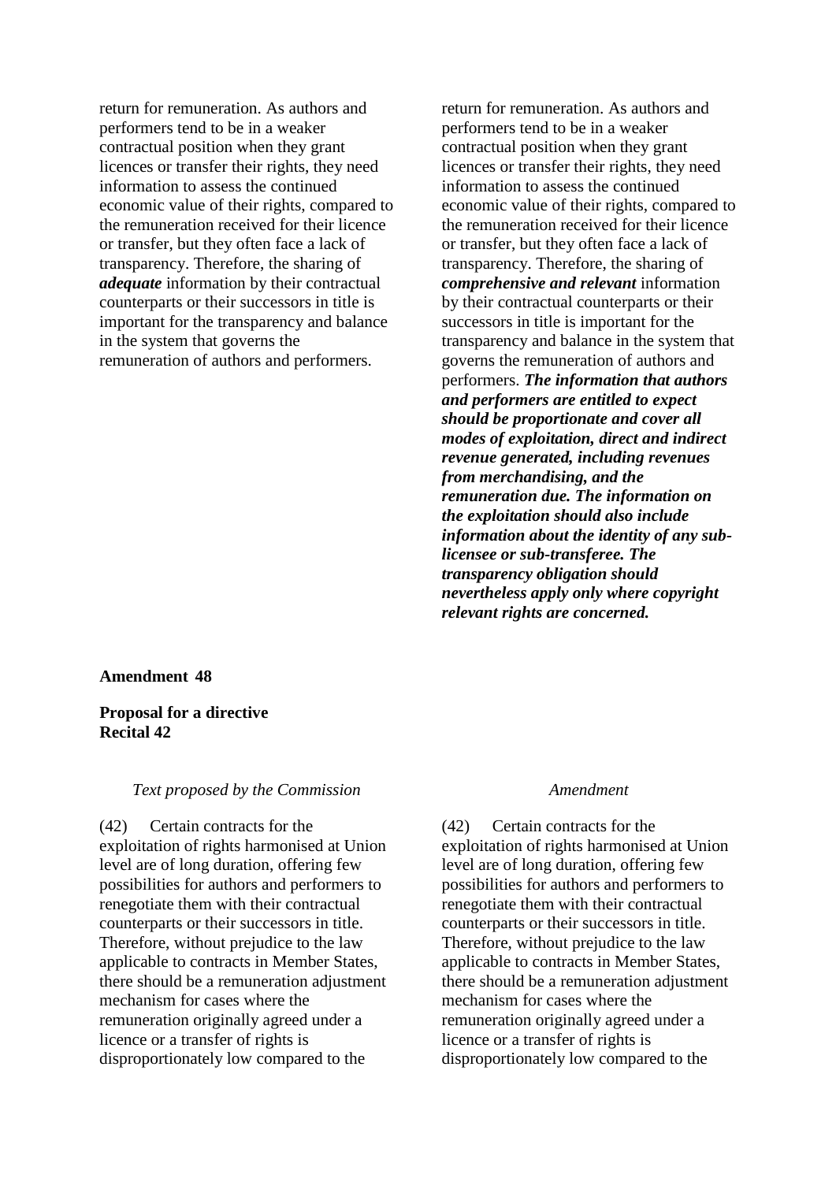| | |
|---|---|
| return for remuneration. As authors and performers tend to be in a weaker contractual position when they grant licences or transfer their rights, they need information to assess the continued economic value of their rights, compared to the remuneration received for their licence or transfer, but they often face a lack of transparency. Therefore, the sharing of ***adequate*** information by their contractual counterparts or their successors in title is important for the transparency and balance in the system that governs the remuneration of authors and performers. | return for remuneration. As authors and performers tend to be in a weaker contractual position when they grant licences or transfer their rights, they need information to assess the continued economic value of their rights, compared to the remuneration received for their licence or transfer, but they often face a lack of transparency. Therefore, the sharing of ***comprehensive and relevant*** information by their contractual counterparts or their successors in title is important for the transparency and balance in the system that governs the remuneration of authors and performers. ***The information that authors and performers are entitled to expect should be proportionate and cover all modes of exploitation, direct and indirect revenue generated, including revenues from merchandising, and the remuneration due. The information on the exploitation should also include information about the identity of any sub-licensee or sub-transferee. The transparency obligation should nevertheless apply only where copyright relevant rights are concerned.*** |

**Amendment 48**

**Proposal for a directive**
**Recital 42**

| *Text proposed by the Commission* | *Amendment* |
|---|---|
| (42) Certain contracts for the exploitation of rights harmonised at Union level are of long duration, offering few possibilities for authors and performers to renegotiate them with their contractual counterparts or their successors in title. Therefore, without prejudice to the law applicable to contracts in Member States, there should be a remuneration adjustment mechanism for cases where the remuneration originally agreed under a licence or a transfer of rights is disproportionately low compared to the | (42) Certain contracts for the exploitation of rights harmonised at Union level are of long duration, offering few possibilities for authors and performers to renegotiate them with their contractual counterparts or their successors in title. Therefore, without prejudice to the law applicable to contracts in Member States, there should be a remuneration adjustment mechanism for cases where the remuneration originally agreed under a licence or a transfer of rights is disproportionately low compared to the |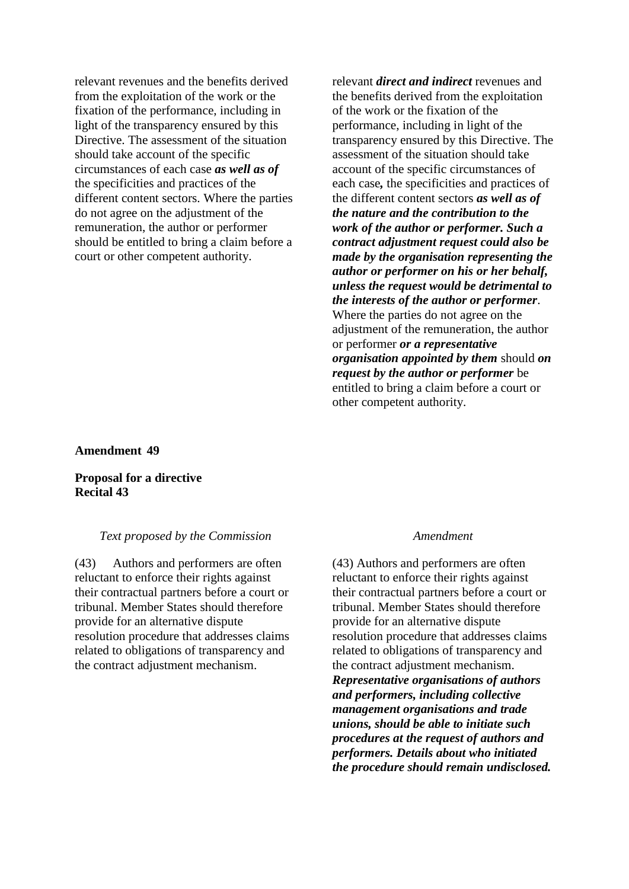| | |
|---|---|
| relevant revenues and the benefits derived from the exploitation of the work or the fixation of the performance, including in light of the transparency ensured by this Directive. The assessment of the situation should take account of the specific circumstances of each case ***as well as of*** the specificities and practices of the different content sectors. Where the parties do not agree on the adjustment of the remuneration, the author or performer should be entitled to bring a claim before a court or other competent authority. | relevant ***direct and indirect*** revenues and the benefits derived from the exploitation of the work or the fixation of the performance, including in light of the transparency ensured by this Directive. The assessment of the situation should take account of the specific circumstances of each case**,** the specificities and practices of the different content sectors ***as well as of the nature and the contribution to the work of the author or performer. Such a contract adjustment request could also be made by the organisation representing the author or performer on his or her behalf, unless the request would be detrimental to the interests of the author or performer***. Where the parties do not agree on the adjustment of the remuneration, the author or performer ***or a representative organisation appointed by them*** should ***on request by the author or performer*** be entitled to bring a claim before a court or other competent authority. |

**Amendment 49**

**Proposal for a directive**
**Recital 43**

| *Text proposed by the Commission* | *Amendment* |
|---|---|
| (43) Authors and performers are often reluctant to enforce their rights against their contractual partners before a court or tribunal. Member States should therefore provide for an alternative dispute resolution procedure that addresses claims related to obligations of transparency and the contract adjustment mechanism. | (43) Authors and performers are often reluctant to enforce their rights against their contractual partners before a court or tribunal. Member States should therefore provide for an alternative dispute resolution procedure that addresses claims related to obligations of transparency and the contract adjustment mechanism. ***Representative organisations of authors and performers, including collective management organisations and trade unions, should be able to initiate such procedures at the request of authors and performers. Details about who initiated the procedure should remain undisclosed.*** |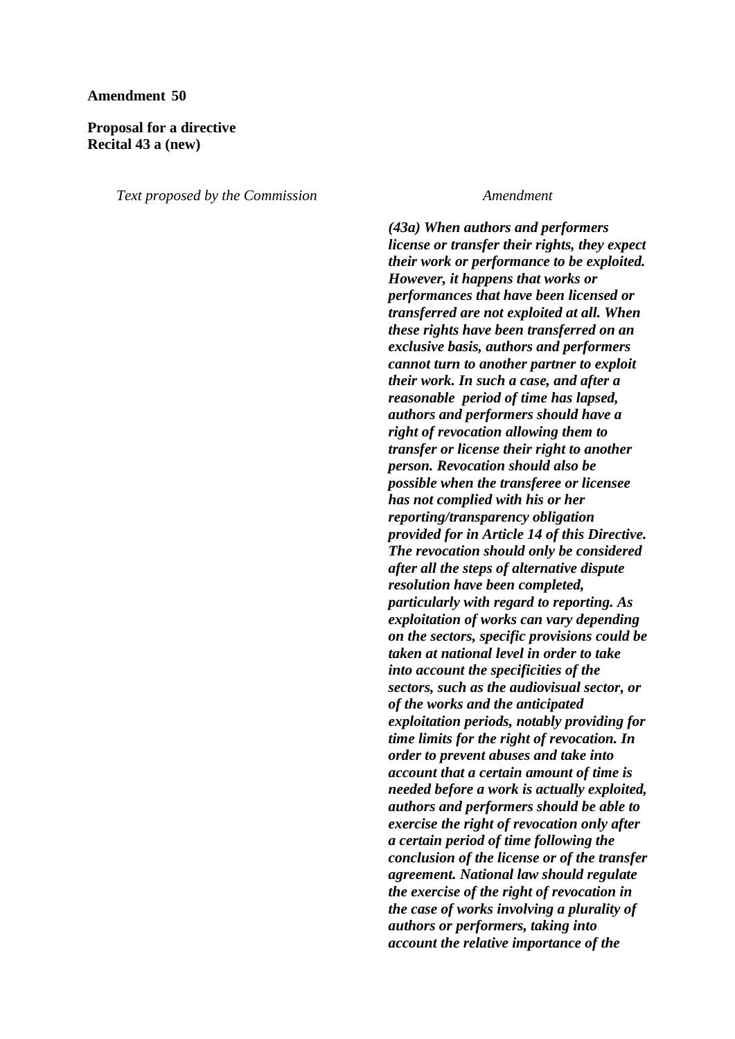**Amendment 50**

**Proposal for a directive**
**Recital 43 a (new)**

| *Text proposed by the Commission* | *Amendment* |
|---|---|
| | ***(43a) When authors and performers license or transfer their rights, they expect their work or performance to be exploited. However, it happens that works or performances that have been licensed or transferred are not exploited at all. When these rights have been transferred on an exclusive basis, authors and performers cannot turn to another partner to exploit their work. In such a case, and after a reasonable period of time has lapsed, authors and performers should have a right of revocation allowing them to transfer or license their right to another person. Revocation should also be possible when the transferee or licensee has not complied with his or her reporting/transparency obligation provided for in Article 14 of this Directive. The revocation should only be considered after all the steps of alternative dispute resolution have been completed, particularly with regard to reporting. As exploitation of works can vary depending on the sectors, specific provisions could be taken at national level in order to take into account the specificities of the sectors, such as the audiovisual sector, or of the works and the anticipated exploitation periods, notably providing for time limits for the right of revocation. In order to prevent abuses and take into account that a certain amount of time is needed before a work is actually exploited, authors and performers should be able to exercise the right of revocation only after a certain period of time following the conclusion of the license or of the transfer agreement. National law should regulate the exercise of the right of revocation in the case of works involving a plurality of authors or performers, taking into account the relative importance of the*** |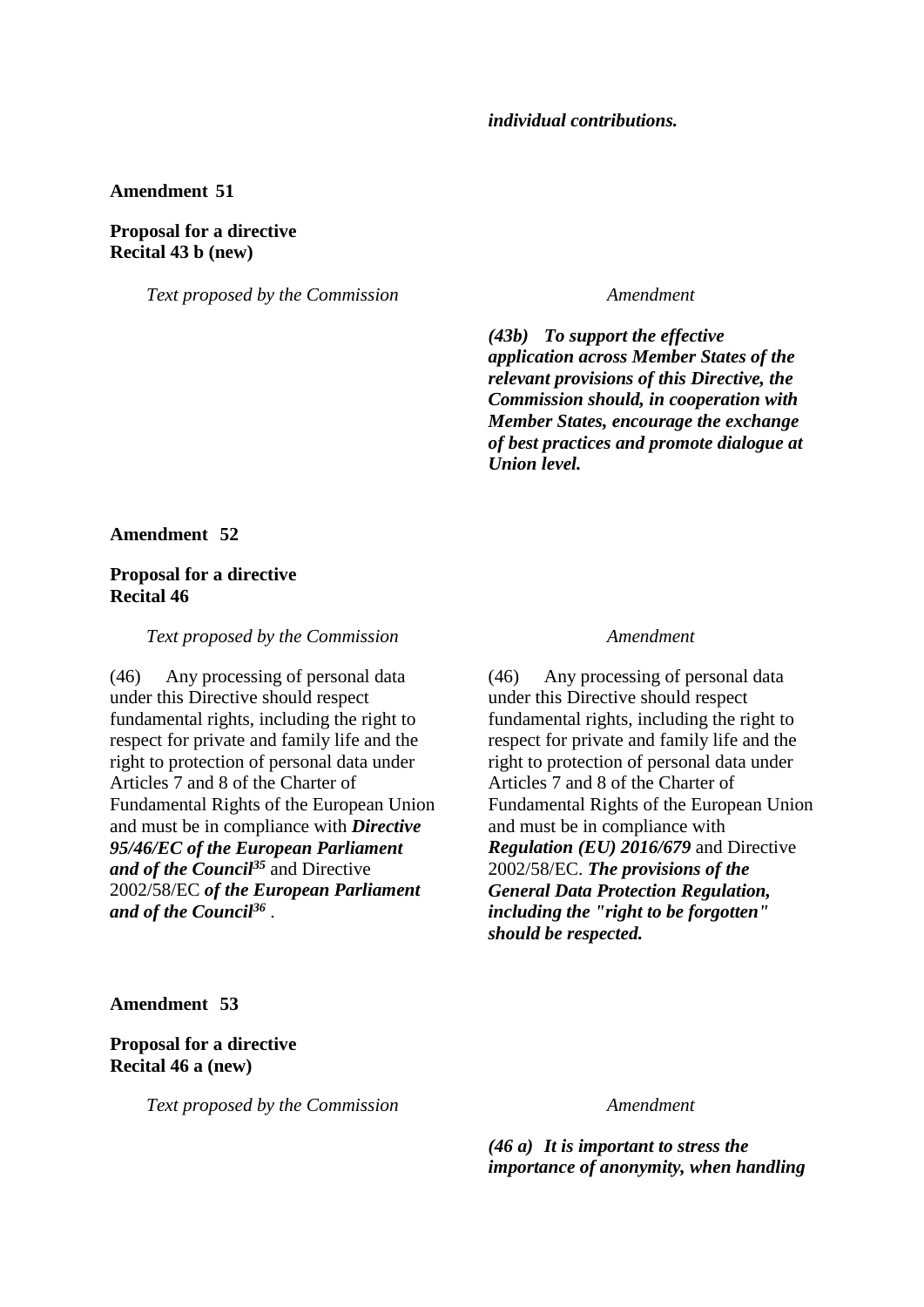| | |
|---|---|
| | ***individual contributions.*** |

**Amendment 51**

**Proposal for a directive**
**Recital 43 b (new)**

| *Text proposed by the Commission* | *Amendment* |
|---|---|
| | ***(43b) To support the effective application across Member States of the relevant provisions of this Directive, the Commission should, in cooperation with Member States, encourage the exchange of best practices and promote dialogue at Union level.*** |

**Amendment 52**

**Proposal for a directive**
**Recital 46**

| *Text proposed by the Commission* | *Amendment* |
|---|---|
| (46) Any processing of personal data under this Directive should respect fundamental rights, including the right to respect for private and family life and the right to protection of personal data under Articles 7 and 8 of the Charter of Fundamental Rights of the European Union and must be in compliance with ***Directive 95/46/EC of the European Parliament and of the Council***[35] and Directive 2002/58/EC ***of the European Parliament and of the Council***[36] . | (46) Any processing of personal data under this Directive should respect fundamental rights, including the right to respect for private and family life and the right to protection of personal data under Articles 7 and 8 of the Charter of Fundamental Rights of the European Union and must be in compliance with ***Regulation (EU) 2016/679*** and Directive 2002/58/EC. ***The provisions of the General Data Protection Regulation, including the "right to be forgotten" should be respected.*** |

**Amendment 53**

**Proposal for a directive**
**Recital 46 a (new)**

| *Text proposed by the Commission* | *Amendment* |
|---|---|
| | ***(46 a) It is important to stress the importance of anonymity, when handling*** |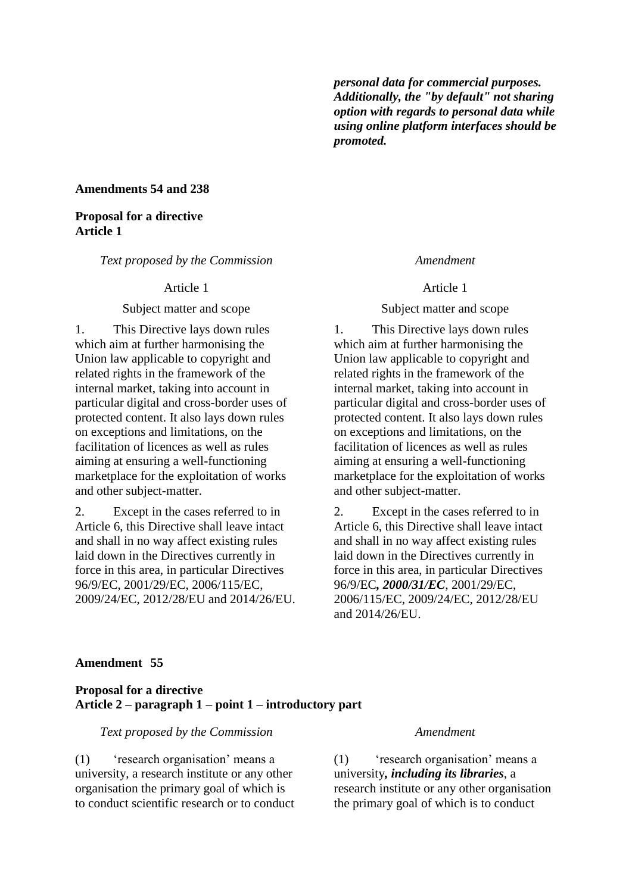| | |
|---|---|
| | ***personal data for commercial purposes. Additionally, the "by default" not sharing option with regards to personal data while using online platform interfaces should be promoted.*** |

**Amendments 54 and 238**

**Proposal for a directive**
**Article 1**

| *Text proposed by the Commission* | *Amendment* |
|---|---|
| Article 1 | Article 1 |
| Subject matter and scope | Subject matter and scope |
| 1. This Directive lays down rules which aim at further harmonising the Union law applicable to copyright and related rights in the framework of the internal market, taking into account in particular digital and cross-border uses of protected content. It also lays down rules on exceptions and limitations, on the facilitation of licences as well as rules aiming at ensuring a well-functioning marketplace for the exploitation of works and other subject-matter. | 1. This Directive lays down rules which aim at further harmonising the Union law applicable to copyright and related rights in the framework of the internal market, taking into account in particular digital and cross-border uses of protected content. It also lays down rules on exceptions and limitations, on the facilitation of licences as well as rules aiming at ensuring a well-functioning marketplace for the exploitation of works and other subject-matter. |
| 2. Except in the cases referred to in Article 6, this Directive shall leave intact and shall in no way affect existing rules laid down in the Directives currently in force in this area, in particular Directives 96/9/EC, 2001/29/EC, 2006/115/EC, 2009/24/EC, 2012/28/EU and 2014/26/EU. | 2. Except in the cases referred to in Article 6, this Directive shall leave intact and shall in no way affect existing rules laid down in the Directives currently in force in this area, in particular Directives 96/9/EC***, 2000/31/EC***, 2001/29/EC, 2006/115/EC, 2009/24/EC, 2012/28/EU and 2014/26/EU. |

**Amendment 55**

**Proposal for a directive**
**Article 2 – paragraph 1 – point 1 – introductory part**

| *Text proposed by the Commission* | *Amendment* |
|---|---|
| (1) 'research organisation' means a university, a research institute or any other organisation the primary goal of which is to conduct scientific research or to conduct | (1) 'research organisation' means a university***, including its libraries***, a research institute or any other organisation the primary goal of which is to conduct |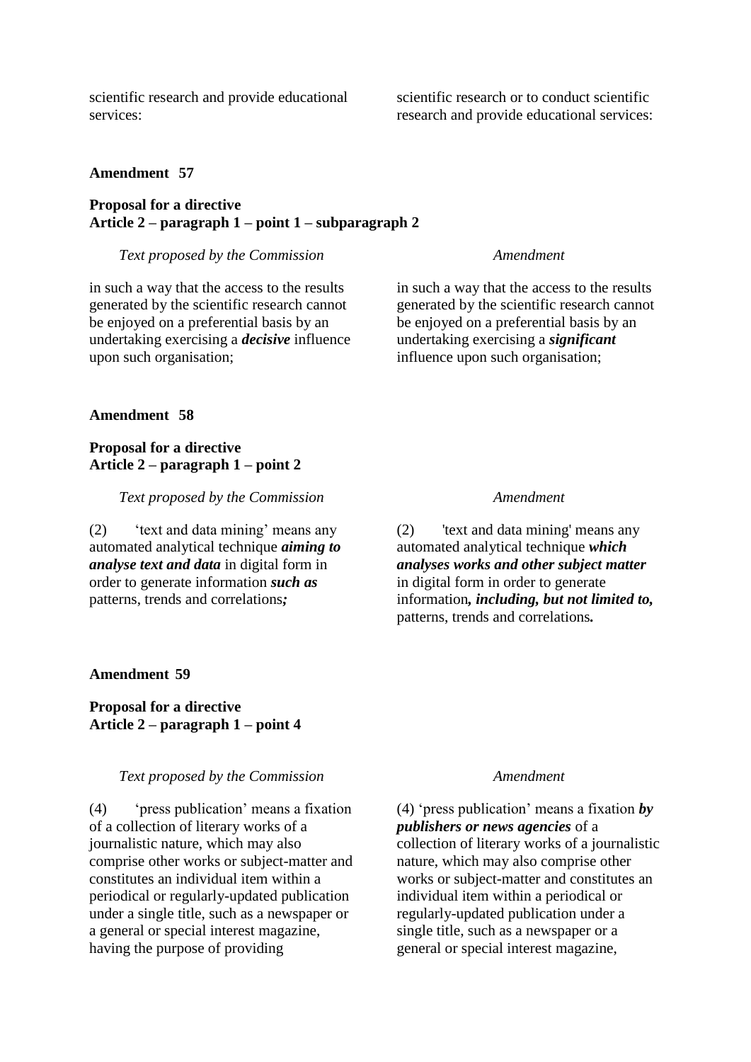| | |
|---|---|
| scientific research and provide educational services: | scientific research or to conduct scientific research and provide educational services: |

**Amendment 57**

**Proposal for a directive**
**Article 2 – paragraph 1 – point 1 – subparagraph 2**

| *Text proposed by the Commission* | *Amendment* |
|---|---|
| in such a way that the access to the results generated by the scientific research cannot be enjoyed on a preferential basis by an undertaking exercising a ***decisive*** influence upon such organisation; | in such a way that the access to the results generated by the scientific research cannot be enjoyed on a preferential basis by an undertaking exercising a ***significant*** influence upon such organisation; |

**Amendment 58**

**Proposal for a directive**
**Article 2 – paragraph 1 – point 2**

| *Text proposed by the Commission* | *Amendment* |
|---|---|
| (2) 'text and data mining' means any automated analytical technique ***aiming to analyse text and data*** in digital form in order to generate information ***such as*** patterns, trends and correlations***;*** | (2) 'text and data mining' means any automated analytical technique ***which analyses works and other subject matter*** in digital form in order to generate information***, including, but not limited to,*** patterns, trends and correlations***.*** |

**Amendment 59**

**Proposal for a directive**
**Article 2 – paragraph 1 – point 4**

| *Text proposed by the Commission* | *Amendment* |
|---|---|
| (4) 'press publication' means a fixation of a collection of literary works of a journalistic nature, which may also comprise other works or subject-matter and constitutes an individual item within a periodical or regularly-updated publication under a single title, such as a newspaper or a general or special interest magazine, having the purpose of providing | (4) 'press publication' means a fixation ***by publishers or news agencies*** of a collection of literary works of a journalistic nature, which may also comprise other works or subject-matter and constitutes an individual item within a periodical or regularly-updated publication under a single title, such as a newspaper or a general or special interest magazine, |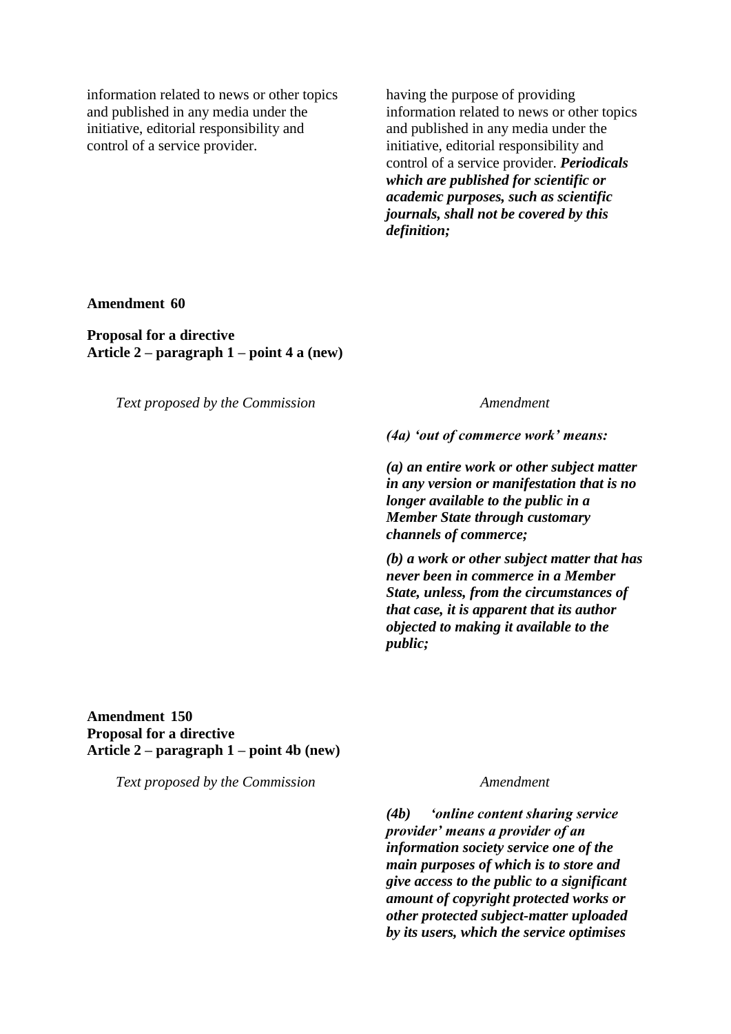| Text proposed by the Commission | Amendment |
|---|---|
| information related to news or other topics and published in any media under the initiative, editorial responsibility and control of a service provider. | having the purpose of providing information related to news or other topics and published in any media under the initiative, editorial responsibility and control of a service provider. ***Periodicals which are published for scientific or academic purposes, such as scientific journals, shall not be covered by this definition;*** |

**Amendment 60**

**Proposal for a directive**
**Article 2 – paragraph 1 – point 4 a (new)**

| Text proposed by the Commission | Amendment |
|---|---|
| | ***(4a) 'out of commerce work' means:*** |
| | ***(a) an entire work or other subject matter in any version or manifestation that is no longer available to the public in a Member State through customary channels of commerce;*** |
| | ***(b) a work or other subject matter that has never been in commerce in a Member State, unless, from the circumstances of that case, it is apparent that its author objected to making it available to the public;*** |

**Amendment 150**
**Proposal for a directive**
**Article 2 – paragraph 1 – point 4b (new)**

| Text proposed by the Commission | Amendment |
|---|---|
| | ***(4b) 'online content sharing service provider' means a provider of an information society service one of the main purposes of which is to store and give access to the public to a significant amount of copyright protected works or other protected subject-matter uploaded by its users, which the service optimises*** |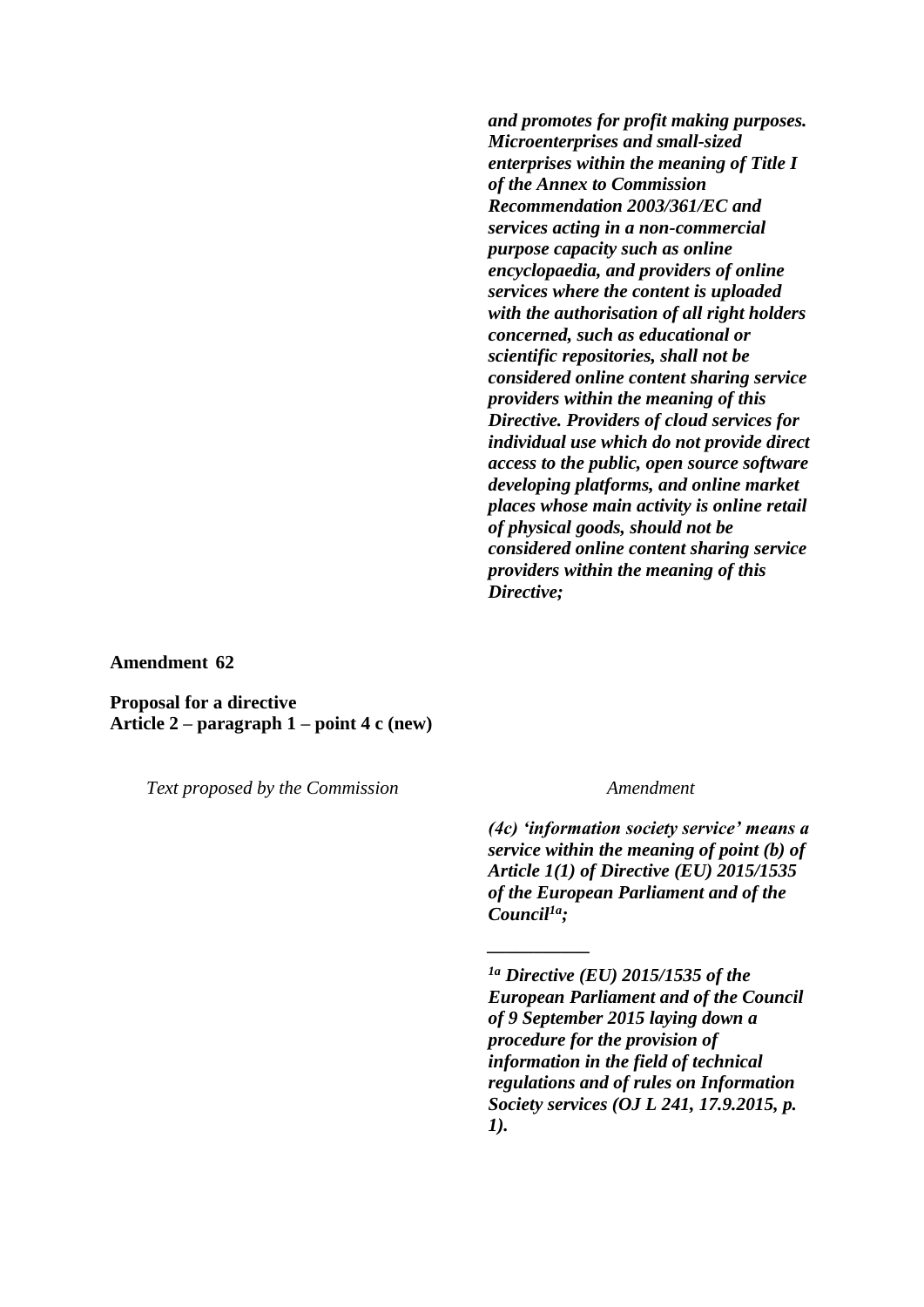| Text proposed by the Commission | Amendment |
|---|---|
| | ***and promotes for profit making purposes. Microenterprises and small-sized enterprises within the meaning of Title I of the Annex to Commission Recommendation 2003/361/EC and services acting in a non-commercial purpose capacity such as online encyclopaedia, and providers of online services where the content is uploaded with the authorisation of all right holders concerned, such as educational or scientific repositories, shall not be considered online content sharing service providers within the meaning of this Directive. Providers of cloud services for individual use which do not provide direct access to the public, open source software developing platforms, and online market places whose main activity is online retail of physical goods, should not be considered online content sharing service providers within the meaning of this Directive;*** |

**Amendment 62**

**Proposal for a directive**
**Article 2 – paragraph 1 – point 4 c (new)**

| Text proposed by the Commission | Amendment |
|---|---|
| | ***(4c) 'information society service' means a service within the meaning of point (b) of Article 1(1) of Directive (EU) 2015/1535 of the European Parliament and of the Council[1a];*** |
| | ***__________*** |
| | ***[1a] Directive (EU) 2015/1535 of the European Parliament and of the Council of 9 September 2015 laying down a procedure for the provision of information in the field of technical regulations and of rules on Information Society services (OJ L 241, 17.9.2015, p. 1).*** |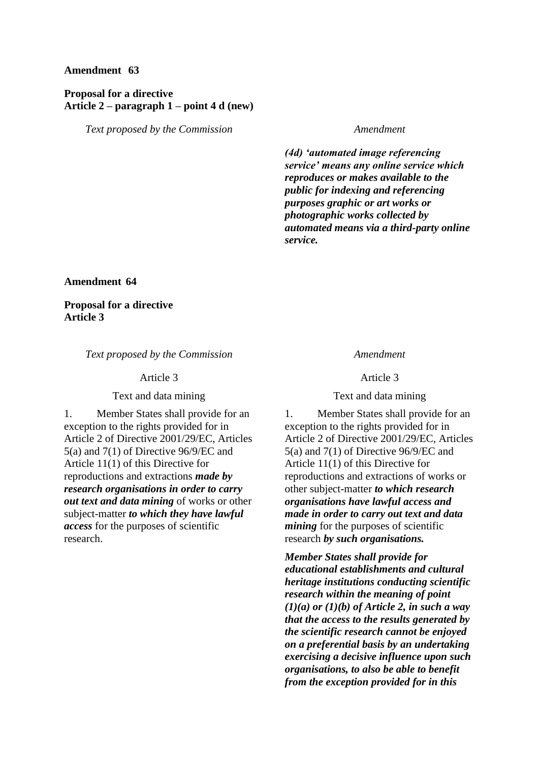**Amendment 63**

**Proposal for a directive**
**Article 2 – paragraph 1 – point 4 d (new)**

| *Text proposed by the Commission* | *Amendment* |
|---|---|
| | ***(4d) 'automated image referencing service' means any online service which reproduces or makes available to the public for indexing and referencing purposes graphic or art works or photographic works collected by automated means via a third-party online service.*** |

**Amendment 64**

**Proposal for a directive**
**Article 3**

| *Text proposed by the Commission* | *Amendment* |
|---|---|
| Article 3 | Article 3 |
| Text and data mining | Text and data mining |
| 1. Member States shall provide for an exception to the rights provided for in Article 2 of Directive 2001/29/EC, Articles 5(a) and 7(1) of Directive 96/9/EC and Article 11(1) of this Directive for reproductions and extractions ***made by research organisations in order to carry out text and data mining*** of works or other subject-matter ***to which they have lawful access*** for the purposes of scientific research. | 1. Member States shall provide for an exception to the rights provided for in Article 2 of Directive 2001/29/EC, Articles 5(a) and 7(1) of Directive 96/9/EC and Article 11(1) of this Directive for reproductions and extractions of works or other subject-matter ***to which research organisations have lawful access and made in order to carry out text and data mining*** for the purposes of scientific research ***by such organisations.*** |
| | ***Member States shall provide for educational establishments and cultural heritage institutions conducting scientific research within the meaning of point (1)(a) or (1)(b) of Article 2, in such a way that the access to the results generated by the scientific research cannot be enjoyed on a preferential basis by an undertaking exercising a decisive influence upon such organisations, to also be able to benefit from the exception provided for in this*** |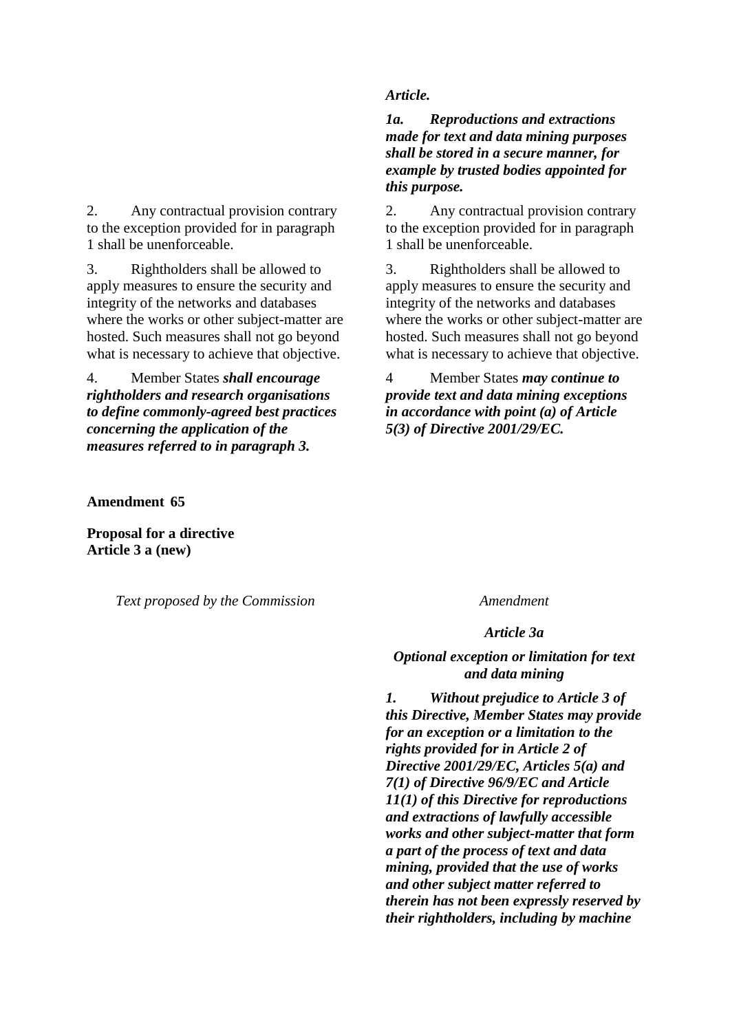| Text proposed by the Commission | Amendment |
| --- | --- |
| | ***Article.*** |
| | ***1a. Reproductions and extractions made for text and data mining purposes shall be stored in a secure manner, for example by trusted bodies appointed for this purpose.*** |
| 2. Any contractual provision contrary to the exception provided for in paragraph 1 shall be unenforceable. | 2. Any contractual provision contrary to the exception provided for in paragraph 1 shall be unenforceable. |
| 3. Rightholders shall be allowed to apply measures to ensure the security and integrity of the networks and databases where the works or other subject-matter are hosted. Such measures shall not go beyond what is necessary to achieve that objective. | 3. Rightholders shall be allowed to apply measures to ensure the security and integrity of the networks and databases where the works or other subject-matter are hosted. Such measures shall not go beyond what is necessary to achieve that objective. |
| 4. Member States ***shall encourage rightholders and research organisations to define commonly-agreed best practices concerning the application of the measures referred to in paragraph 3.*** | 4 Member States ***may continue to provide text and data mining exceptions in accordance with point (a) of Article 5(3) of Directive 2001/29/EC.*** |

**Amendment 65**

**Proposal for a directive**
**Article 3 a (new)**

| Text proposed by the Commission | Amendment |
| --- | --- |
| | ***Article 3a*** |
| | ***Optional exception or limitation for text and data mining*** |
| | ***1. Without prejudice to Article 3 of this Directive, Member States may provide for an exception or a limitation to the rights provided for in Article 2 of Directive 2001/29/EC, Articles 5(a) and 7(1) of Directive 96/9/EC and Article 11(1) of this Directive for reproductions and extractions of lawfully accessible works and other subject-matter that form a part of the process of text and data mining, provided that the use of works and other subject matter referred to therein has not been expressly reserved by their rightholders, including by machine*** |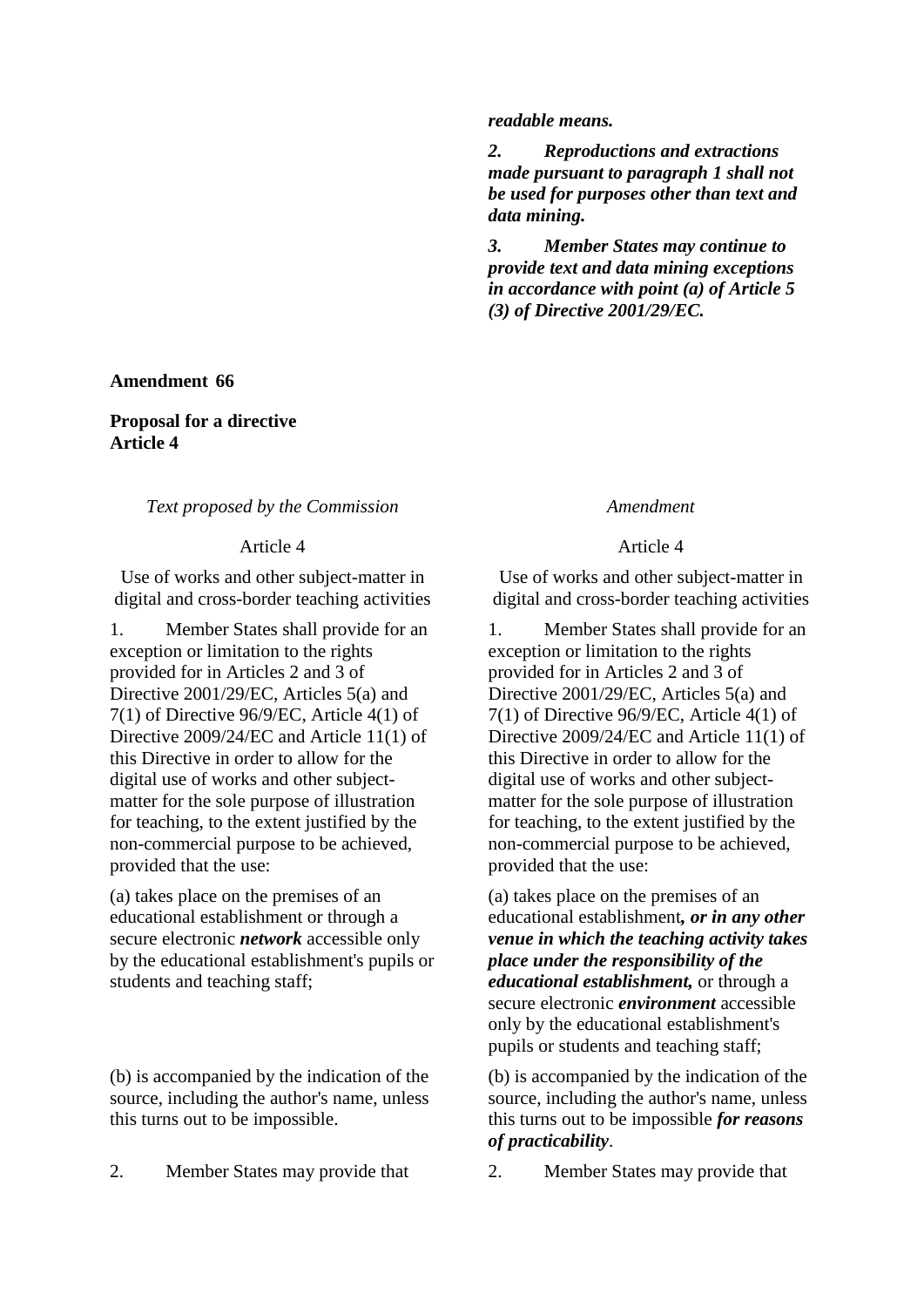| | |
|---|---|
| | ***readable means.*** |
| | ***2. Reproductions and extractions made pursuant to paragraph 1 shall not be used for purposes other than text and data mining.*** |
| | ***3. Member States may continue to provide text and data mining exceptions in accordance with point (a) of Article 5 (3) of Directive 2001/29/EC.*** |

**Amendment 66**

**Proposal for a directive**
**Article 4**

| *Text proposed by the Commission* | *Amendment* |
|---|---|
| Article 4 | Article 4 |
| Use of works and other subject-matter in digital and cross-border teaching activities | Use of works and other subject-matter in digital and cross-border teaching activities |
| 1. Member States shall provide for an exception or limitation to the rights provided for in Articles 2 and 3 of Directive 2001/29/EC, Articles 5(a) and 7(1) of Directive 96/9/EC, Article 4(1) of Directive 2009/24/EC and Article 11(1) of this Directive in order to allow for the digital use of works and other subject-matter for the sole purpose of illustration for teaching, to the extent justified by the non-commercial purpose to be achieved, provided that the use: | 1. Member States shall provide for an exception or limitation to the rights provided for in Articles 2 and 3 of Directive 2001/29/EC, Articles 5(a) and 7(1) of Directive 96/9/EC, Article 4(1) of Directive 2009/24/EC and Article 11(1) of this Directive in order to allow for the digital use of works and other subject-matter for the sole purpose of illustration for teaching, to the extent justified by the non-commercial purpose to be achieved, provided that the use: |
| (a) takes place on the premises of an educational establishment or through a secure electronic ***network*** accessible only by the educational establishment's pupils or students and teaching staff; | (a) takes place on the premises of an educational establishment***, or in any other venue in which the teaching activity takes place under the responsibility of the educational establishment,*** or through a secure electronic ***environment*** accessible only by the educational establishment's pupils or students and teaching staff; |
| (b) is accompanied by the indication of the source, including the author's name, unless this turns out to be impossible. | (b) is accompanied by the indication of the source, including the author's name, unless this turns out to be impossible ***for reasons of practicability***. |
| 2. Member States may provide that | 2. Member States may provide that |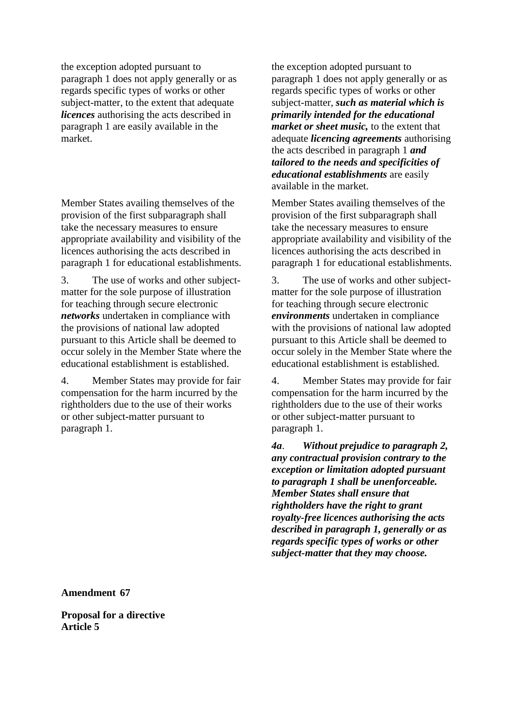| | |
|---|---|
| the exception adopted pursuant to paragraph 1 does not apply generally or as regards specific types of works or other subject-matter, to the extent that adequate ***licences*** authorising the acts described in paragraph 1 are easily available in the market. | the exception adopted pursuant to paragraph 1 does not apply generally or as regards specific types of works or other subject-matter, ***such as material which is primarily intended for the educational market or sheet music,*** to the extent that adequate ***licencing agreements*** authorising the acts described in paragraph 1 ***and tailored to the needs and specificities of educational establishments*** are easily available in the market. |
| Member States availing themselves of the provision of the first subparagraph shall take the necessary measures to ensure appropriate availability and visibility of the licences authorising the acts described in paragraph 1 for educational establishments. | Member States availing themselves of the provision of the first subparagraph shall take the necessary measures to ensure appropriate availability and visibility of the licences authorising the acts described in paragraph 1 for educational establishments. |
| 3. The use of works and other subject-matter for the sole purpose of illustration for teaching through secure electronic ***networks*** undertaken in compliance with the provisions of national law adopted pursuant to this Article shall be deemed to occur solely in the Member State where the educational establishment is established. | 3. The use of works and other subject-matter for the sole purpose of illustration for teaching through secure electronic ***environments*** undertaken in compliance with the provisions of national law adopted pursuant to this Article shall be deemed to occur solely in the Member State where the educational establishment is established. |
| 4. Member States may provide for fair compensation for the harm incurred by the rightholders due to the use of their works or other subject-matter pursuant to paragraph 1. | 4. Member States may provide for fair compensation for the harm incurred by the rightholders due to the use of their works or other subject-matter pursuant to paragraph 1. |
| | ***4a. Without prejudice to paragraph 2, any contractual provision contrary to the exception or limitation adopted pursuant to paragraph 1 shall be unenforceable. Member States shall ensure that rightholders have the right to grant royalty-free licences authorising the acts described in paragraph 1, generally or as regards specific types of works or other subject-matter that they may choose.*** |

**Amendment 67**

**Proposal for a directive**
**Article 5**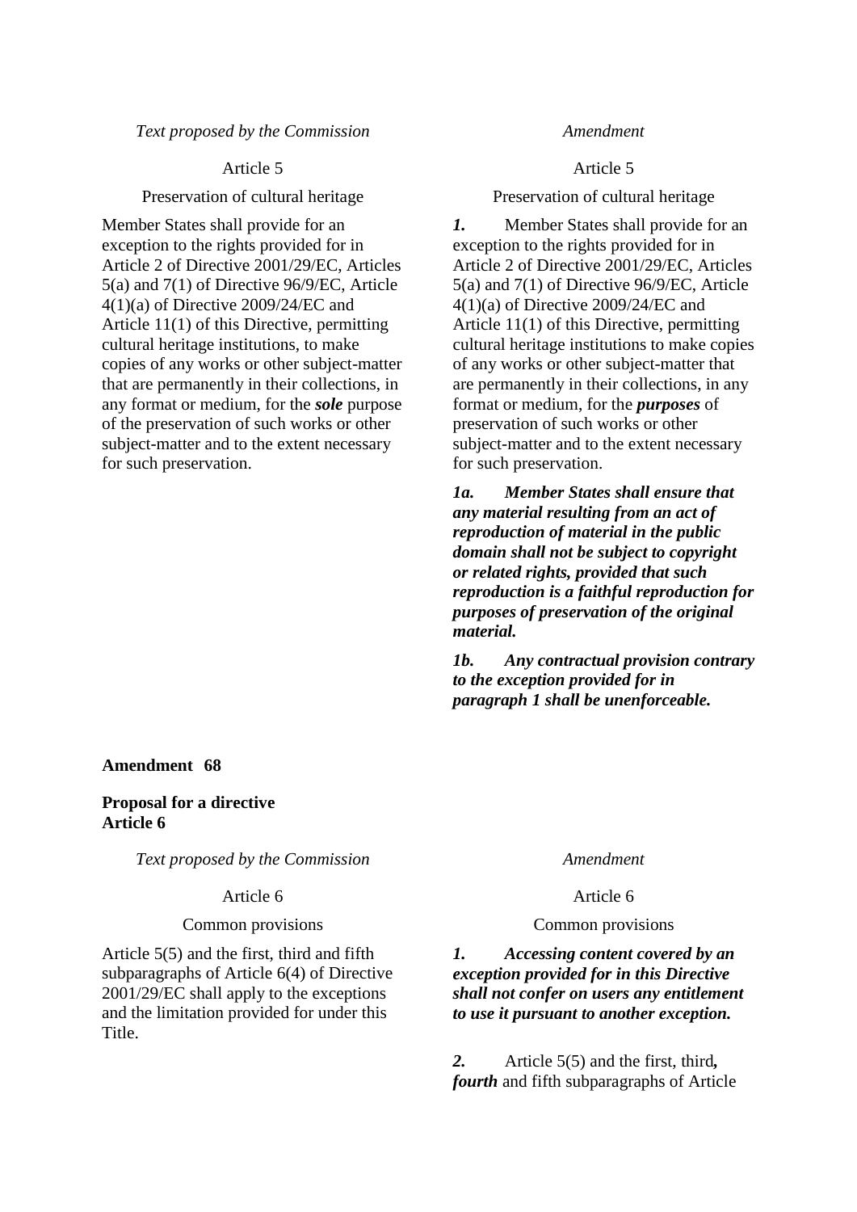| *Text proposed by the Commission* | *Amendment* |
|---|---|
| Article 5 | Article 5 |
| Preservation of cultural heritage | Preservation of cultural heritage |
| Member States shall provide for an exception to the rights provided for in Article 2 of Directive 2001/29/EC, Articles 5(a) and 7(1) of Directive 96/9/EC, Article 4(1)(a) of Directive 2009/24/EC and Article 11(1) of this Directive, permitting cultural heritage institutions, to make copies of any works or other subject-matter that are permanently in their collections, in any format or medium, for the ***sole*** purpose of the preservation of such works or other subject-matter and to the extent necessary for such preservation. | ***1.*** Member States shall provide for an exception to the rights provided for in Article 2 of Directive 2001/29/EC, Articles 5(a) and 7(1) of Directive 96/9/EC, Article 4(1)(a) of Directive 2009/24/EC and Article 11(1) of this Directive, permitting cultural heritage institutions to make copies of any works or other subject-matter that are permanently in their collections, in any format or medium, for the ***purposes*** of preservation of such works or other subject-matter and to the extent necessary for such preservation. |
| | ***1a. Member States shall ensure that any material resulting from an act of reproduction of material in the public domain shall not be subject to copyright or related rights, provided that such reproduction is a faithful reproduction for purposes of preservation of the original material.*** |
| | ***1b. Any contractual provision contrary to the exception provided for in paragraph 1 shall be unenforceable.*** |

**Amendment 68**

**Proposal for a directive**
**Article 6**

| *Text proposed by the Commission* | *Amendment* |
|---|---|
| Article 6 | Article 6 |
| Common provisions | Common provisions |
| Article 5(5) and the first, third and fifth subparagraphs of Article 6(4) of Directive 2001/29/EC shall apply to the exceptions and the limitation provided for under this Title. | ***1. Accessing content covered by an exception provided for in this Directive shall not confer on users any entitlement to use it pursuant to another exception.*** |
| | ***2.*** Article 5(5) and the first, third***, fourth*** and fifth subparagraphs of Article |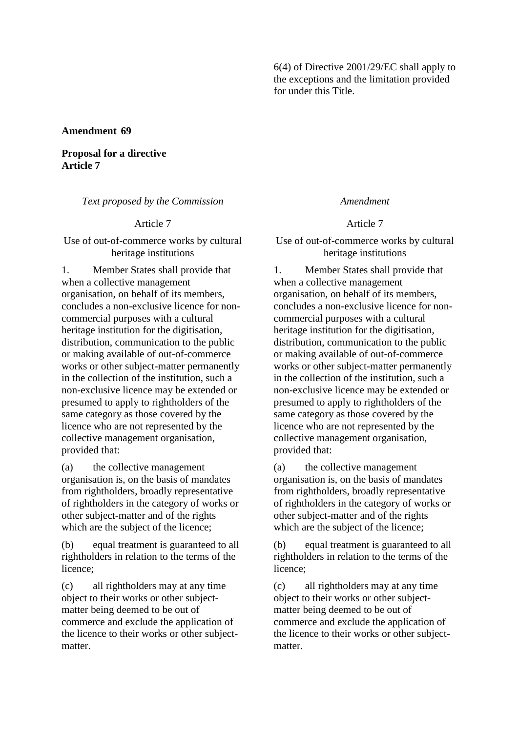| | 6(4) of Directive 2001/29/EC shall apply to the exceptions and the limitation provided for under this Title. |
|---|---|

**Amendment 69**

**Proposal for a directive**
**Article 7**

| *Text proposed by the Commission* | *Amendment* |
|---|---|
| Article 7 | Article 7 |
| Use of out-of-commerce works by cultural heritage institutions | Use of out-of-commerce works by cultural heritage institutions |
| 1. Member States shall provide that when a collective management organisation, on behalf of its members, concludes a non-exclusive licence for non-commercial purposes with a cultural heritage institution for the digitisation, distribution, communication to the public or making available of out-of-commerce works or other subject-matter permanently in the collection of the institution, such a non-exclusive licence may be extended or presumed to apply to rightholders of the same category as those covered by the licence who are not represented by the collective management organisation, provided that: | 1. Member States shall provide that when a collective management organisation, on behalf of its members, concludes a non-exclusive licence for non-commercial purposes with a cultural heritage institution for the digitisation, distribution, communication to the public or making available of out-of-commerce works or other subject-matter permanently in the collection of the institution, such a non-exclusive licence may be extended or presumed to apply to rightholders of the same category as those covered by the licence who are not represented by the collective management organisation, provided that: |
| (a) the collective management organisation is, on the basis of mandates from rightholders, broadly representative of rightholders in the category of works or other subject-matter and of the rights which are the subject of the licence; | (a) the collective management organisation is, on the basis of mandates from rightholders, broadly representative of rightholders in the category of works or other subject-matter and of the rights which are the subject of the licence; |
| (b) equal treatment is guaranteed to all rightholders in relation to the terms of the licence; | (b) equal treatment is guaranteed to all rightholders in relation to the terms of the licence; |
| (c) all rightholders may at any time object to their works or other subject-matter being deemed to be out of commerce and exclude the application of the licence to their works or other subject-matter. | (c) all rightholders may at any time object to their works or other subject-matter being deemed to be out of commerce and exclude the application of the licence to their works or other subject-matter. |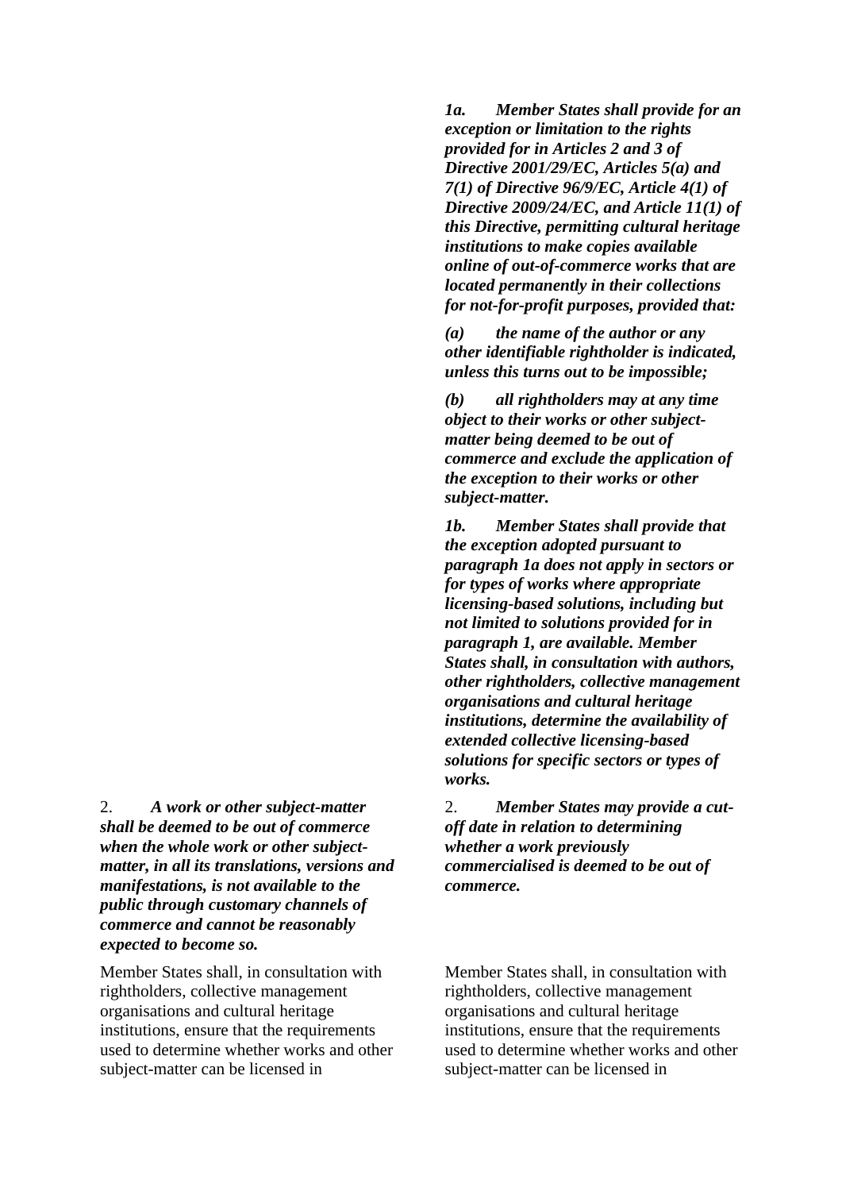| | |
|---|---|
| | ***1a. Member States shall provide for an exception or limitation to the rights provided for in Articles 2 and 3 of Directive 2001/29/EC, Articles 5(a) and 7(1) of Directive 96/9/EC, Article 4(1) of Directive 2009/24/EC, and Article 11(1) of this Directive, permitting cultural heritage institutions to make copies available online of out-of-commerce works that are located permanently in their collections for not-for-profit purposes, provided that:*** |
| | ***(a) the name of the author or any other identifiable rightholder is indicated, unless this turns out to be impossible;*** |
| | ***(b) all rightholders may at any time object to their works or other subject-matter being deemed to be out of commerce and exclude the application of the exception to their works or other subject-matter.*** |
| | ***1b. Member States shall provide that the exception adopted pursuant to paragraph 1a does not apply in sectors or for types of works where appropriate licensing-based solutions, including but not limited to solutions provided for in paragraph 1, are available. Member States shall, in consultation with authors, other rightholders, collective management organisations and cultural heritage institutions, determine the availability of extended collective licensing-based solutions for specific sectors or types of works.*** |
| 2. ***A work or other subject-matter shall be deemed to be out of commerce when the whole work or other subject-matter, in all its translations, versions and manifestations, is not available to the public through customary channels of commerce and cannot be reasonably expected to become so.*** | 2. ***Member States may provide a cut-off date in relation to determining whether a work previously commercialised is deemed to be out of commerce.*** |
| Member States shall, in consultation with rightholders, collective management organisations and cultural heritage institutions, ensure that the requirements used to determine whether works and other subject-matter can be licensed in | Member States shall, in consultation with rightholders, collective management organisations and cultural heritage institutions, ensure that the requirements used to determine whether works and other subject-matter can be licensed in |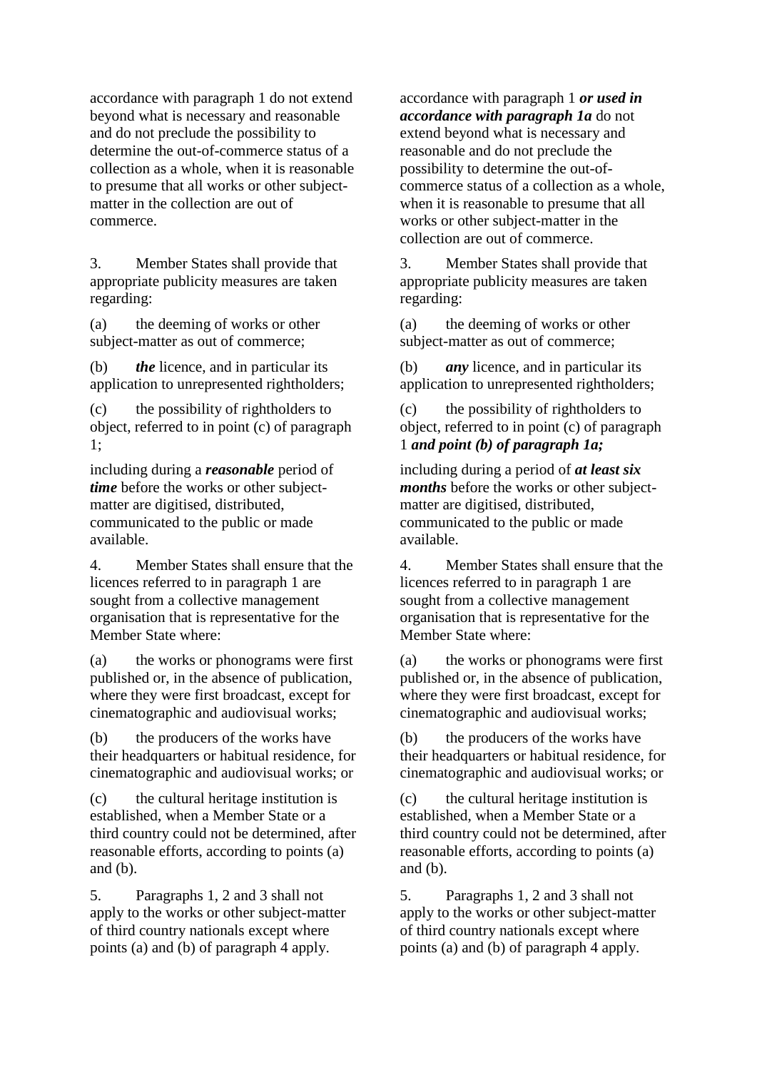| | |
|---|---|
| accordance with paragraph 1 do not extend beyond what is necessary and reasonable and do not preclude the possibility to determine the out-of-commerce status of a collection as a whole, when it is reasonable to presume that all works or other subject-matter in the collection are out of commerce. | accordance with paragraph 1 ***or used in accordance with paragraph 1a*** do not extend beyond what is necessary and reasonable and do not preclude the possibility to determine the out-of-commerce status of a collection as a whole, when it is reasonable to presume that all works or other subject-matter in the collection are out of commerce. |
| 3. Member States shall provide that appropriate publicity measures are taken regarding: | 3. Member States shall provide that appropriate publicity measures are taken regarding: |
| (a) the deeming of works or other subject-matter as out of commerce; | (a) the deeming of works or other subject-matter as out of commerce; |
| (b) ***the*** licence, and in particular its application to unrepresented rightholders; | (b) ***any*** licence, and in particular its application to unrepresented rightholders; |
| (c) the possibility of rightholders to object, referred to in point (c) of paragraph 1; | (c) the possibility of rightholders to object, referred to in point (c) of paragraph 1 ***and point (b) of paragraph 1a;*** |
| including during a ***reasonable*** period of ***time*** before the works or other subject-matter are digitised, distributed, communicated to the public or made available. | including during a period of ***at least six months*** before the works or other subject-matter are digitised, distributed, communicated to the public or made available. |
| 4. Member States shall ensure that the licences referred to in paragraph 1 are sought from a collective management organisation that is representative for the Member State where: | 4. Member States shall ensure that the licences referred to in paragraph 1 are sought from a collective management organisation that is representative for the Member State where: |
| (a) the works or phonograms were first published or, in the absence of publication, where they were first broadcast, except for cinematographic and audiovisual works; | (a) the works or phonograms were first published or, in the absence of publication, where they were first broadcast, except for cinematographic and audiovisual works; |
| (b) the producers of the works have their headquarters or habitual residence, for cinematographic and audiovisual works; or | (b) the producers of the works have their headquarters or habitual residence, for cinematographic and audiovisual works; or |
| (c) the cultural heritage institution is established, when a Member State or a third country could not be determined, after reasonable efforts, according to points (a) and (b). | (c) the cultural heritage institution is established, when a Member State or a third country could not be determined, after reasonable efforts, according to points (a) and (b). |
| 5. Paragraphs 1, 2 and 3 shall not apply to the works or other subject-matter of third country nationals except where points (a) and (b) of paragraph 4 apply. | 5. Paragraphs 1, 2 and 3 shall not apply to the works or other subject-matter of third country nationals except where points (a) and (b) of paragraph 4 apply. |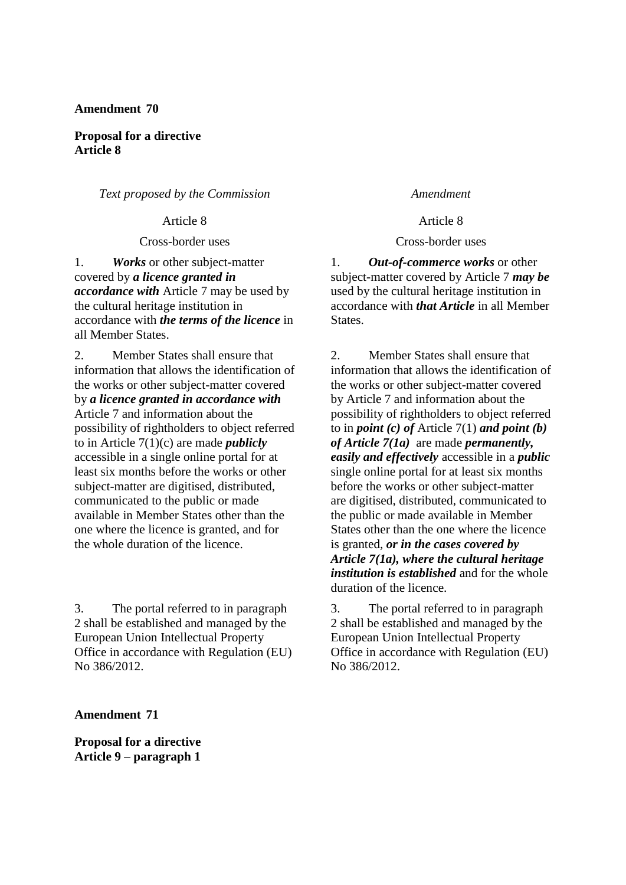**Amendment 70**

**Proposal for a directive**
**Article 8**

| *Text proposed by the Commission* | *Amendment* |
| --- | --- |
| Article 8 | Article 8 |
| Cross-border uses | Cross-border uses |
| 1. ***Works*** or other subject-matter covered by ***a licence granted in accordance with*** Article 7 may be used by the cultural heritage institution in accordance with ***the terms of the licence*** in all Member States. | 1. ***Out-of-commerce works*** or other subject-matter covered by Article 7 ***may be*** used by the cultural heritage institution in accordance with ***that Article*** in all Member States. |
| 2. Member States shall ensure that information that allows the identification of the works or other subject-matter covered by ***a licence granted in accordance with*** Article 7 and information about the possibility of rightholders to object referred to in Article 7(1)(c) are made ***publicly*** accessible in a single online portal for at least six months before the works or other subject-matter are digitised, distributed, communicated to the public or made available in Member States other than the one where the licence is granted, and for the whole duration of the licence. | 2. Member States shall ensure that information that allows the identification of the works or other subject-matter covered by Article 7 and information about the possibility of rightholders to object referred to in ***point (c) of*** Article 7(1) ***and point (b) of Article 7(1a)*** are made ***permanently, easily and effectively*** accessible in a ***public*** single online portal for at least six months before the works or other subject-matter are digitised, distributed, communicated to the public or made available in Member States other than the one where the licence is granted, ***or in the cases covered by Article 7(1a), where the cultural heritage institution is established*** and for the whole duration of the licence. |
| 3. The portal referred to in paragraph 2 shall be established and managed by the European Union Intellectual Property Office in accordance with Regulation (EU) No 386/2012. | 3. The portal referred to in paragraph 2 shall be established and managed by the European Union Intellectual Property Office in accordance with Regulation (EU) No 386/2012. |

**Amendment 71**

**Proposal for a directive**
**Article 9 – paragraph 1**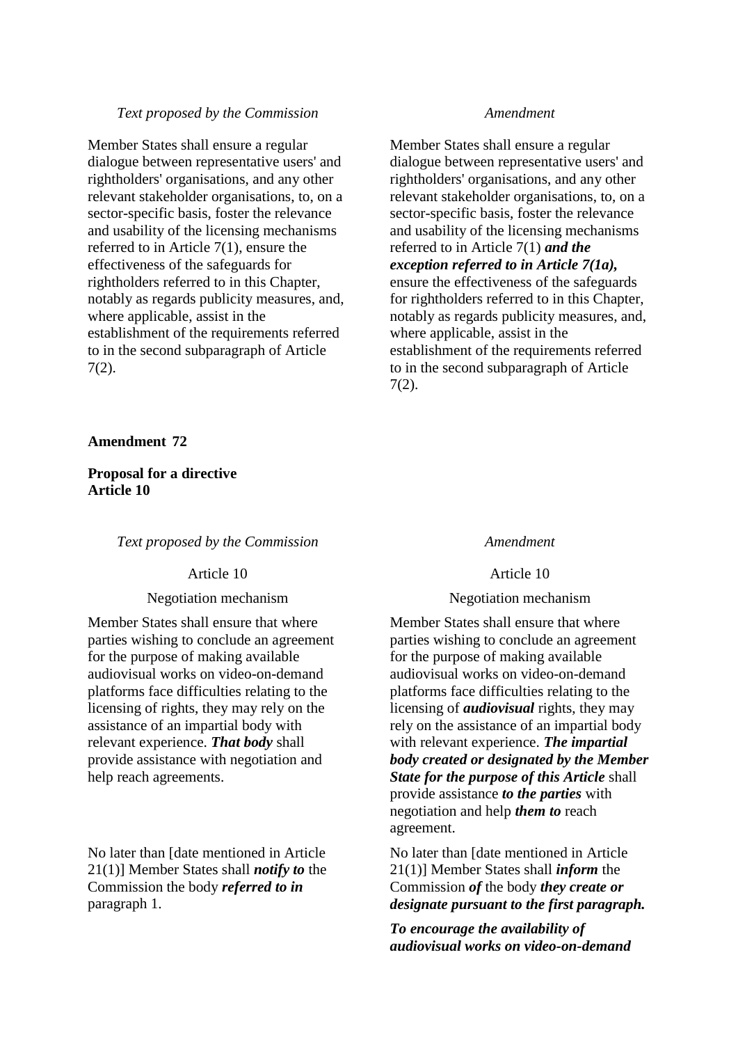| *Text proposed by the Commission* | *Amendment* |
|---|---|
| Member States shall ensure a regular dialogue between representative users' and rightholders' organisations, and any other relevant stakeholder organisations, to, on a sector-specific basis, foster the relevance and usability of the licensing mechanisms referred to in Article 7(1), ensure the effectiveness of the safeguards for rightholders referred to in this Chapter, notably as regards publicity measures, and, where applicable, assist in the establishment of the requirements referred to in the second subparagraph of Article 7(2). | Member States shall ensure a regular dialogue between representative users' and rightholders' organisations, and any other relevant stakeholder organisations, to, on a sector-specific basis, foster the relevance and usability of the licensing mechanisms referred to in Article 7(1) ***and the exception referred to in Article 7(1a),*** ensure the effectiveness of the safeguards for rightholders referred to in this Chapter, notably as regards publicity measures, and, where applicable, assist in the establishment of the requirements referred to in the second subparagraph of Article 7(2). |

**Amendment 72**

**Proposal for a directive**
**Article 10**

| *Text proposed by the Commission* | *Amendment* |
|---|---|
| Article 10 | Article 10 |
| Negotiation mechanism | Negotiation mechanism |
| Member States shall ensure that where parties wishing to conclude an agreement for the purpose of making available audiovisual works on video-on-demand platforms face difficulties relating to the licensing of rights, they may rely on the assistance of an impartial body with relevant experience. ***That body*** shall provide assistance with negotiation and help reach agreements. | Member States shall ensure that where parties wishing to conclude an agreement for the purpose of making available audiovisual works on video-on-demand platforms face difficulties relating to the licensing of ***audiovisual*** rights, they may rely on the assistance of an impartial body with relevant experience. ***The impartial body created or designated by the Member State for the purpose of this Article*** shall provide assistance ***to the parties*** with negotiation and help ***them to*** reach agreement. |
| No later than [date mentioned in Article 21(1)] Member States shall ***notify to*** the Commission the body ***referred to in*** paragraph 1. | No later than [date mentioned in Article 21(1)] Member States shall ***inform*** the Commission ***of*** the body ***they create or designate pursuant to the first paragraph.*** |
| | ***To encourage the availability of audiovisual works on video-on-demand*** |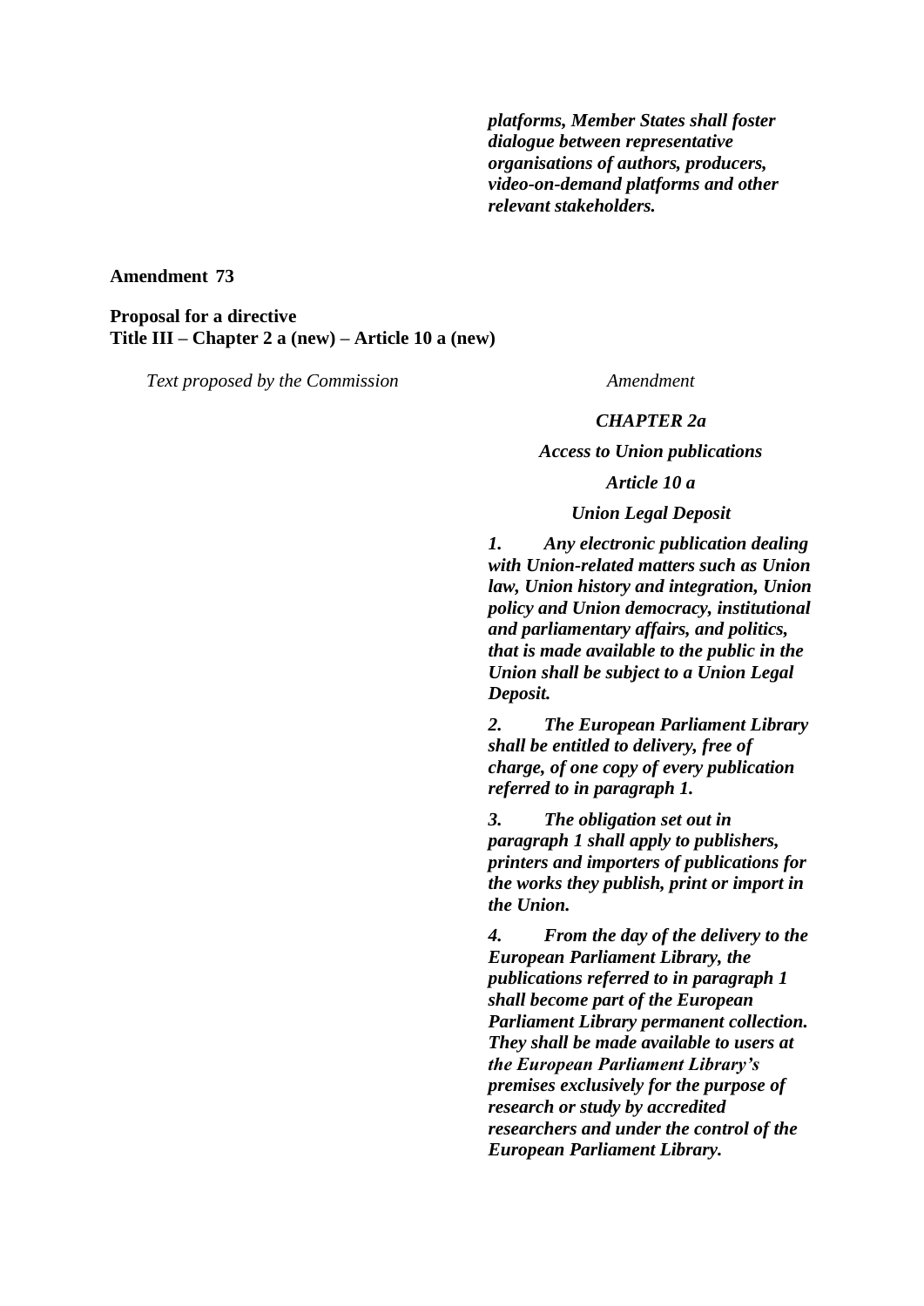***platforms, Member States shall foster dialogue between representative organisations of authors, producers, video-on-demand platforms and other relevant stakeholders.***

**Amendment 73**

**Proposal for a directive**
**Title III – Chapter 2 a (new) – Article 10 a (new)**

| *Text proposed by the Commission* | *Amendment* |
|---|---|
| | ***CHAPTER 2a*** |
| | ***Access to Union publications*** |
| | ***Article 10 a*** |
| | ***Union Legal Deposit*** |
| | ***1. Any electronic publication dealing with Union-related matters such as Union law, Union history and integration, Union policy and Union democracy, institutional and parliamentary affairs, and politics, that is made available to the public in the Union shall be subject to a Union Legal Deposit.*** |
| | ***2. The European Parliament Library shall be entitled to delivery, free of charge, of one copy of every publication referred to in paragraph 1.*** |
| | ***3. The obligation set out in paragraph 1 shall apply to publishers, printers and importers of publications for the works they publish, print or import in the Union.*** |
| | ***4. From the day of the delivery to the European Parliament Library, the publications referred to in paragraph 1 shall become part of the European Parliament Library permanent collection. They shall be made available to users at the European Parliament Library's premises exclusively for the purpose of research or study by accredited researchers and under the control of the European Parliament Library.*** |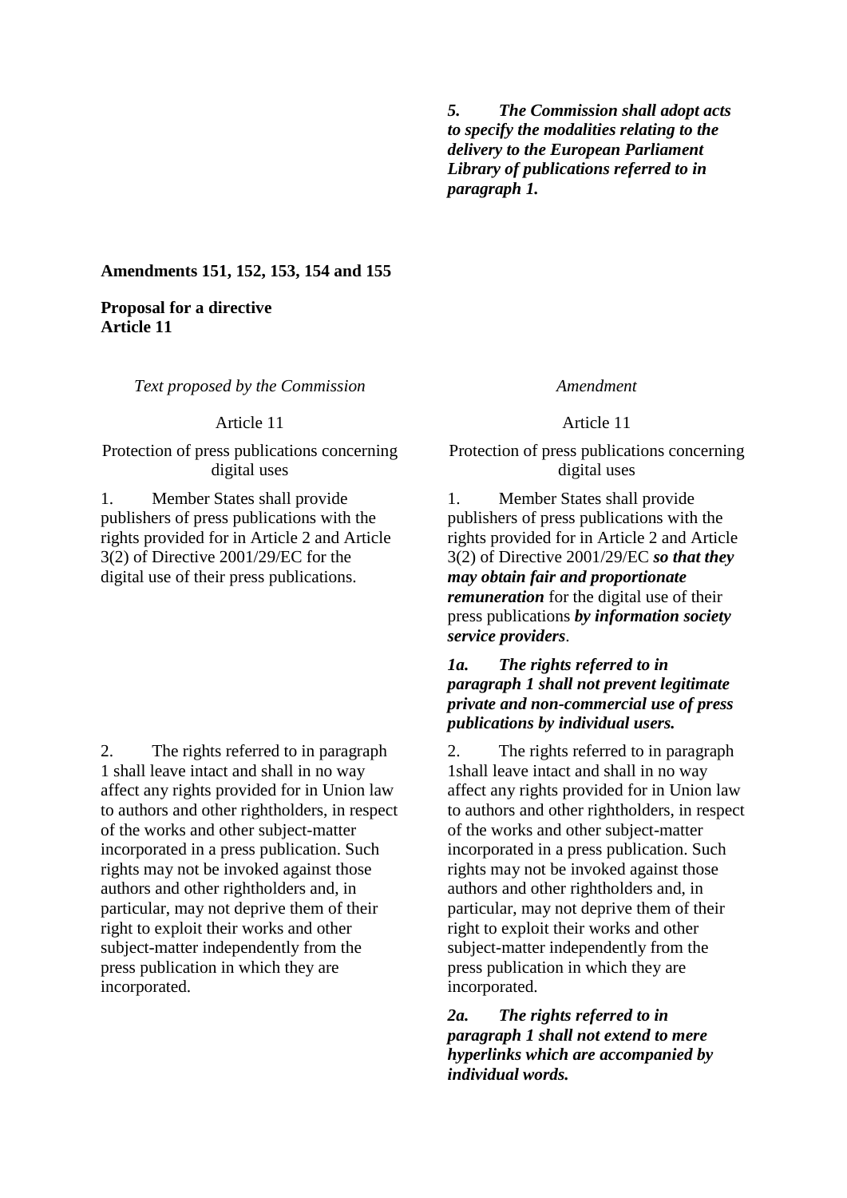| | |
|---|---|
| | ***5. The Commission shall adopt acts to specify the modalities relating to the delivery to the European Parliament Library of publications referred to in paragraph 1.*** |

**Amendments 151, 152, 153, 154 and 155**

**Proposal for a directive**
**Article 11**

| *Text proposed by the Commission* | *Amendment* |
|---|---|
| Article 11 | Article 11 |
| Protection of press publications concerning digital uses | Protection of press publications concerning digital uses |
| 1. Member States shall provide publishers of press publications with the rights provided for in Article 2 and Article 3(2) of Directive 2001/29/EC for the digital use of their press publications. | 1. Member States shall provide publishers of press publications with the rights provided for in Article 2 and Article 3(2) of Directive 2001/29/EC ***so that they may obtain fair and proportionate remuneration*** for the digital use of their press publications ***by information society service providers***. |
| | ***1a. The rights referred to in paragraph 1 shall not prevent legitimate private and non-commercial use of press publications by individual users.*** |
| 2. The rights referred to in paragraph 1 shall leave intact and shall in no way affect any rights provided for in Union law to authors and other rightholders, in respect of the works and other subject-matter incorporated in a press publication. Such rights may not be invoked against those authors and other rightholders and, in particular, may not deprive them of their right to exploit their works and other subject-matter independently from the press publication in which they are incorporated. | 2. The rights referred to in paragraph 1shall leave intact and shall in no way affect any rights provided for in Union law to authors and other rightholders, in respect of the works and other subject-matter incorporated in a press publication. Such rights may not be invoked against those authors and other rightholders and, in particular, may not deprive them of their right to exploit their works and other subject-matter independently from the press publication in which they are incorporated. |
| | ***2a. The rights referred to in paragraph 1 shall not extend to mere hyperlinks which are accompanied by individual words.*** |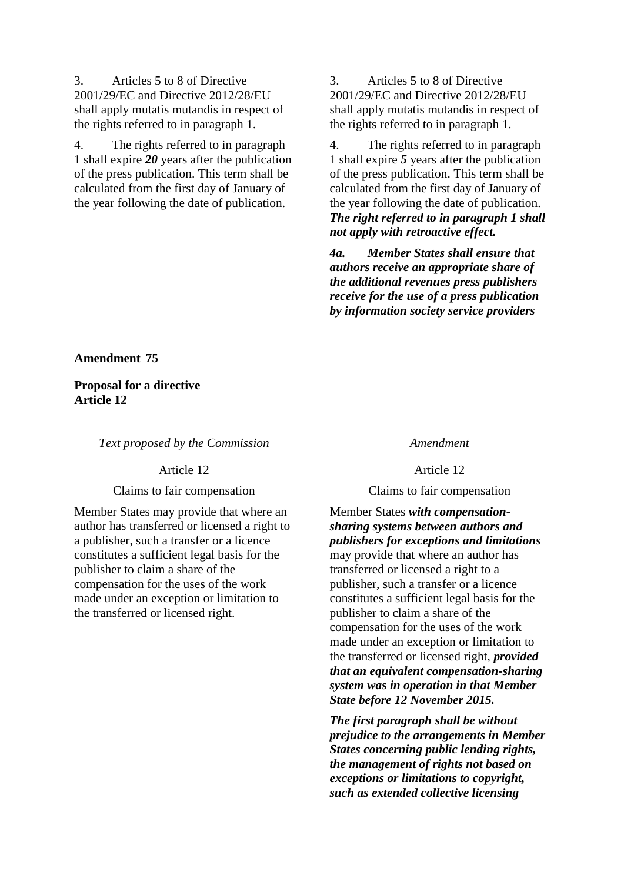| | |
|---|---|
| 3. Articles 5 to 8 of Directive 2001/29/EC and Directive 2012/28/EU shall apply mutatis mutandis in respect of the rights referred to in paragraph 1. | 3. Articles 5 to 8 of Directive 2001/29/EC and Directive 2012/28/EU shall apply mutatis mutandis in respect of the rights referred to in paragraph 1. |
| 4. The rights referred to in paragraph 1 shall expire ***20*** years after the publication of the press publication. This term shall be calculated from the first day of January of the year following the date of publication. | 4. The rights referred to in paragraph 1 shall expire ***5*** years after the publication of the press publication. This term shall be calculated from the first day of January of the year following the date of publication. ***The right referred to in paragraph 1 shall not apply with retroactive effect.*** |
| | ***4a. Member States shall ensure that authors receive an appropriate share of the additional revenues press publishers receive for the use of a press publication by information society service providers*** |

**Amendment 75**

**Proposal for a directive**
**Article 12**

| *Text proposed by the Commission* | *Amendment* |
|---|---|
| Article 12 | Article 12 |
| Claims to fair compensation | Claims to fair compensation |
| Member States may provide that where an author has transferred or licensed a right to a publisher, such a transfer or a licence constitutes a sufficient legal basis for the publisher to claim a share of the compensation for the uses of the work made under an exception or limitation to the transferred or licensed right. | Member States ***with compensation-sharing systems between authors and publishers for exceptions and limitations*** may provide that where an author has transferred or licensed a right to a publisher, such a transfer or a licence constitutes a sufficient legal basis for the publisher to claim a share of the compensation for the uses of the work made under an exception or limitation to the transferred or licensed right, ***provided that an equivalent compensation-sharing system was in operation in that Member State before 12 November 2015.*** |
| | ***The first paragraph shall be without prejudice to the arrangements in Member States concerning public lending rights, the management of rights not based on exceptions or limitations to copyright, such as extended collective licensing*** |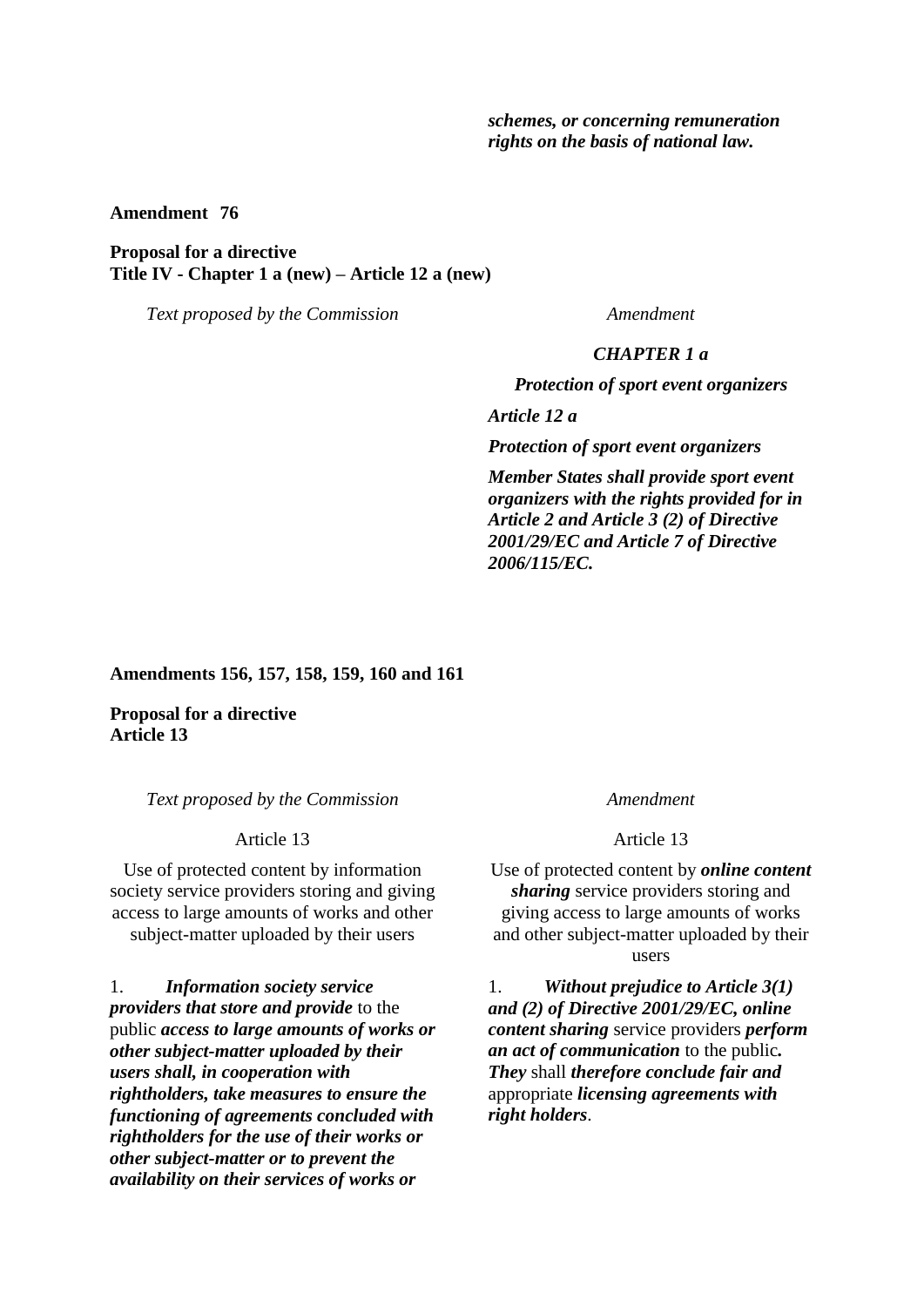| | |
|---|---|
| | ***schemes, or concerning remuneration rights on the basis of national law.*** |

**Amendment 76**

**Proposal for a directive**
**Title IV - Chapter 1 a (new) – Article 12 a (new)**

| *Text proposed by the Commission* | *Amendment* |
|---|---|
| | ***CHAPTER 1 a*** |
| | ***Protection of sport event organizers*** |
| | ***Article 12 a*** |
| | ***Protection of sport event organizers*** |
| | ***Member States shall provide sport event organizers with the rights provided for in Article 2 and Article 3 (2) of Directive 2001/29/EC and Article 7 of Directive 2006/115/EC.*** |

**Amendments 156, 157, 158, 159, 160 and 161**

**Proposal for a directive**
**Article 13**

| *Text proposed by the Commission* | *Amendment* |
|---|---|
| Article 13 | Article 13 |
| Use of protected content by information society service providers storing and giving access to large amounts of works and other subject-matter uploaded by their users | Use of protected content by ***online content sharing*** service providers storing and giving access to large amounts of works and other subject-matter uploaded by their users |
| 1. ***Information society service providers that store and provide*** to the public ***access to large amounts of works or other subject-matter uploaded by their users shall, in cooperation with rightholders, take measures to ensure the functioning of agreements concluded with rightholders for the use of their works or other subject-matter or to prevent the availability on their services of works or*** | 1. ***Without prejudice to Article 3(1) and (2) of Directive 2001/29/EC, online content sharing*** service providers ***perform an act of communication*** to the public***. They*** shall ***therefore conclude fair and*** appropriate ***licensing agreements with right holders***. |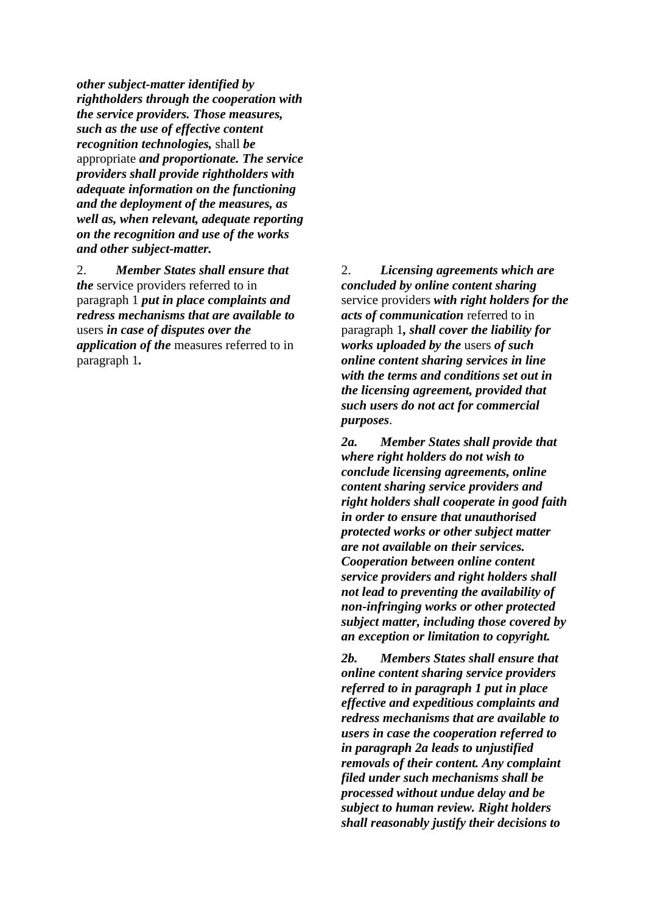| | |
|---|---|
| ***other subject-matter identified by rightholders through the cooperation with the service providers. Those measures, such as the use of effective content recognition technologies,*** shall ***be*** appropriate ***and proportionate. The service providers shall provide rightholders with adequate information on the functioning and the deployment of the measures, as well as, when relevant, adequate reporting on the recognition and use of the works and other subject-matter.*** | |
| 2. ***Member States shall ensure that the*** service providers referred to in paragraph 1 ***put in place complaints and redress mechanisms that are available to*** users ***in case of disputes over the application of the*** measures referred to in paragraph 1***.*** | 2. ***Licensing agreements which are concluded by online content sharing*** service providers ***with right holders for the acts of communication*** referred to in paragraph 1***, shall cover the liability for works uploaded by the*** users ***of such online content sharing services in line with the terms and conditions set out in the licensing agreement, provided that such users do not act for commercial purposes***. |
| | ***2a. Member States shall provide that where right holders do not wish to conclude licensing agreements, online content sharing service providers and right holders shall cooperate in good faith in order to ensure that unauthorised protected works or other subject matter are not available on their services. Cooperation between online content service providers and right holders shall not lead to preventing the availability of non-infringing works or other protected subject matter, including those covered by an exception or limitation to copyright.*** |
| | ***2b. Members States shall ensure that online content sharing service providers referred to in paragraph 1 put in place effective and expeditious complaints and redress mechanisms that are available to users in case the cooperation referred to in paragraph 2a leads to unjustified removals of their content. Any complaint filed under such mechanisms shall be processed without undue delay and be subject to human review. Right holders shall reasonably justify their decisions to*** |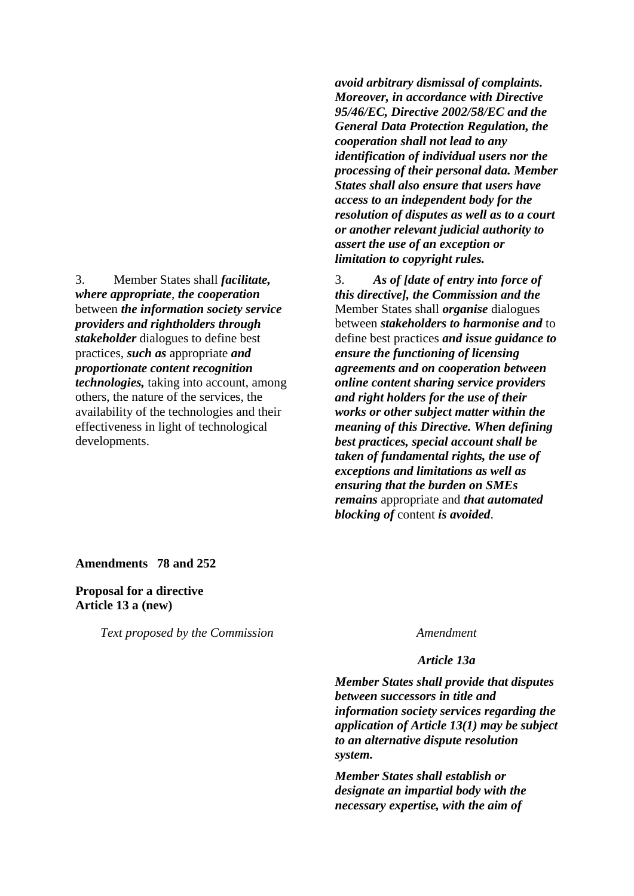| | |
|---|---|
| | ***avoid arbitrary dismissal of complaints. Moreover, in accordance with Directive 95/46/EC, Directive 2002/58/EC and the General Data Protection Regulation, the cooperation shall not lead to any identification of individual users nor the processing of their personal data. Member States shall also ensure that users have access to an independent body for the resolution of disputes as well as to a court or another relevant judicial authority to assert the use of an exception or limitation to copyright rules.*** |
| 3. Member States shall ***facilitate, where appropriate***, ***the cooperation*** between ***the information society service providers and rightholders through stakeholder*** dialogues to define best practices, ***such as*** appropriate ***and proportionate content recognition technologies,*** taking into account, among others, the nature of the services, the availability of the technologies and their effectiveness in light of technological developments. | 3. ***As of [date of entry into force of this directive], the Commission and the*** Member States shall ***organise*** dialogues between ***stakeholders to harmonise and*** to define best practices ***and issue guidance to ensure the functioning of licensing agreements and on cooperation between online content sharing service providers and right holders for the use of their works or other subject matter within the meaning of this Directive. When defining best practices, special account shall be taken of fundamental rights, the use of exceptions and limitations as well as ensuring that the burden on SMEs remains*** appropriate and ***that automated blocking of*** content ***is avoided***. |

**Amendments 78 and 252**

**Proposal for a directive**
**Article 13 a (new)**

| *Text proposed by the Commission* | *Amendment* |
|---|---|
| | ***Article 13a*** |
| | ***Member States shall provide that disputes between successors in title and information society services regarding the application of Article 13(1) may be subject to an alternative dispute resolution system.*** |
| | ***Member States shall establish or designate an impartial body with the necessary expertise, with the aim of*** |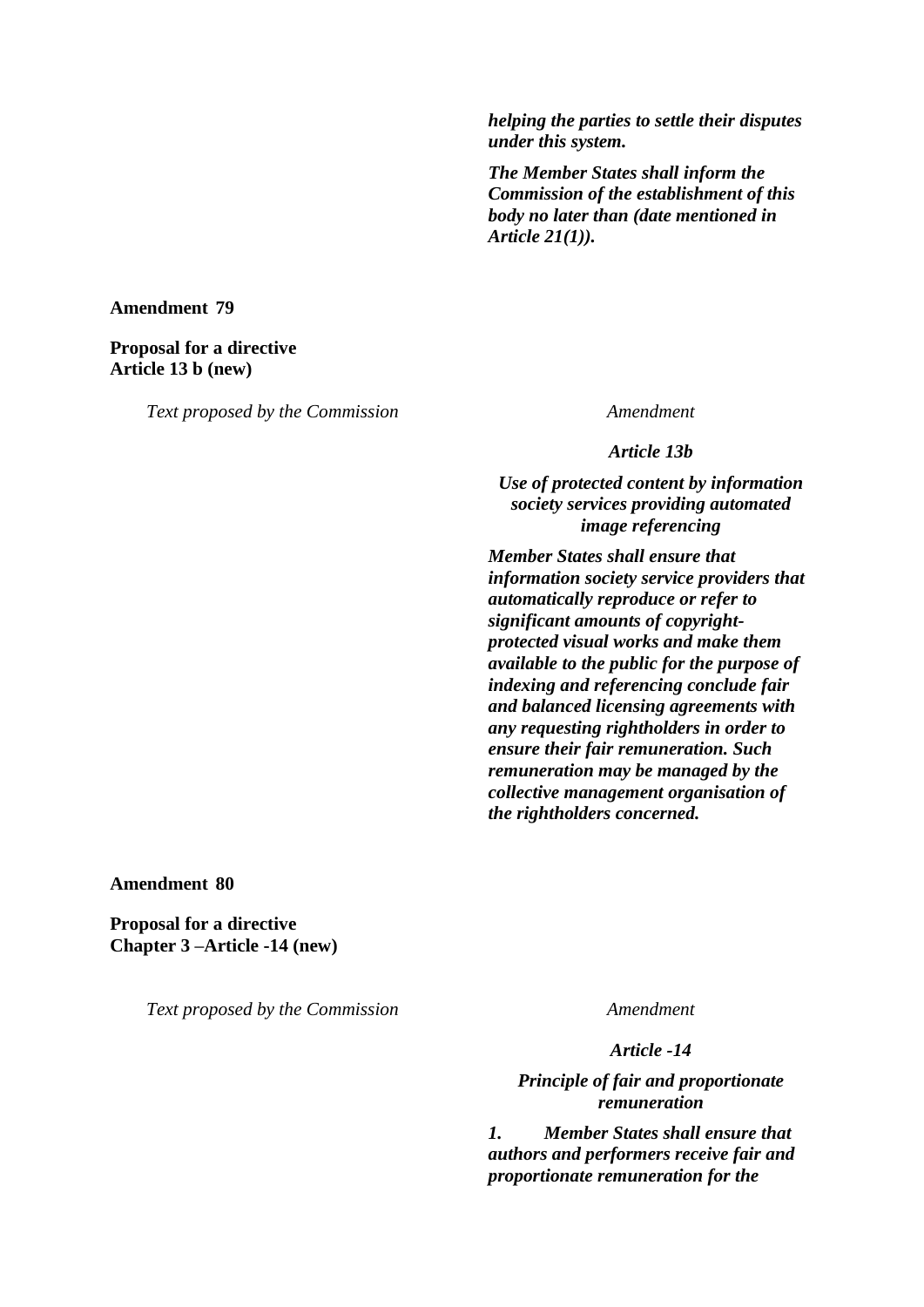| | |
|---|---|
| | ***helping the parties to settle their disputes under this system.*** |
| | ***The Member States shall inform the Commission of the establishment of this body no later than (date mentioned in Article 21(1)).*** |

**Amendment 79**

**Proposal for a directive**
**Article 13 b (new)**

| *Text proposed by the Commission* | *Amendment* |
|---|---|
| | ***Article 13b*** |
| | ***Use of protected content by information society services providing automated image referencing*** |
| | ***Member States shall ensure that information society service providers that automatically reproduce or refer to significant amounts of copyright-protected visual works and make them available to the public for the purpose of indexing and referencing conclude fair and balanced licensing agreements with any requesting rightholders in order to ensure their fair remuneration. Such remuneration may be managed by the collective management organisation of the rightholders concerned.*** |

**Amendment 80**

**Proposal for a directive**
**Chapter 3 –Article -14 (new)**

| *Text proposed by the Commission* | *Amendment* |
|---|---|
| | ***Article -14*** |
| | ***Principle of fair and proportionate remuneration*** |
| | ***1. Member States shall ensure that authors and performers receive fair and proportionate remuneration for the*** |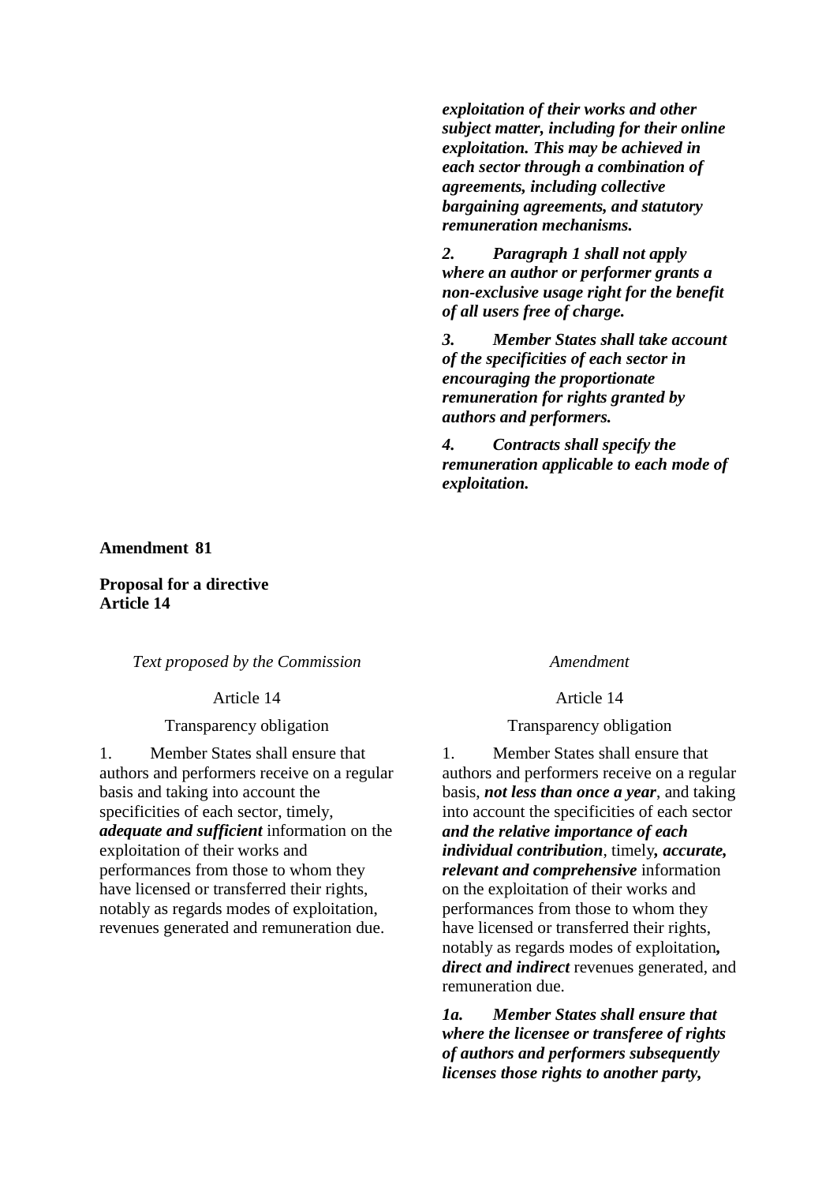| | |
|---|---|
| | ***exploitation of their works and other subject matter, including for their online exploitation. This may be achieved in each sector through a combination of agreements, including collective bargaining agreements, and statutory remuneration mechanisms.*** |
| | ***2. Paragraph 1 shall not apply where an author or performer grants a non-exclusive usage right for the benefit of all users free of charge.*** |
| | ***3. Member States shall take account of the specificities of each sector in encouraging the proportionate remuneration for rights granted by authors and performers.*** |
| | ***4. Contracts shall specify the remuneration applicable to each mode of exploitation.*** |

**Amendment 81**

**Proposal for a directive**
**Article 14**

| *Text proposed by the Commission* | *Amendment* |
|---|---|
| Article 14 | Article 14 |
| Transparency obligation | Transparency obligation |
| 1. Member States shall ensure that authors and performers receive on a regular basis and taking into account the specificities of each sector, timely, ***adequate and sufficient*** information on the exploitation of their works and performances from those to whom they have licensed or transferred their rights, notably as regards modes of exploitation, revenues generated and remuneration due. | 1. Member States shall ensure that authors and performers receive on a regular basis, ***not less than once a year***, and taking into account the specificities of each sector ***and the relative importance of each individual contribution***, timely***, accurate, relevant and comprehensive*** information on the exploitation of their works and performances from those to whom they have licensed or transferred their rights, notably as regards modes of exploitation***, direct and indirect*** revenues generated, and remuneration due. |
| | ***1a. Member States shall ensure that where the licensee or transferee of rights of authors and performers subsequently licenses those rights to another party,*** |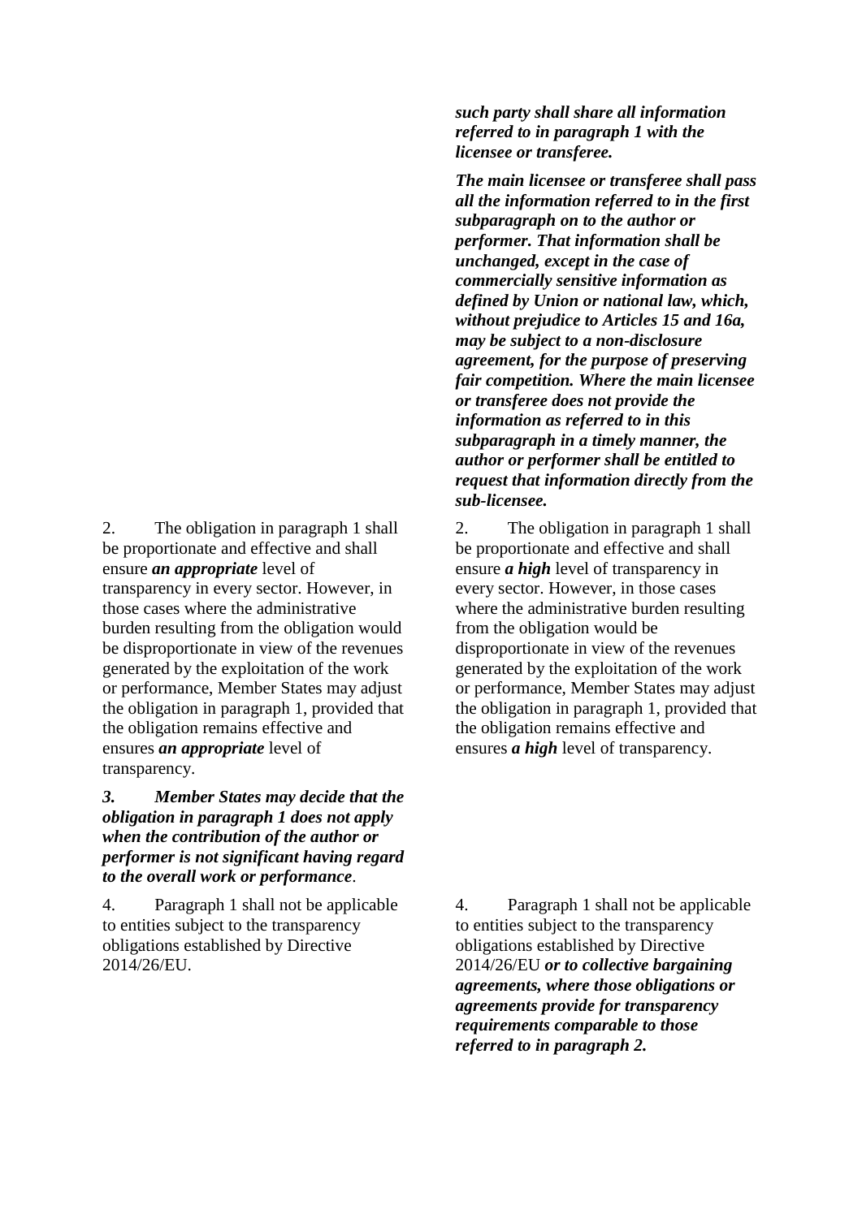| | |
|---|---|
| | ***such party shall share all information referred to in paragraph 1 with the licensee or transferee.*** ***The main licensee or transferee shall pass all the information referred to in the first subparagraph on to the author or performer. That information shall be unchanged, except in the case of commercially sensitive information as defined by Union or national law, which, without prejudice to Articles 15 and 16a, may be subject to a non-disclosure agreement, for the purpose of preserving fair competition. Where the main licensee or transferee does not provide the information as referred to in this subparagraph in a timely manner, the author or performer shall be entitled to request that information directly from the sub-licensee.*** |
| 2. The obligation in paragraph 1 shall be proportionate and effective and shall ensure ***an appropriate*** level of transparency in every sector. However, in those cases where the administrative burden resulting from the obligation would be disproportionate in view of the revenues generated by the exploitation of the work or performance, Member States may adjust the obligation in paragraph 1, provided that the obligation remains effective and ensures ***an appropriate*** level of transparency. | 2. The obligation in paragraph 1 shall be proportionate and effective and shall ensure ***a high*** level of transparency in every sector. However, in those cases where the administrative burden resulting from the obligation would be disproportionate in view of the revenues generated by the exploitation of the work or performance, Member States may adjust the obligation in paragraph 1, provided that the obligation remains effective and ensures ***a high*** level of transparency. |
| ***3. Member States may decide that the obligation in paragraph 1 does not apply when the contribution of the author or performer is not significant having regard to the overall work or performance***. | |
| 4. Paragraph 1 shall not be applicable to entities subject to the transparency obligations established by Directive 2014/26/EU. | 4. Paragraph 1 shall not be applicable to entities subject to the transparency obligations established by Directive 2014/26/EU ***or to collective bargaining agreements, where those obligations or agreements provide for transparency requirements comparable to those referred to in paragraph 2.*** |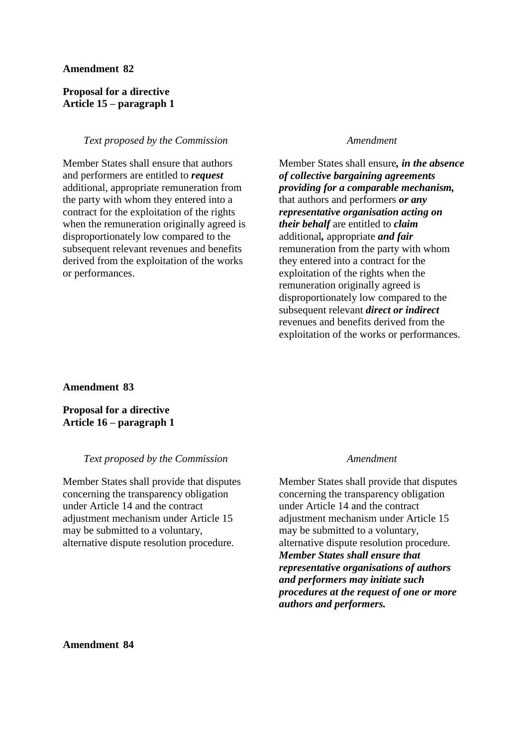**Amendment 82**

**Proposal for a directive**
**Article 15 – paragraph 1**

| *Text proposed by the Commission* | *Amendment* |
| --- | --- |
| Member States shall ensure that authors and performers are entitled to ***request*** additional, appropriate remuneration from the party with whom they entered into a contract for the exploitation of the rights when the remuneration originally agreed is disproportionately low compared to the subsequent relevant revenues and benefits derived from the exploitation of the works or performances. | Member States shall ensure***, in the absence of collective bargaining agreements providing for a comparable mechanism,*** that authors and performers ***or any representative organisation acting on their behalf*** are entitled to ***claim*** additional***,*** appropriate ***and fair*** remuneration from the party with whom they entered into a contract for the exploitation of the rights when the remuneration originally agreed is disproportionately low compared to the subsequent relevant ***direct or indirect*** revenues and benefits derived from the exploitation of the works or performances. |

**Amendment 83**

**Proposal for a directive**
**Article 16 – paragraph 1**

| *Text proposed by the Commission* | *Amendment* |
| --- | --- |
| Member States shall provide that disputes concerning the transparency obligation under Article 14 and the contract adjustment mechanism under Article 15 may be submitted to a voluntary, alternative dispute resolution procedure. | Member States shall provide that disputes concerning the transparency obligation under Article 14 and the contract adjustment mechanism under Article 15 may be submitted to a voluntary, alternative dispute resolution procedure. ***Member States shall ensure that representative organisations of authors and performers may initiate such procedures at the request of one or more authors and performers.*** |

**Amendment 84**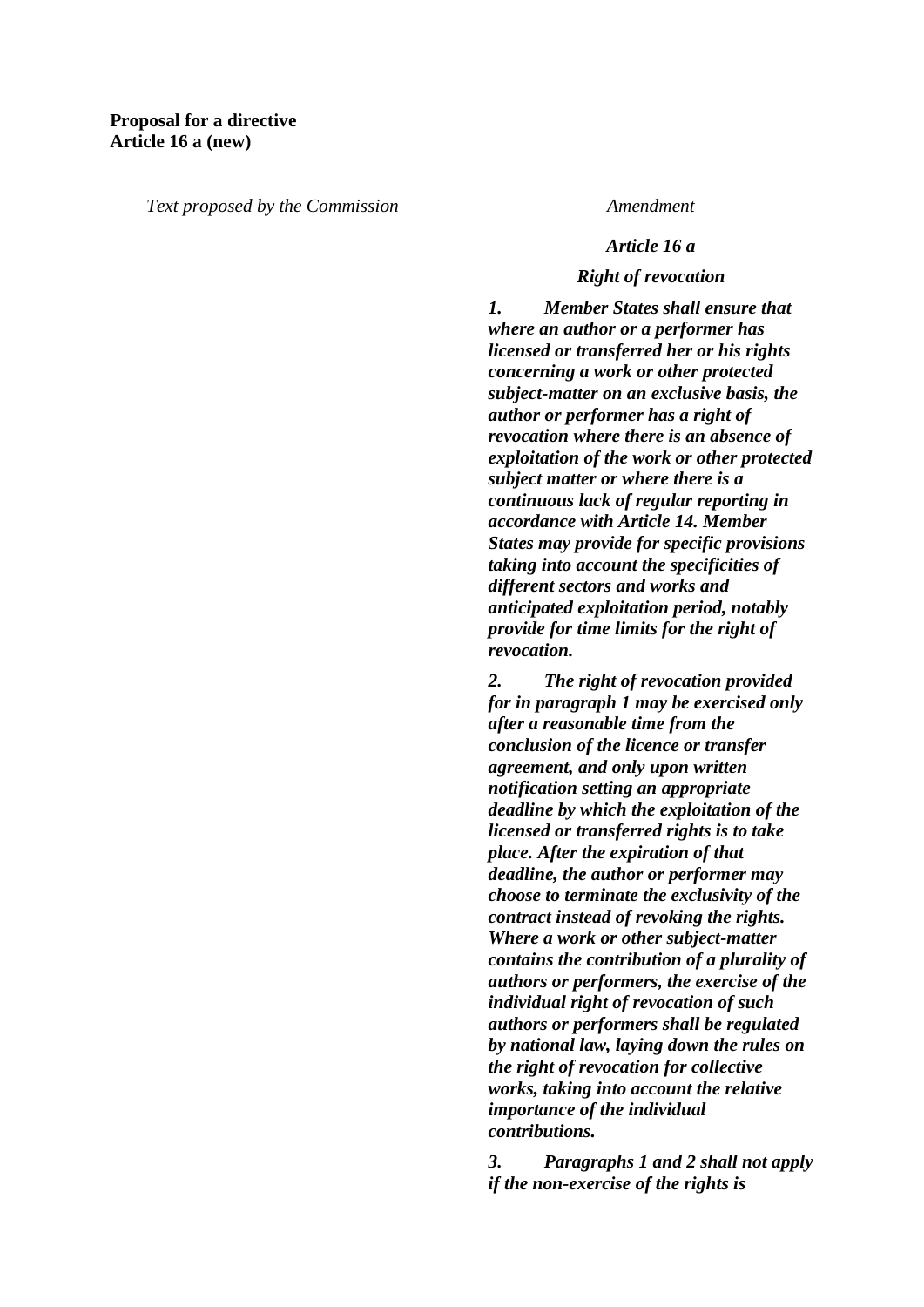**Proposal for a directive**
**Article 16 a (new)**

| *Text proposed by the Commission* | *Amendment* |
|---|---|
| | ***Article 16 a*** |
| | ***Right of revocation*** |
| | ***1. Member States shall ensure that where an author or a performer has licensed or transferred her or his rights concerning a work or other protected subject-matter on an exclusive basis, the author or performer has a right of revocation where there is an absence of exploitation of the work or other protected subject matter or where there is a continuous lack of regular reporting in accordance with Article 14. Member States may provide for specific provisions taking into account the specificities of different sectors and works and anticipated exploitation period, notably provide for time limits for the right of revocation.*** |
| | ***2. The right of revocation provided for in paragraph 1 may be exercised only after a reasonable time from the conclusion of the licence or transfer agreement, and only upon written notification setting an appropriate deadline by which the exploitation of the licensed or transferred rights is to take place. After the expiration of that deadline, the author or performer may choose to terminate the exclusivity of the contract instead of revoking the rights. Where a work or other subject-matter contains the contribution of a plurality of authors or performers, the exercise of the individual right of revocation of such authors or performers shall be regulated by national law, laying down the rules on the right of revocation for collective works, taking into account the relative importance of the individual contributions.*** |
| | ***3. Paragraphs 1 and 2 shall not apply if the non-exercise of the rights is*** |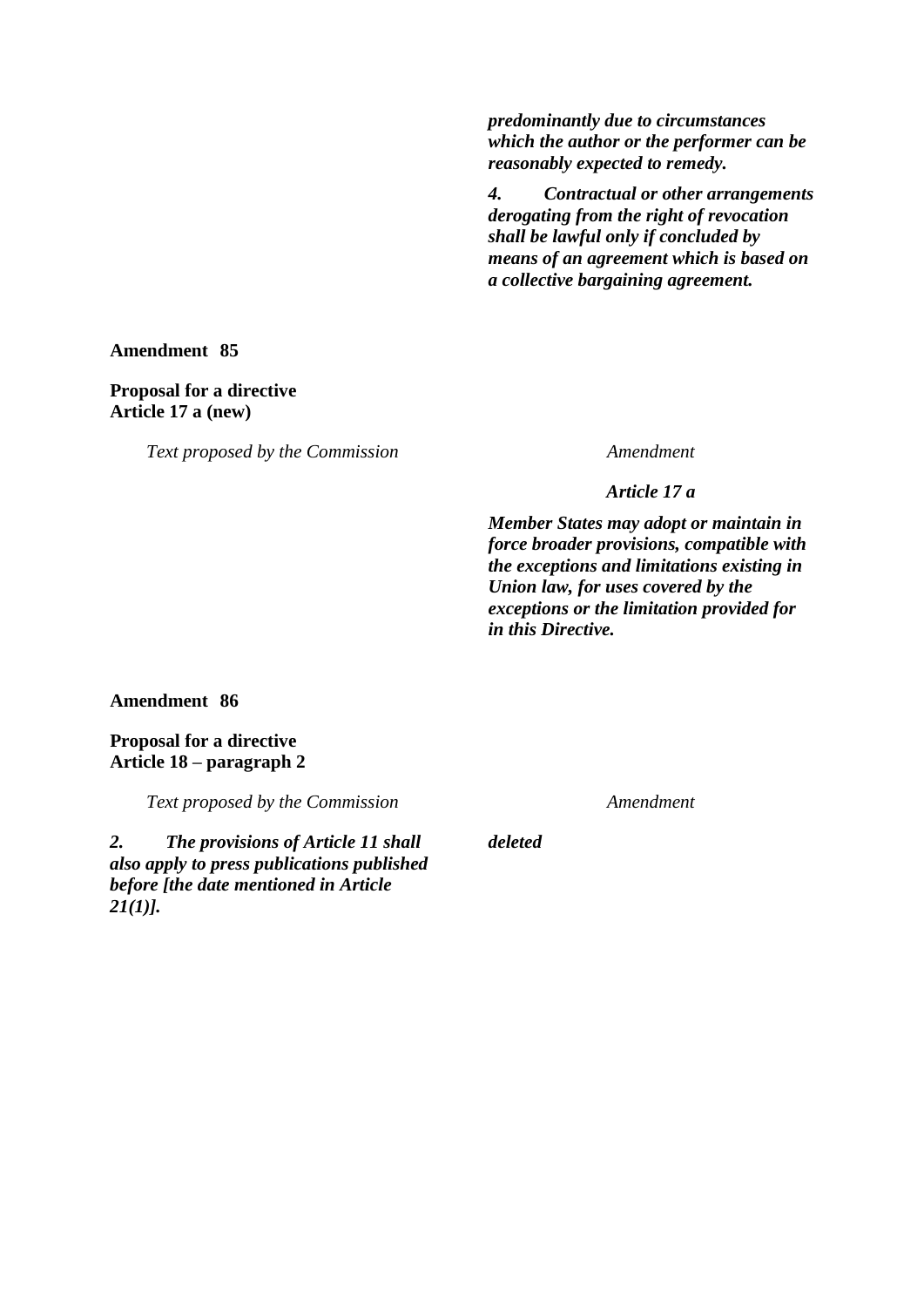| | |
|---|---|
| | ***predominantly due to circumstances which the author or the performer can be reasonably expected to remedy.*** |
| | ***4. Contractual or other arrangements derogating from the right of revocation shall be lawful only if concluded by means of an agreement which is based on a collective bargaining agreement.*** |

**Amendment 85**

**Proposal for a directive**
**Article 17 a (new)**

| *Text proposed by the Commission* | *Amendment* |
|---|---|
| | ***Article 17 a*** |
| | ***Member States may adopt or maintain in force broader provisions, compatible with the exceptions and limitations existing in Union law, for uses covered by the exceptions or the limitation provided for in this Directive.*** |

**Amendment 86**

**Proposal for a directive**
**Article 18 – paragraph 2**

| *Text proposed by the Commission* | *Amendment* |
|---|---|
| ***2. The provisions of Article 11 shall also apply to press publications published before [the date mentioned in Article 21(1)].*** | ***deleted*** |